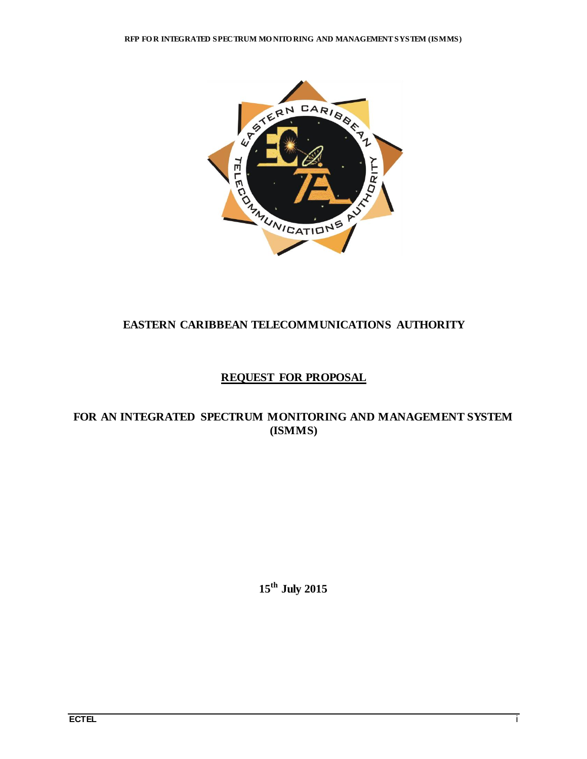# EASTERN CARIBBEAN TELECOMMUNICATIONS AUTHORITY

## REQUEST FOR PROPOSAL

## FOR AN INTEGRATED SPECTRUM MONITORING AND MANAGEMENT SYSTEM (ISMMS)

**15th July 2015**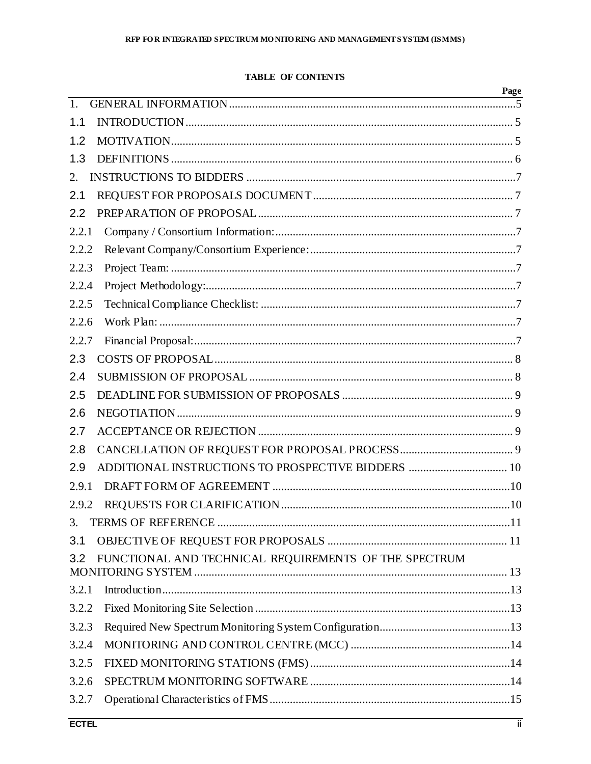# TABLE OF CONTENTS

| | Page |
|---|---|
| 1. GENERAL INFORMATION | 5 |
| 1.1 INTRODUCTION | 5 |
| 1.2 MOTIVATION | 5 |
| 1.3 DEFINITIONS | 6 |
| 2. INSTRUCTIONS TO BIDDERS | 7 |
| 2.1 REQUEST FOR PROPOSALS DOCUMENT | 7 |
| 2.2 PREPARATION OF PROPOSAL | 7 |
| 2.2.1 Company / Consortium Information: | 7 |
| 2.2.2 Relevant Company/Consortium Experience: | 7 |
| 2.2.3 Project Team: | 7 |
| 2.2.4 Project Methodology: | 7 |
| 2.2.5 Technical Compliance Checklist: | 7 |
| 2.2.6 Work Plan: | 7 |
| 2.2.7 Financial Proposal: | 7 |
| 2.3 COSTS OF PROPOSAL | 8 |
| 2.4 SUBMISSION OF PROPOSAL | 8 |
| 2.5 DEADLINE FOR SUBMISSION OF PROPOSALS | 9 |
| 2.6 NEGOTIATION | 9 |
| 2.7 ACCEPTANCE OR REJECTION | 9 |
| 2.8 CANCELLATION OF REQUEST FOR PROPOSAL PROCESS | 9 |
| 2.9 ADDITIONAL INSTRUCTIONS TO PROSPECTIVE BIDDERS | 10 |
| 2.9.1 DRAFT FORM OF AGREEMENT | 10 |
| 2.9.2 REQUESTS FOR CLARIFICATION | 10 |
| 3. TERMS OF REFERENCE | 11 |
| 3.1 OBJECTIVE OF REQUEST FOR PROPOSALS | 11 |
| 3.2 FUNCTIONAL AND TECHNICAL REQUIREMENTS OF THE SPECTRUM MONITORING SYSTEM | 13 |
| 3.2.1 Introduction | 13 |
| 3.2.2 Fixed Monitoring Site Selection | 13 |
| 3.2.3 Required New Spectrum Monitoring System Configuration | 13 |
| 3.2.4 MONITORING AND CONTROL CENTRE (MCC) | 14 |
| 3.2.5 FIXED MONITORING STATIONS (FMS) | 14 |
| 3.2.6 SPECTRUM MONITORING SOFTWARE | 14 |
| 3.2.7 Operational Characteristics of FMS | 15 |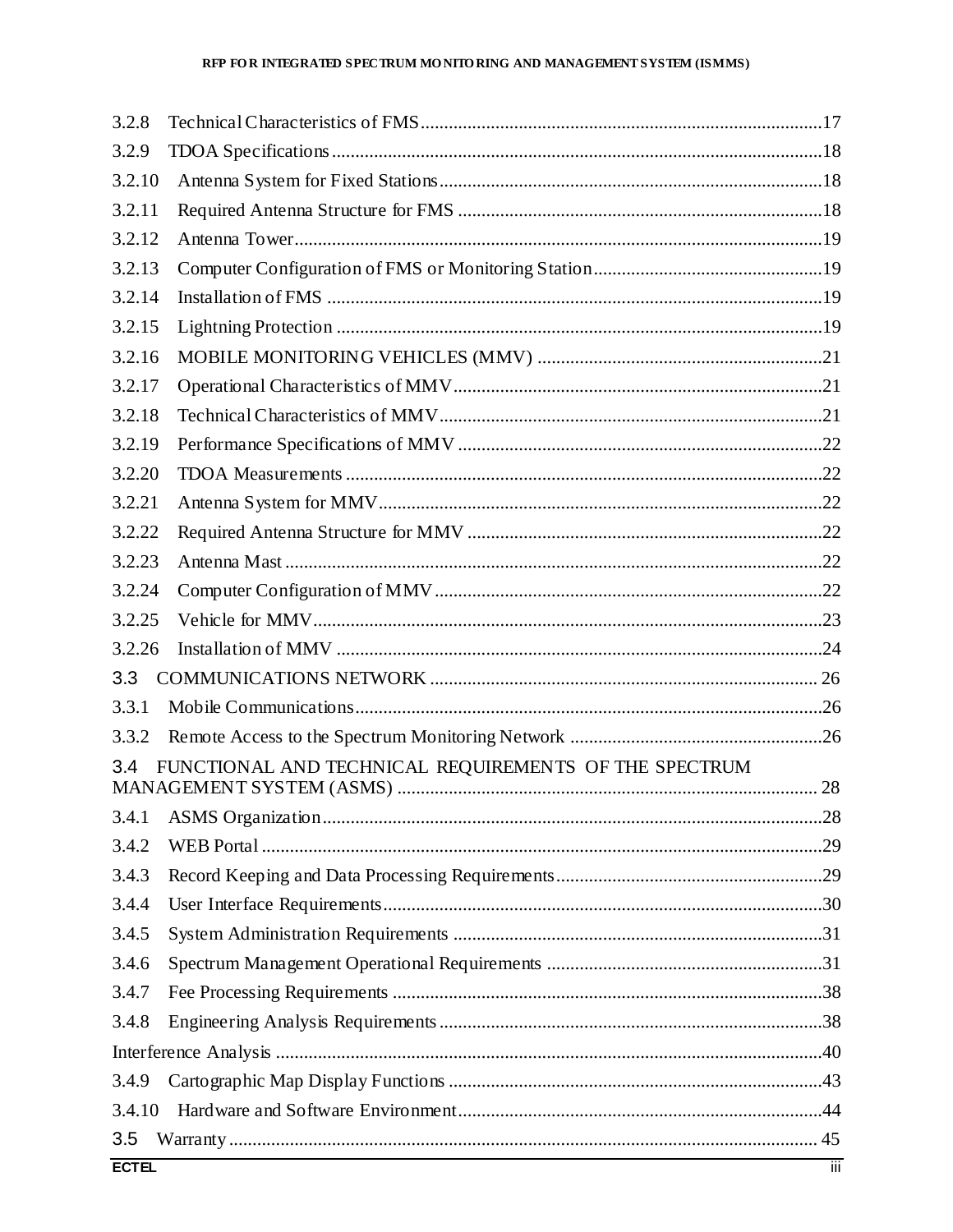3.2.8 Technical Characteristics of FMS ..... 17

3.2.9 TDOA Specifications ..... 18

3.2.10 Antenna System for Fixed Stations ..... 18

3.2.11 Required Antenna Structure for FMS ..... 18

3.2.12 Antenna Tower ..... 19

3.2.13 Computer Configuration of FMS or Monitoring Station ..... 19

3.2.14 Installation of FMS ..... 19

3.2.15 Lightning Protection ..... 19

3.2.16 MOBILE MONITORING VEHICLES (MMV) ..... 21

3.2.17 Operational Characteristics of MMV ..... 21

3.2.18 Technical Characteristics of MMV ..... 21

3.2.19 Performance Specifications of MMV ..... 22

3.2.20 TDOA Measurements ..... 22

3.2.21 Antenna System for MMV ..... 22

3.2.22 Required Antenna Structure for MMV ..... 22

3.2.23 Antenna Mast ..... 22

3.2.24 Computer Configuration of MMV ..... 22

3.2.25 Vehicle for MMV ..... 23

3.2.26 Installation of MMV ..... 24

3.3 COMMUNICATIONS NETWORK ..... 26

3.3.1 Mobile Communications ..... 26

3.3.2 Remote Access to the Spectrum Monitoring Network ..... 26

3.4 FUNCTIONAL AND TECHNICAL REQUIREMENTS OF THE SPECTRUM MANAGEMENT SYSTEM (ASMS) ..... 28

3.4.1 ASMS Organization ..... 28

3.4.2 WEB Portal ..... 29

3.4.3 Record Keeping and Data Processing Requirements ..... 29

3.4.4 User Interface Requirements ..... 30

3.4.5 System Administration Requirements ..... 31

3.4.6 Spectrum Management Operational Requirements ..... 31

3.4.7 Fee Processing Requirements ..... 38

3.4.8 Engineering Analysis Requirements ..... 38

Interference Analysis ..... 40

3.4.9 Cartographic Map Display Functions ..... 43

3.4.10 Hardware and Software Environment ..... 44

3.5 Warranty ..... 45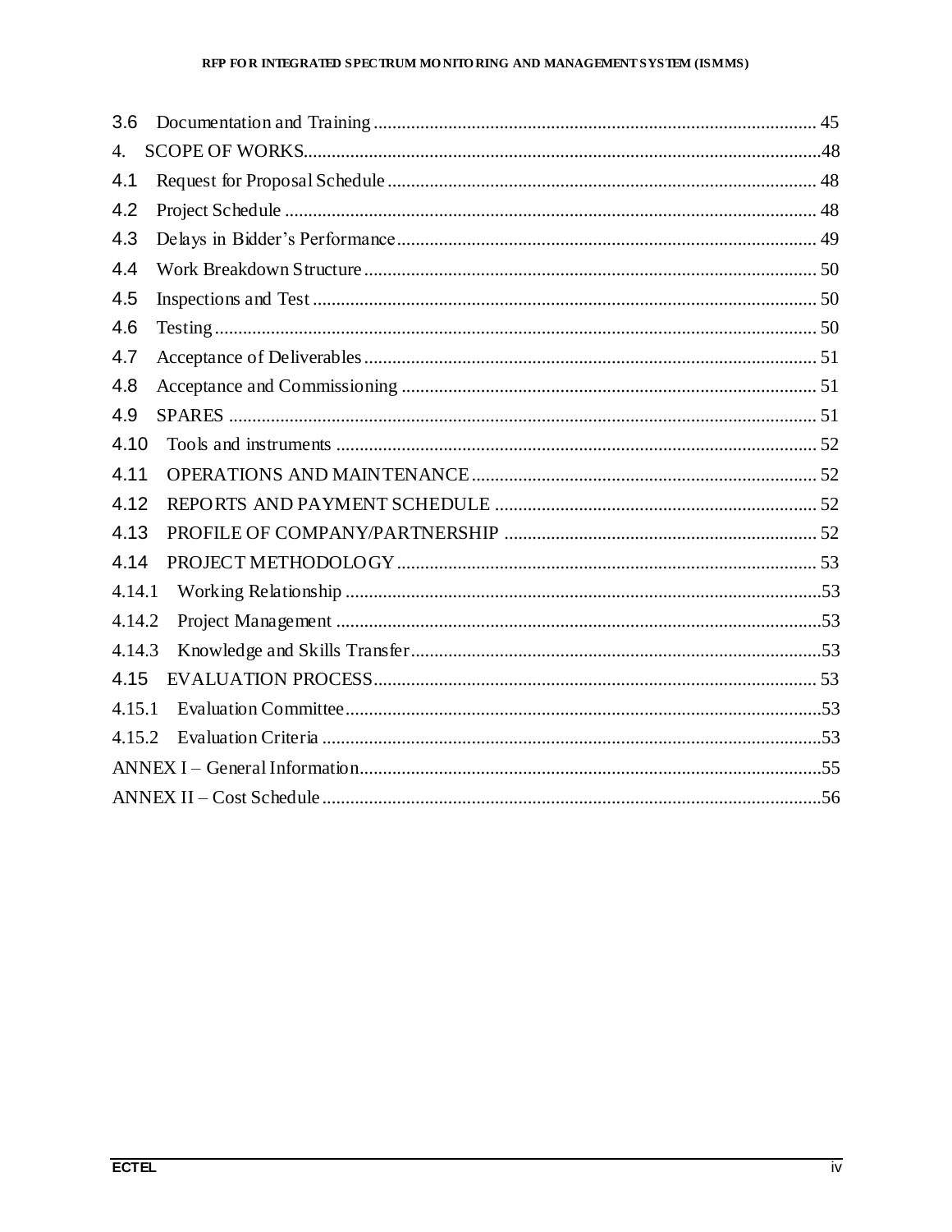3.6 Documentation and Training ... 45

4. SCOPE OF WORKS ... 48

4.1 Request for Proposal Schedule ... 48

4.2 Project Schedule ... 48

4.3 Delays in Bidder's Performance ... 49

4.4 Work Breakdown Structure ... 50

4.5 Inspections and Test ... 50

4.6 Testing ... 50

4.7 Acceptance of Deliverables ... 51

4.8 Acceptance and Commissioning ... 51

4.9 SPARES ... 51

4.10 Tools and instruments ... 52

4.11 OPERATIONS AND MAINTENANCE ... 52

4.12 REPORTS AND PAYMENT SCHEDULE ... 52

4.13 PROFILE OF COMPANY/PARTNERSHIP ... 52

4.14 PROJECT METHODOLOGY ... 53

4.14.1 Working Relationship ... 53

4.14.2 Project Management ... 53

4.14.3 Knowledge and Skills Transfer ... 53

4.15 EVALUATION PROCESS ... 53

4.15.1 Evaluation Committee ... 53

4.15.2 Evaluation Criteria ... 53

ANNEX I – General Information ... 55

ANNEX II – Cost Schedule ... 56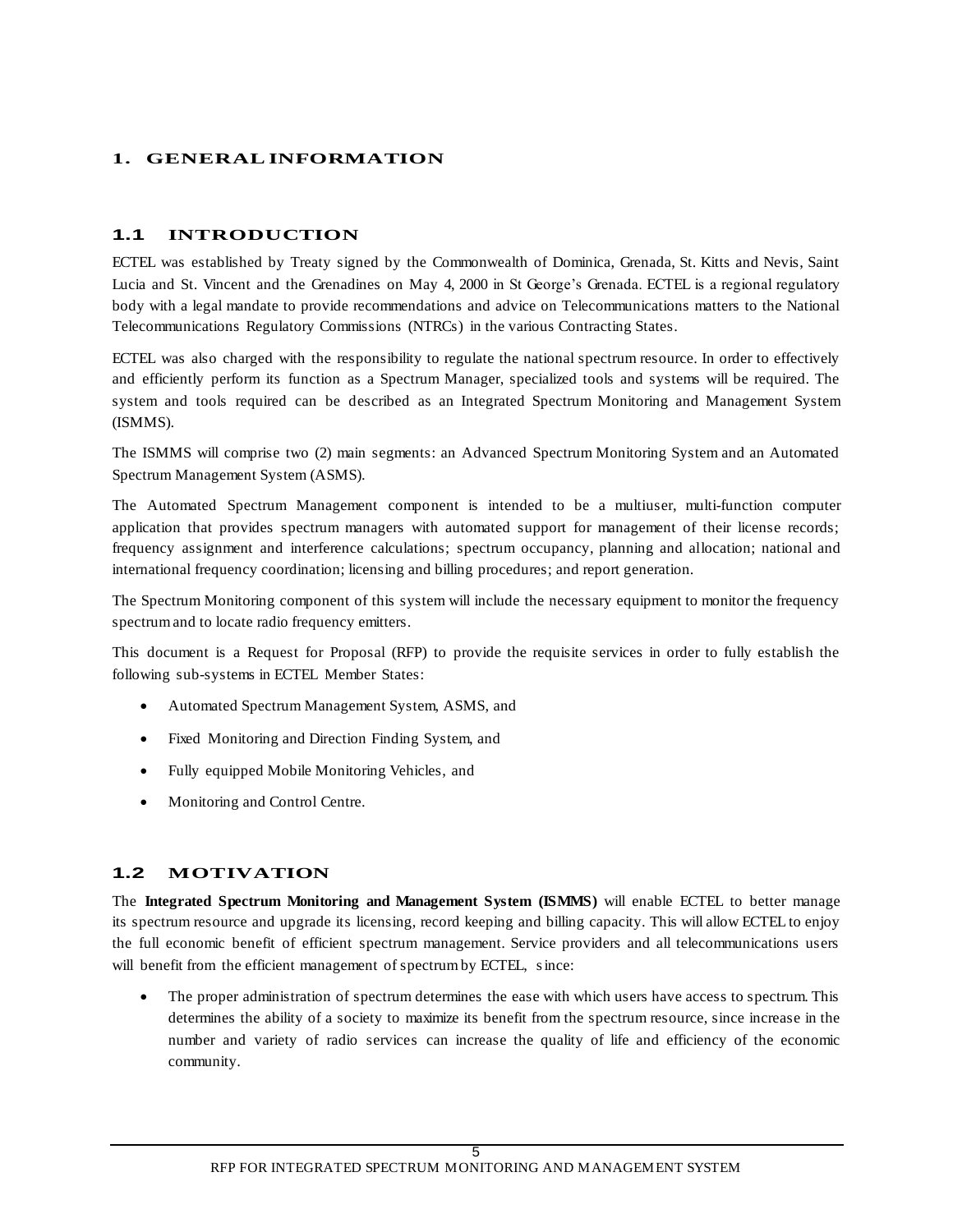# 1. GENERAL INFORMATION

## 1.1 INTRODUCTION

ECTEL was established by Treaty signed by the Commonwealth of Dominica, Grenada, St. Kitts and Nevis, Saint Lucia and St. Vincent and the Grenadines on May 4, 2000 in St George's Grenada. ECTEL is a regional regulatory body with a legal mandate to provide recommendations and advice on Telecommunications matters to the National Telecommunications Regulatory Commissions (NTRCs) in the various Contracting States.

ECTEL was also charged with the responsibility to regulate the national spectrum resource. In order to effectively and efficiently perform its function as a Spectrum Manager, specialized tools and systems will be required. The system and tools required can be described as an Integrated Spectrum Monitoring and Management System (ISMMS).

The ISMMS will comprise two (2) main segments: an Advanced Spectrum Monitoring System and an Automated Spectrum Management System (ASMS).

The Automated Spectrum Management component is intended to be a multiuser, multi-function computer application that provides spectrum managers with automated support for management of their license records; frequency assignment and interference calculations; spectrum occupancy, planning and allocation; national and international frequency coordination; licensing and billing procedures; and report generation.

The Spectrum Monitoring component of this system will include the necessary equipment to monitor the frequency spectrum and to locate radio frequency emitters.

This document is a Request for Proposal (RFP) to provide the requisite services in order to fully establish the following sub-systems in ECTEL Member States:

- Automated Spectrum Management System, ASMS, and
- Fixed Monitoring and Direction Finding System, and
- Fully equipped Mobile Monitoring Vehicles, and
- Monitoring and Control Centre.

## 1.2 MOTIVATION

The **Integrated Spectrum Monitoring and Management System (ISMMS)** will enable ECTEL to better manage its spectrum resource and upgrade its licensing, record keeping and billing capacity. This will allow ECTEL to enjoy the full economic benefit of efficient spectrum management. Service providers and all telecommunications users will benefit from the efficient management of spectrum by ECTEL, since:

- The proper administration of spectrum determines the ease with which users have access to spectrum. This determines the ability of a society to maximize its benefit from the spectrum resource, since increase in the number and variety of radio services can increase the quality of life and efficiency of the economic community.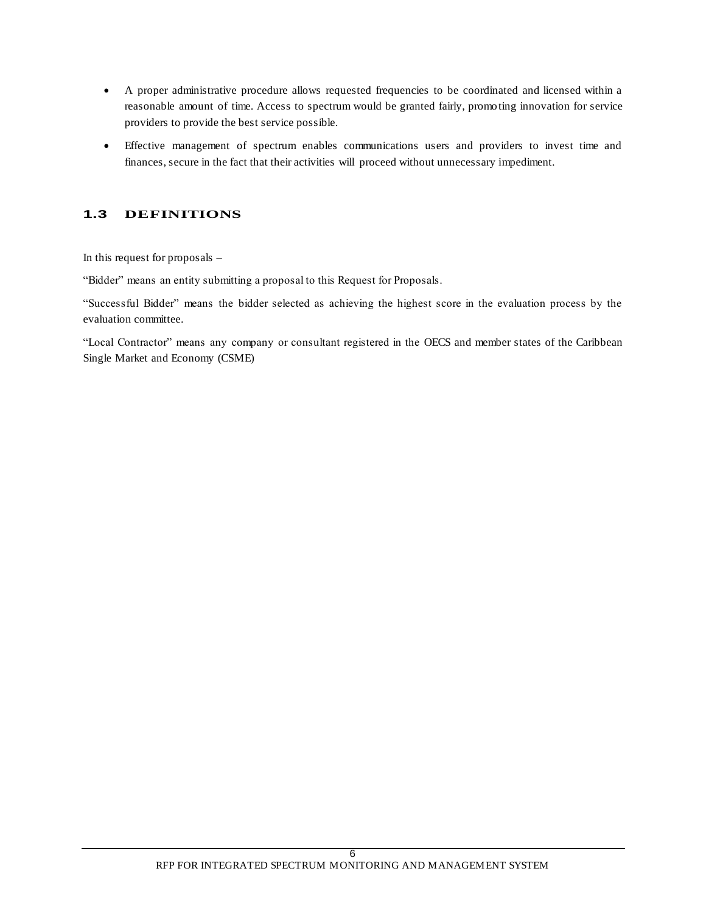- A proper administrative procedure allows requested frequencies to be coordinated and licensed within a reasonable amount of time. Access to spectrum would be granted fairly, promoting innovation for service providers to provide the best service possible.
- Effective management of spectrum enables communications users and providers to invest time and finances, secure in the fact that their activities will proceed without unnecessary impediment.

## 1.3 DEFINITIONS

In this request for proposals –

"Bidder" means an entity submitting a proposal to this Request for Proposals.

"Successful Bidder" means the bidder selected as achieving the highest score in the evaluation process by the evaluation committee.

"Local Contractor" means any company or consultant registered in the OECS and member states of the Caribbean Single Market and Economy (CSME)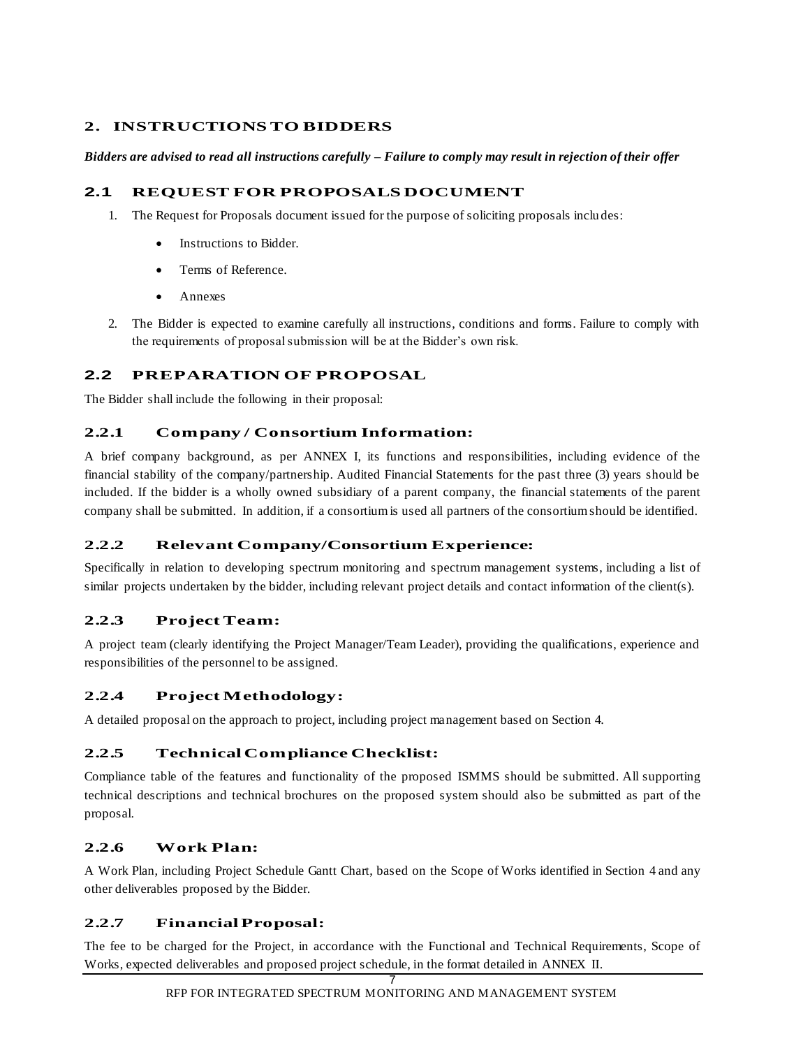## 2. INSTRUCTIONS TO BIDDERS

***Bidders are advised to read all instructions carefully – Failure to comply may result in rejection of their offer***

### 2.1 REQUEST FOR PROPOSALS DOCUMENT

1. The Request for Proposals document issued for the purpose of soliciting proposals includes:
    - Instructions to Bidder.
    - Terms of Reference.
    - Annexes
2. The Bidder is expected to examine carefully all instructions, conditions and forms. Failure to comply with the requirements of proposal submission will be at the Bidder's own risk.

### 2.2 PREPARATION OF PROPOSAL

The Bidder shall include the following in their proposal:

#### 2.2.1 Company / Consortium Information:

A brief company background, as per ANNEX I, its functions and responsibilities, including evidence of the financial stability of the company/partnership. Audited Financial Statements for the past three (3) years should be included. If the bidder is a wholly owned subsidiary of a parent company, the financial statements of the parent company shall be submitted. In addition, if a consortium is used all partners of the consortium should be identified.

#### 2.2.2 Relevant Company/Consortium Experience:

Specifically in relation to developing spectrum monitoring and spectrum management systems, including a list of similar projects undertaken by the bidder, including relevant project details and contact information of the client(s).

#### 2.2.3 Project Team:

A project team (clearly identifying the Project Manager/Team Leader), providing the qualifications, experience and responsibilities of the personnel to be assigned.

#### 2.2.4 Project Methodology:

A detailed proposal on the approach to project, including project management based on Section 4.

#### 2.2.5 Technical Compliance Checklist:

Compliance table of the features and functionality of the proposed ISMMS should be submitted. All supporting technical descriptions and technical brochures on the proposed system should also be submitted as part of the proposal.

#### 2.2.6 Work Plan:

A Work Plan, including Project Schedule Gantt Chart, based on the Scope of Works identified in Section 4 and any other deliverables proposed by the Bidder.

#### 2.2.7 Financial Proposal:

The fee to be charged for the Project, in accordance with the Functional and Technical Requirements, Scope of Works, expected deliverables and proposed project schedule, in the format detailed in ANNEX II.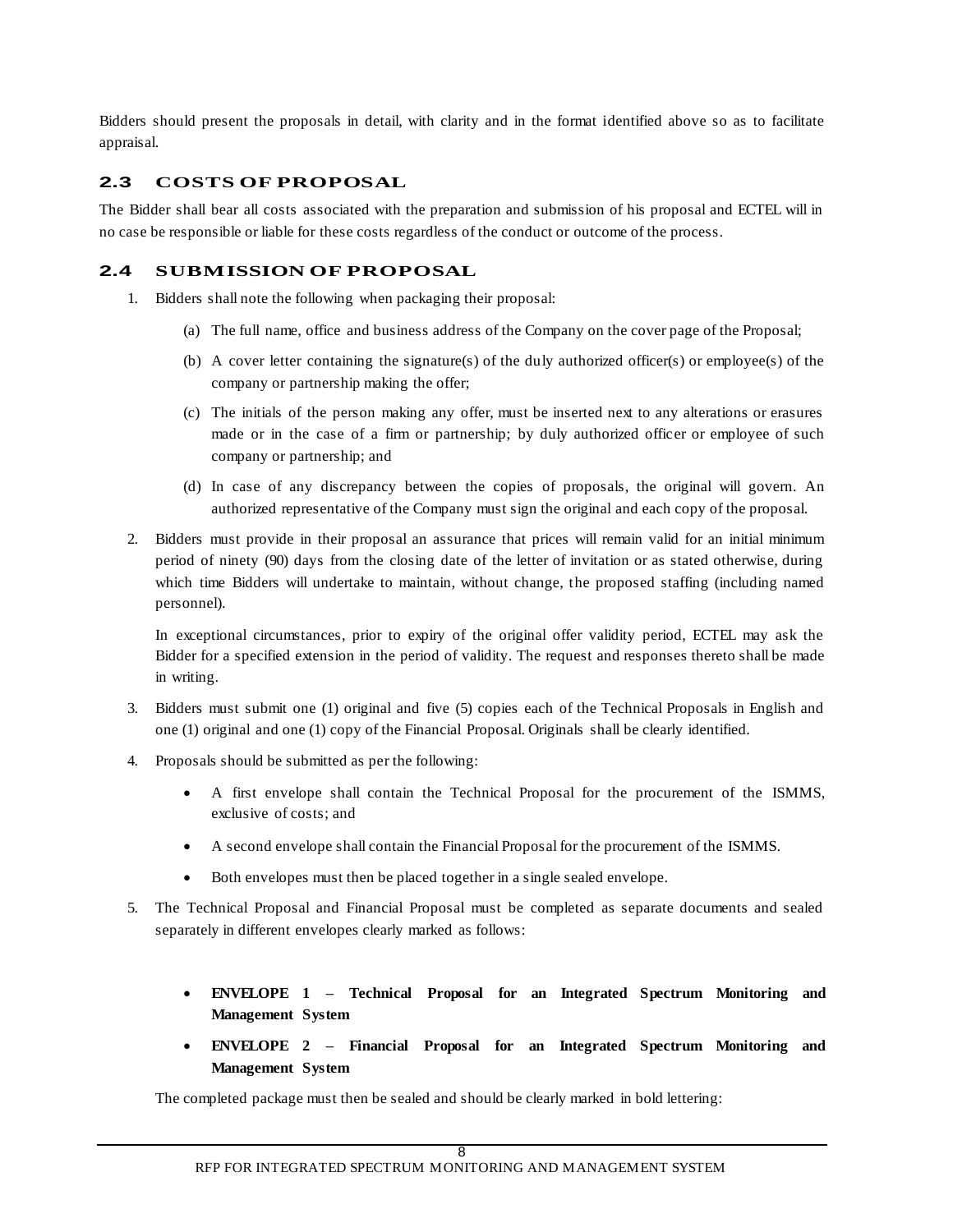Bidders should present the proposals in detail, with clarity and in the format identified above so as to facilitate appraisal.

## 2.3 COSTS OF PROPOSAL

The Bidder shall bear all costs associated with the preparation and submission of his proposal and ECTEL will in no case be responsible or liable for these costs regardless of the conduct or outcome of the process.

## 2.4 SUBMISSION OF PROPOSAL

1. Bidders shall note the following when packaging their proposal:

    (a) The full name, office and business address of the Company on the cover page of the Proposal;

    (b) A cover letter containing the signature(s) of the duly authorized officer(s) or employee(s) of the company or partnership making the offer;

    (c) The initials of the person making any offer, must be inserted next to any alterations or erasures made or in the case of a firm or partnership; by duly authorized officer or employee of such company or partnership; and

    (d) In case of any discrepancy between the copies of proposals, the original will govern. An authorized representative of the Company must sign the original and each copy of the proposal.

2. Bidders must provide in their proposal an assurance that prices will remain valid for an initial minimum period of ninety (90) days from the closing date of the letter of invitation or as stated otherwise, during which time Bidders will undertake to maintain, without change, the proposed staffing (including named personnel).

    In exceptional circumstances, prior to expiry of the original offer validity period, ECTEL may ask the Bidder for a specified extension in the period of validity. The request and responses thereto shall be made in writing.

3. Bidders must submit one (1) original and five (5) copies each of the Technical Proposals in English and one (1) original and one (1) copy of the Financial Proposal. Originals shall be clearly identified.

4. Proposals should be submitted as per the following:

    - A first envelope shall contain the Technical Proposal for the procurement of the ISMMS, exclusive of costs; and
    - A second envelope shall contain the Financial Proposal for the procurement of the ISMMS.
    - Both envelopes must then be placed together in a single sealed envelope.

5. The Technical Proposal and Financial Proposal must be completed as separate documents and sealed separately in different envelopes clearly marked as follows:

    - **ENVELOPE 1 – Technical Proposal for an Integrated Spectrum Monitoring and Management System**
    - **ENVELOPE 2 – Financial Proposal for an Integrated Spectrum Monitoring and Management System**

    The completed package must then be sealed and should be clearly marked in bold lettering: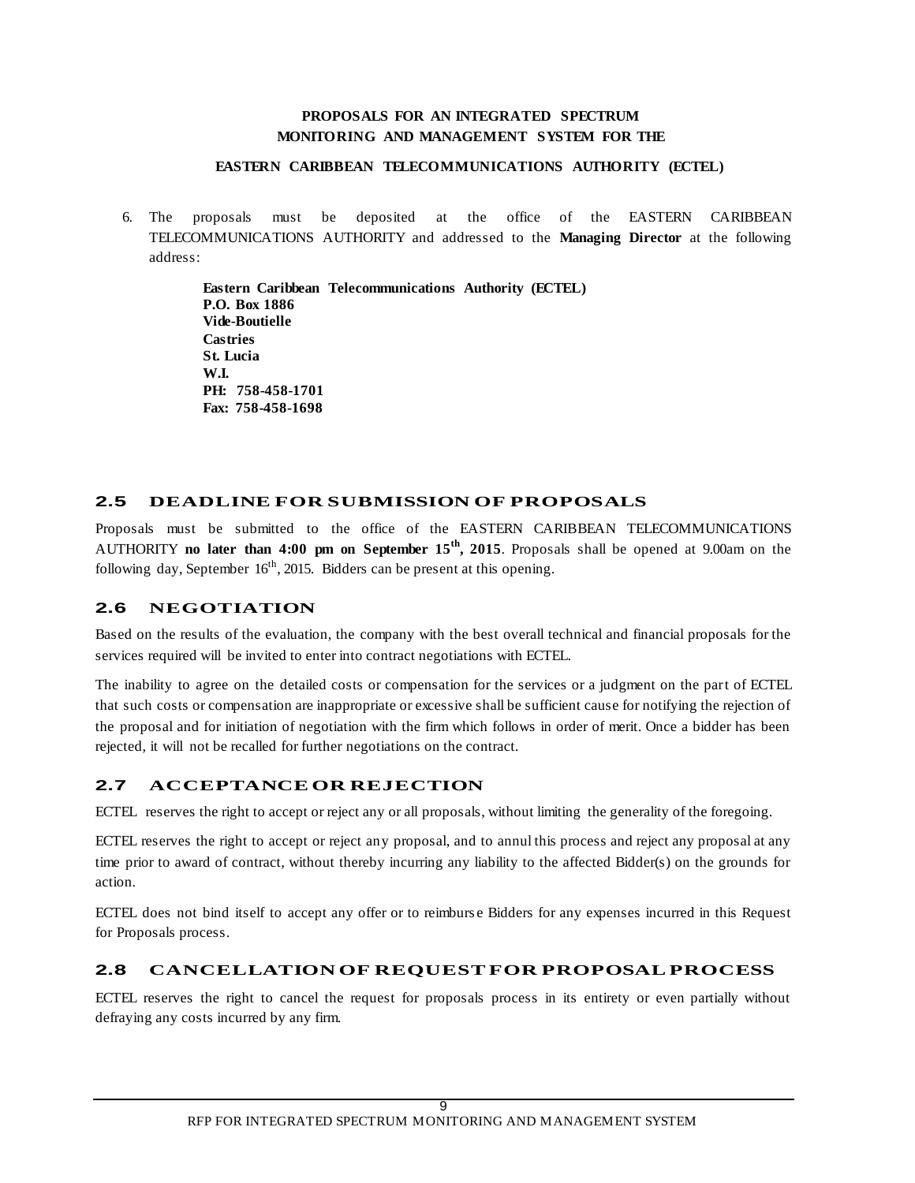**PROPOSALS FOR AN INTEGRATED SPECTRUM MONITORING AND MANAGEMENT SYSTEM FOR THE**

**EASTERN CARIBBEAN TELECOMMUNICATIONS AUTHORITY (ECTEL)**

6. The proposals must be deposited at the office of the EASTERN CARIBBEAN TELECOMMUNICATIONS AUTHORITY and addressed to the **Managing Director** at the following address:

   **Eastern Caribbean Telecommunications Authority (ECTEL)**
   **P.O. Box 1886**
   **Vide-Boutielle**
   **Castries**
   **St. Lucia**
   **W.I.**
   **PH: 758-458-1701**
   **Fax: 758-458-1698**

## 2.5 DEADLINE FOR SUBMISSION OF PROPOSALS

Proposals must be submitted to the office of the EASTERN CARIBBEAN TELECOMMUNICATIONS AUTHORITY **no later than 4:00 pm on September 15th, 2015**. Proposals shall be opened at 9.00am on the following day, September 16th, 2015. Bidders can be present at this opening.

## 2.6 NEGOTIATION

Based on the results of the evaluation, the company with the best overall technical and financial proposals for the services required will be invited to enter into contract negotiations with ECTEL.

The inability to agree on the detailed costs or compensation for the services or a judgment on the part of ECTEL that such costs or compensation are inappropriate or excessive shall be sufficient cause for notifying the rejection of the proposal and for initiation of negotiation with the firm which follows in order of merit. Once a bidder has been rejected, it will not be recalled for further negotiations on the contract.

## 2.7 ACCEPTANCE OR REJECTION

ECTEL reserves the right to accept or reject any or all proposals, without limiting the generality of the foregoing.

ECTEL reserves the right to accept or reject any proposal, and to annul this process and reject any proposal at any time prior to award of contract, without thereby incurring any liability to the affected Bidder(s) on the grounds for action.

ECTEL does not bind itself to accept any offer or to reimburse Bidders for any expenses incurred in this Request for Proposals process.

## 2.8 CANCELLATION OF REQUEST FOR PROPOSAL PROCESS

ECTEL reserves the right to cancel the request for proposals process in its entirety or even partially without defraying any costs incurred by any firm.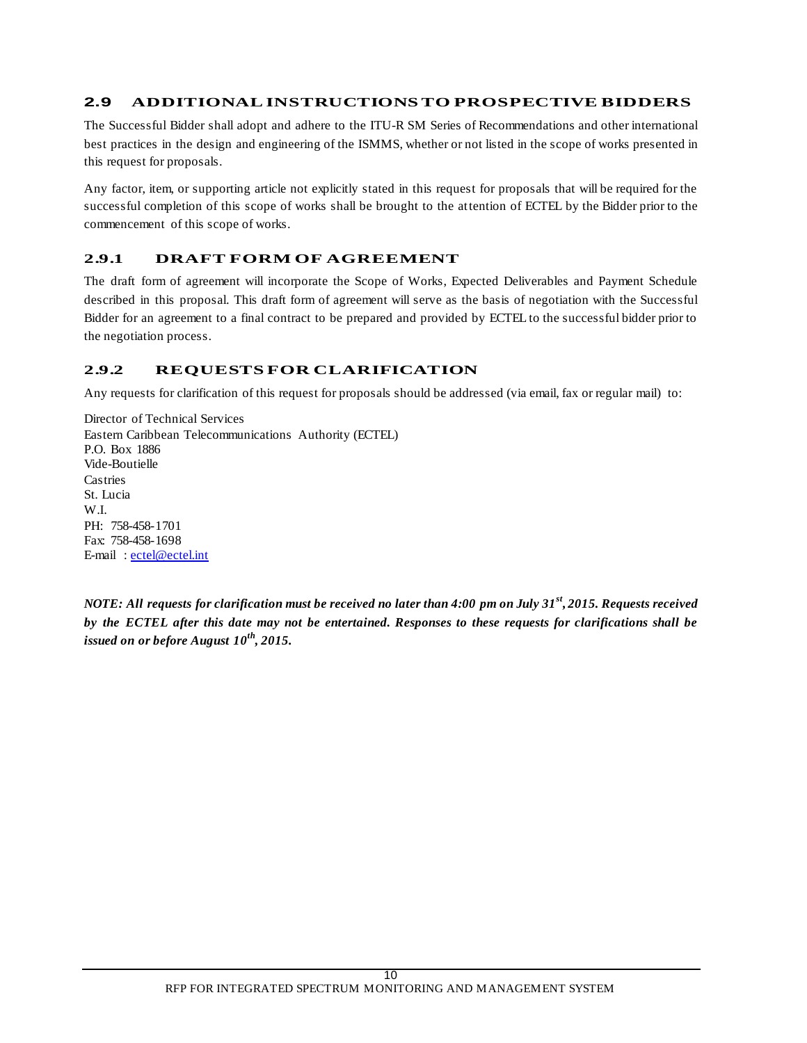## 2.9 ADDITIONAL INSTRUCTIONS TO PROSPECTIVE BIDDERS

The Successful Bidder shall adopt and adhere to the ITU-R SM Series of Recommendations and other international best practices in the design and engineering of the ISMMS, whether or not listed in the scope of works presented in this request for proposals.

Any factor, item, or supporting article not explicitly stated in this request for proposals that will be required for the successful completion of this scope of works shall be brought to the attention of ECTEL by the Bidder prior to the commencement of this scope of works.

### 2.9.1 DRAFT FORM OF AGREEMENT

The draft form of agreement will incorporate the Scope of Works, Expected Deliverables and Payment Schedule described in this proposal. This draft form of agreement will serve as the basis of negotiation with the Successful Bidder for an agreement to a final contract to be prepared and provided by ECTEL to the successful bidder prior to the negotiation process.

### 2.9.2 REQUESTS FOR CLARIFICATION

Any requests for clarification of this request for proposals should be addressed (via email, fax or regular mail) to:

Director of Technical Services  
Eastern Caribbean Telecommunications Authority (ECTEL)  
P.O. Box 1886  
Vide-Boutielle  
Castries  
St. Lucia  
W.I.  
PH: 758-458-1701  
Fax: 758-458-1698  
E-mail : ectel@ectel.int

***NOTE: All requests for clarification must be received no later than 4:00 pm on July 31st, 2015. Requests received by the ECTEL after this date may not be entertained. Responses to these requests for clarifications shall be issued on or before August 10th, 2015.***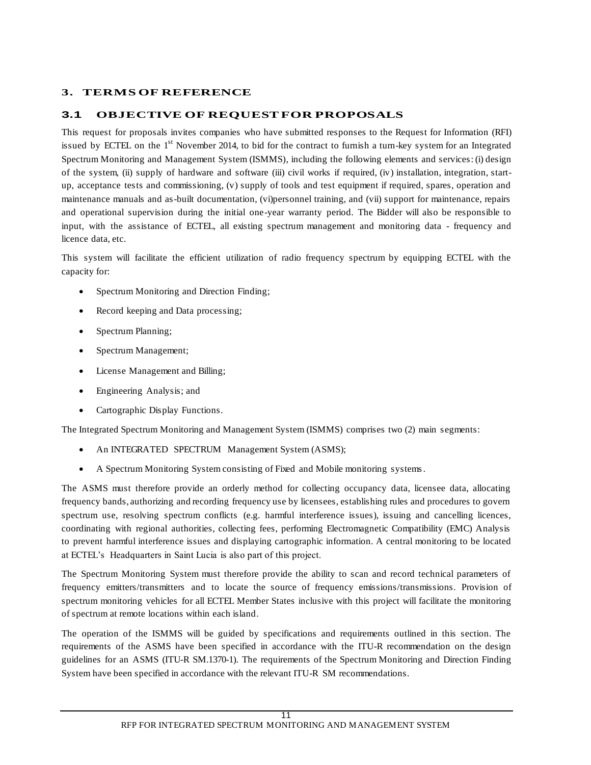# 3. TERMS OF REFERENCE

## 3.1 OBJECTIVE OF REQUEST FOR PROPOSALS

This request for proposals invites companies who have submitted responses to the Request for Information (RFI) issued by ECTEL on the 1st November 2014, to bid for the contract to furnish a turn-key system for an Integrated Spectrum Monitoring and Management System (ISMMS), including the following elements and services: (i) design of the system, (ii) supply of hardware and software (iii) civil works if required, (iv) installation, integration, start-up, acceptance tests and commissioning, (v) supply of tools and test equipment if required, spares, operation and maintenance manuals and as-built documentation, (vi)personnel training, and (vii) support for maintenance, repairs and operational supervision during the initial one-year warranty period. The Bidder will also be responsible to input, with the assistance of ECTEL, all existing spectrum management and monitoring data - frequency and licence data, etc.

This system will facilitate the efficient utilization of radio frequency spectrum by equipping ECTEL with the capacity for:

- Spectrum Monitoring and Direction Finding;
- Record keeping and Data processing;
- Spectrum Planning;
- Spectrum Management;
- License Management and Billing;
- Engineering Analysis; and
- Cartographic Display Functions.

The Integrated Spectrum Monitoring and Management System (ISMMS) comprises two (2) main segments:

- An INTEGRATED SPECTRUM Management System (ASMS);
- A Spectrum Monitoring System consisting of Fixed and Mobile monitoring systems.

The ASMS must therefore provide an orderly method for collecting occupancy data, licensee data, allocating frequency bands, authorizing and recording frequency use by licensees, establishing rules and procedures to govern spectrum use, resolving spectrum conflicts (e.g. harmful interference issues), issuing and cancelling licences, coordinating with regional authorities, collecting fees, performing Electromagnetic Compatibility (EMC) Analysis to prevent harmful interference issues and displaying cartographic information. A central monitoring to be located at ECTEL's Headquarters in Saint Lucia is also part of this project.

The Spectrum Monitoring System must therefore provide the ability to scan and record technical parameters of frequency emitters/transmitters and to locate the source of frequency emissions/transmissions. Provision of spectrum monitoring vehicles for all ECTEL Member States inclusive with this project will facilitate the monitoring of spectrum at remote locations within each island.

The operation of the ISMMS will be guided by specifications and requirements outlined in this section. The requirements of the ASMS have been specified in accordance with the ITU-R recommendation on the design guidelines for an ASMS (ITU-R SM.1370-1). The requirements of the Spectrum Monitoring and Direction Finding System have been specified in accordance with the relevant ITU-R SM recommendations.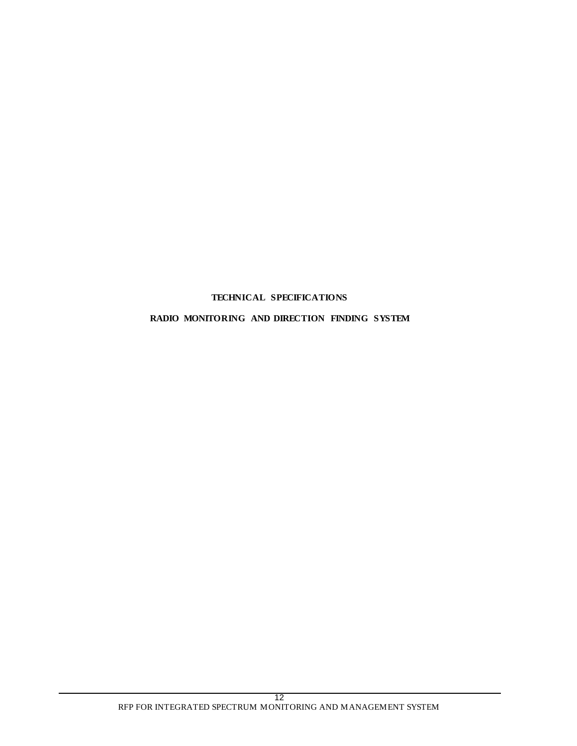# TECHNICAL SPECIFICATIONS

## RADIO MONITORING AND DIRECTION FINDING SYSTEM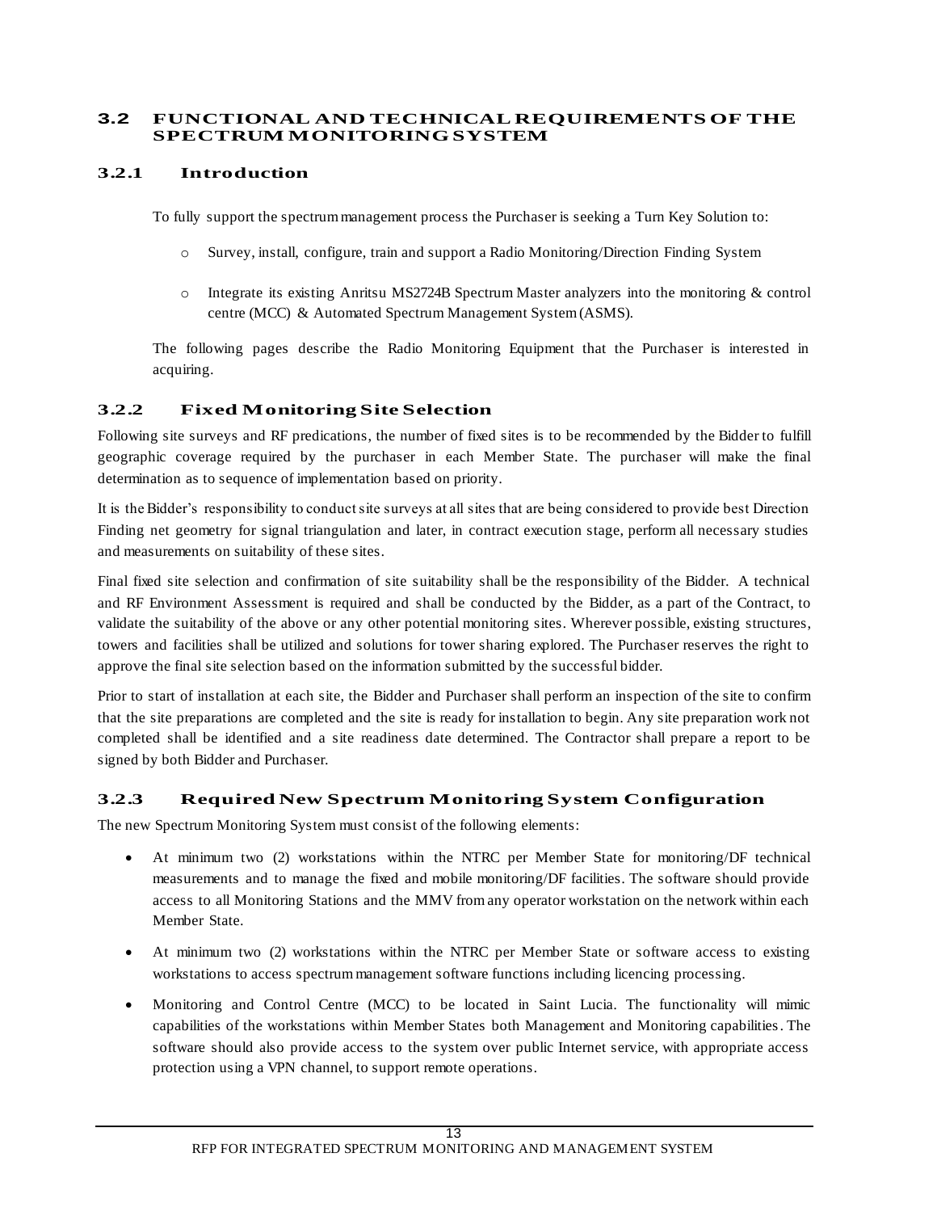## 3.2 FUNCTIONAL AND TECHNICAL REQUIREMENTS OF THE SPECTRUM MONITORING SYSTEM

### 3.2.1 Introduction

To fully support the spectrum management process the Purchaser is seeking a Turn Key Solution to:

- Survey, install, configure, train and support a Radio Monitoring/Direction Finding System
- Integrate its existing Anritsu MS2724B Spectrum Master analyzers into the monitoring & control centre (MCC) & Automated Spectrum Management System (ASMS).

The following pages describe the Radio Monitoring Equipment that the Purchaser is interested in acquiring.

### 3.2.2 Fixed Monitoring Site Selection

Following site surveys and RF predications, the number of fixed sites is to be recommended by the Bidder to fulfill geographic coverage required by the purchaser in each Member State. The purchaser will make the final determination as to sequence of implementation based on priority.

It is the Bidder's responsibility to conduct site surveys at all sites that are being considered to provide best Direction Finding net geometry for signal triangulation and later, in contract execution stage, perform all necessary studies and measurements on suitability of these sites.

Final fixed site selection and confirmation of site suitability shall be the responsibility of the Bidder. A technical and RF Environment Assessment is required and shall be conducted by the Bidder, as a part of the Contract, to validate the suitability of the above or any other potential monitoring sites. Wherever possible, existing structures, towers and facilities shall be utilized and solutions for tower sharing explored. The Purchaser reserves the right to approve the final site selection based on the information submitted by the successful bidder.

Prior to start of installation at each site, the Bidder and Purchaser shall perform an inspection of the site to confirm that the site preparations are completed and the site is ready for installation to begin. Any site preparation work not completed shall be identified and a site readiness date determined. The Contractor shall prepare a report to be signed by both Bidder and Purchaser.

### 3.2.3 Required New Spectrum Monitoring System Configuration

The new Spectrum Monitoring System must consist of the following elements:

- At minimum two (2) workstations within the NTRC per Member State for monitoring/DF technical measurements and to manage the fixed and mobile monitoring/DF facilities. The software should provide access to all Monitoring Stations and the MMV from any operator workstation on the network within each Member State.
- At minimum two (2) workstations within the NTRC per Member State or software access to existing workstations to access spectrum management software functions including licencing processing.
- Monitoring and Control Centre (MCC) to be located in Saint Lucia. The functionality will mimic capabilities of the workstations within Member States both Management and Monitoring capabilities. The software should also provide access to the system over public Internet service, with appropriate access protection using a VPN channel, to support remote operations.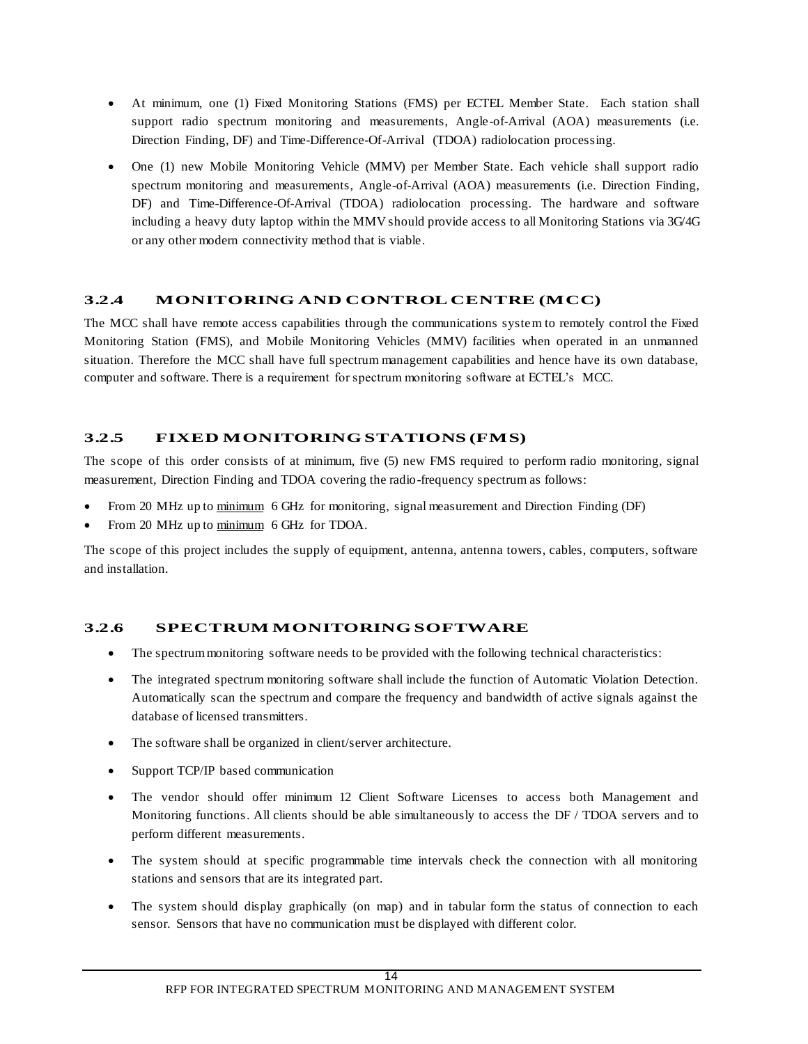- At minimum, one (1) Fixed Monitoring Stations (FMS) per ECTEL Member State. Each station shall support radio spectrum monitoring and measurements, Angle-of-Arrival (AOA) measurements (i.e. Direction Finding, DF) and Time-Difference-Of-Arrival (TDOA) radiolocation processing.
- One (1) new Mobile Monitoring Vehicle (MMV) per Member State. Each vehicle shall support radio spectrum monitoring and measurements, Angle-of-Arrival (AOA) measurements (i.e. Direction Finding, DF) and Time-Difference-Of-Arrival (TDOA) radiolocation processing. The hardware and software including a heavy duty laptop within the MMV should provide access to all Monitoring Stations via 3G/4G or any other modern connectivity method that is viable.

### 3.2.4 MONITORING AND CONTROL CENTRE (MCC)

The MCC shall have remote access capabilities through the communications system to remotely control the Fixed Monitoring Station (FMS), and Mobile Monitoring Vehicles (MMV) facilities when operated in an unmanned situation. Therefore the MCC shall have full spectrum management capabilities and hence have its own database, computer and software. There is a requirement for spectrum monitoring software at ECTEL's MCC.

### 3.2.5 FIXED MONITORING STATIONS (FMS)

The scope of this order consists of at minimum, five (5) new FMS required to perform radio monitoring, signal measurement, Direction Finding and TDOA covering the radio-frequency spectrum as follows:

- From 20 MHz up to minimum 6 GHz for monitoring, signal measurement and Direction Finding (DF)
- From 20 MHz up to minimum 6 GHz for TDOA.

The scope of this project includes the supply of equipment, antenna, antenna towers, cables, computers, software and installation.

### 3.2.6 SPECTRUM MONITORING SOFTWARE

- The spectrum monitoring software needs to be provided with the following technical characteristics:
- The integrated spectrum monitoring software shall include the function of Automatic Violation Detection. Automatically scan the spectrum and compare the frequency and bandwidth of active signals against the database of licensed transmitters.
- The software shall be organized in client/server architecture.
- Support TCP/IP based communication
- The vendor should offer minimum 12 Client Software Licenses to access both Management and Monitoring functions. All clients should be able simultaneously to access the DF / TDOA servers and to perform different measurements.
- The system should at specific programmable time intervals check the connection with all monitoring stations and sensors that are its integrated part.
- The system should display graphically (on map) and in tabular form the status of connection to each sensor. Sensors that have no communication must be displayed with different color.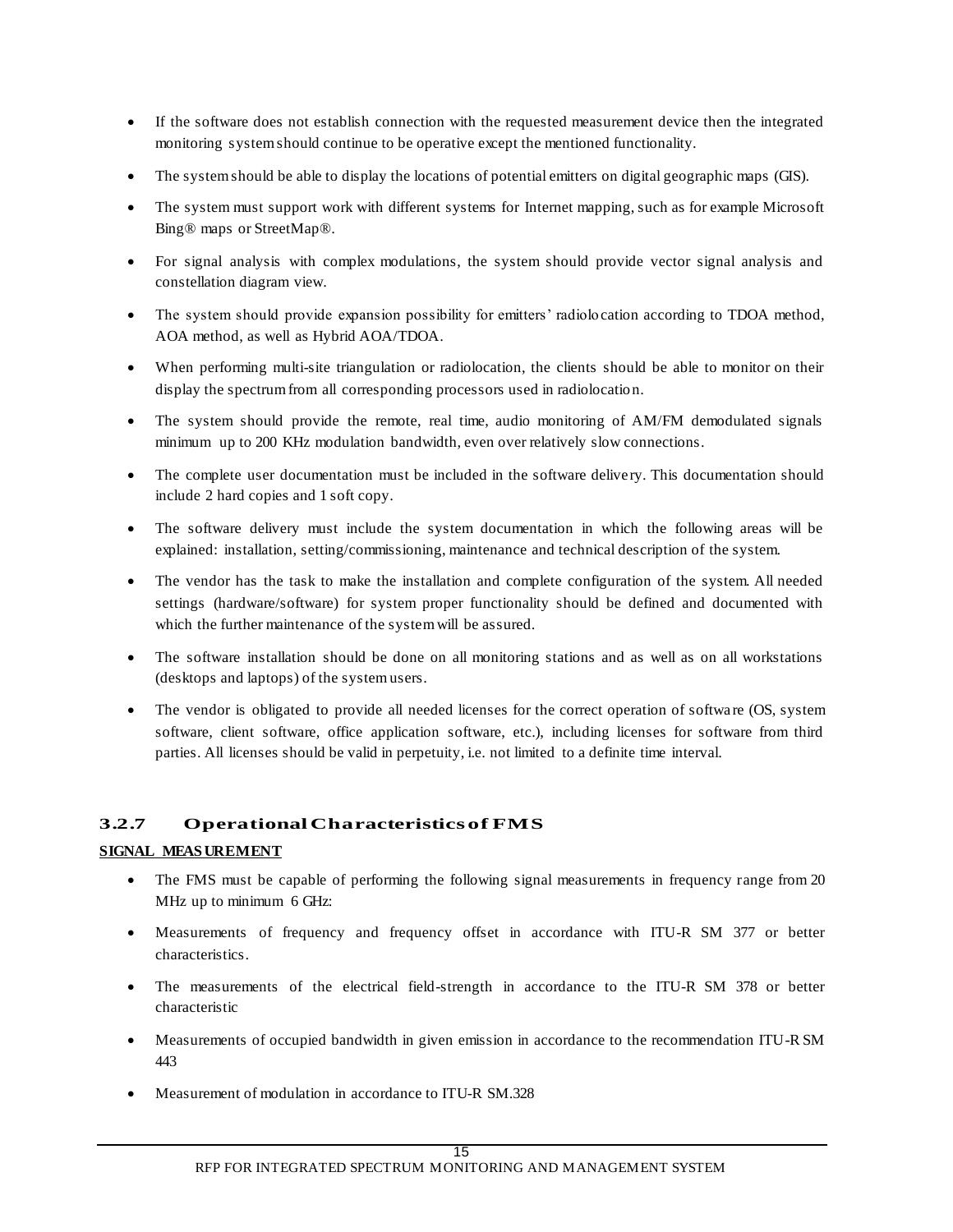- If the software does not establish connection with the requested measurement device then the integrated monitoring system should continue to be operative except the mentioned functionality.
- The system should be able to display the locations of potential emitters on digital geographic maps (GIS).
- The system must support work with different systems for Internet mapping, such as for example Microsoft Bing® maps or StreetMap®.
- For signal analysis with complex modulations, the system should provide vector signal analysis and constellation diagram view.
- The system should provide expansion possibility for emitters' radiolocation according to TDOA method, AOA method, as well as Hybrid AOA/TDOA.
- When performing multi-site triangulation or radiolocation, the clients should be able to monitor on their display the spectrum from all corresponding processors used in radiolocation.
- The system should provide the remote, real time, audio monitoring of AM/FM demodulated signals minimum up to 200 KHz modulation bandwidth, even over relatively slow connections.
- The complete user documentation must be included in the software delivery. This documentation should include 2 hard copies and 1 soft copy.
- The software delivery must include the system documentation in which the following areas will be explained: installation, setting/commissioning, maintenance and technical description of the system.
- The vendor has the task to make the installation and complete configuration of the system. All needed settings (hardware/software) for system proper functionality should be defined and documented with which the further maintenance of the system will be assured.
- The software installation should be done on all monitoring stations and as well as on all workstations (desktops and laptops) of the system users.
- The vendor is obligated to provide all needed licenses for the correct operation of software (OS, system software, client software, office application software, etc.), including licenses for software from third parties. All licenses should be valid in perpetuity, i.e. not limited to a definite time interval.

### 3.2.7 Operational Characteristics of FMS

**SIGNAL MEASUREMENT**

- The FMS must be capable of performing the following signal measurements in frequency range from 20 MHz up to minimum 6 GHz:
- Measurements of frequency and frequency offset in accordance with ITU-R SM 377 or better characteristics.
- The measurements of the electrical field-strength in accordance to the ITU-R SM 378 or better characteristic
- Measurements of occupied bandwidth in given emission in accordance to the recommendation ITU-R SM 443
- Measurement of modulation in accordance to ITU-R SM.328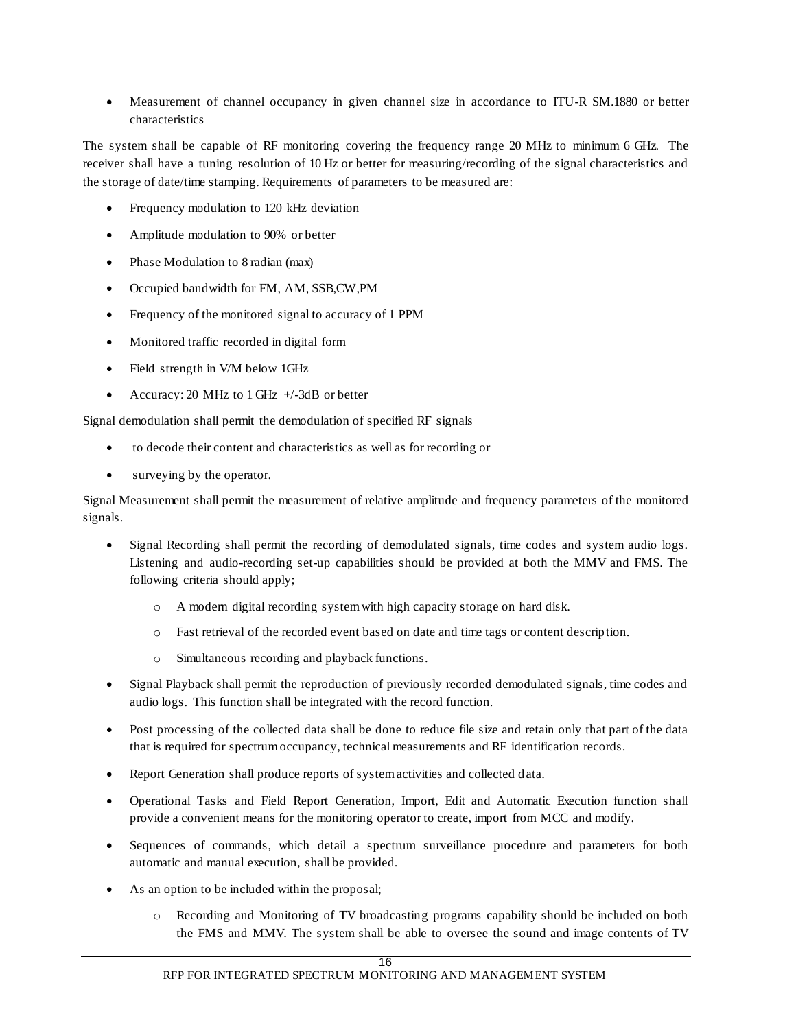- Measurement of channel occupancy in given channel size in accordance to ITU-R SM.1880 or better characteristics

The system shall be capable of RF monitoring covering the frequency range 20 MHz to minimum 6 GHz. The receiver shall have a tuning resolution of 10 Hz or better for measuring/recording of the signal characteristics and the storage of date/time stamping. Requirements of parameters to be measured are:

- Frequency modulation to 120 kHz deviation
- Amplitude modulation to 90% or better
- Phase Modulation to 8 radian (max)
- Occupied bandwidth for FM, AM, SSB,CW,PM
- Frequency of the monitored signal to accuracy of 1 PPM
- Monitored traffic recorded in digital form
- Field strength in V/M below 1GHz
- Accuracy: 20 MHz to 1 GHz +/-3dB or better

Signal demodulation shall permit the demodulation of specified RF signals

- to decode their content and characteristics as well as for recording or
- surveying by the operator.

Signal Measurement shall permit the measurement of relative amplitude and frequency parameters of the monitored signals.

- Signal Recording shall permit the recording of demodulated signals, time codes and system audio logs. Listening and audio-recording set-up capabilities should be provided at both the MMV and FMS. The following criteria should apply;
  - A modern digital recording system with high capacity storage on hard disk.
  - Fast retrieval of the recorded event based on date and time tags or content description.
  - Simultaneous recording and playback functions.
- Signal Playback shall permit the reproduction of previously recorded demodulated signals, time codes and audio logs. This function shall be integrated with the record function.
- Post processing of the collected data shall be done to reduce file size and retain only that part of the data that is required for spectrum occupancy, technical measurements and RF identification records.
- Report Generation shall produce reports of system activities and collected data.
- Operational Tasks and Field Report Generation, Import, Edit and Automatic Execution function shall provide a convenient means for the monitoring operator to create, import from MCC and modify.
- Sequences of commands, which detail a spectrum surveillance procedure and parameters for both automatic and manual execution, shall be provided.
- As an option to be included within the proposal;
  - Recording and Monitoring of TV broadcasting programs capability should be included on both the FMS and MMV. The system shall be able to oversee the sound and image contents of TV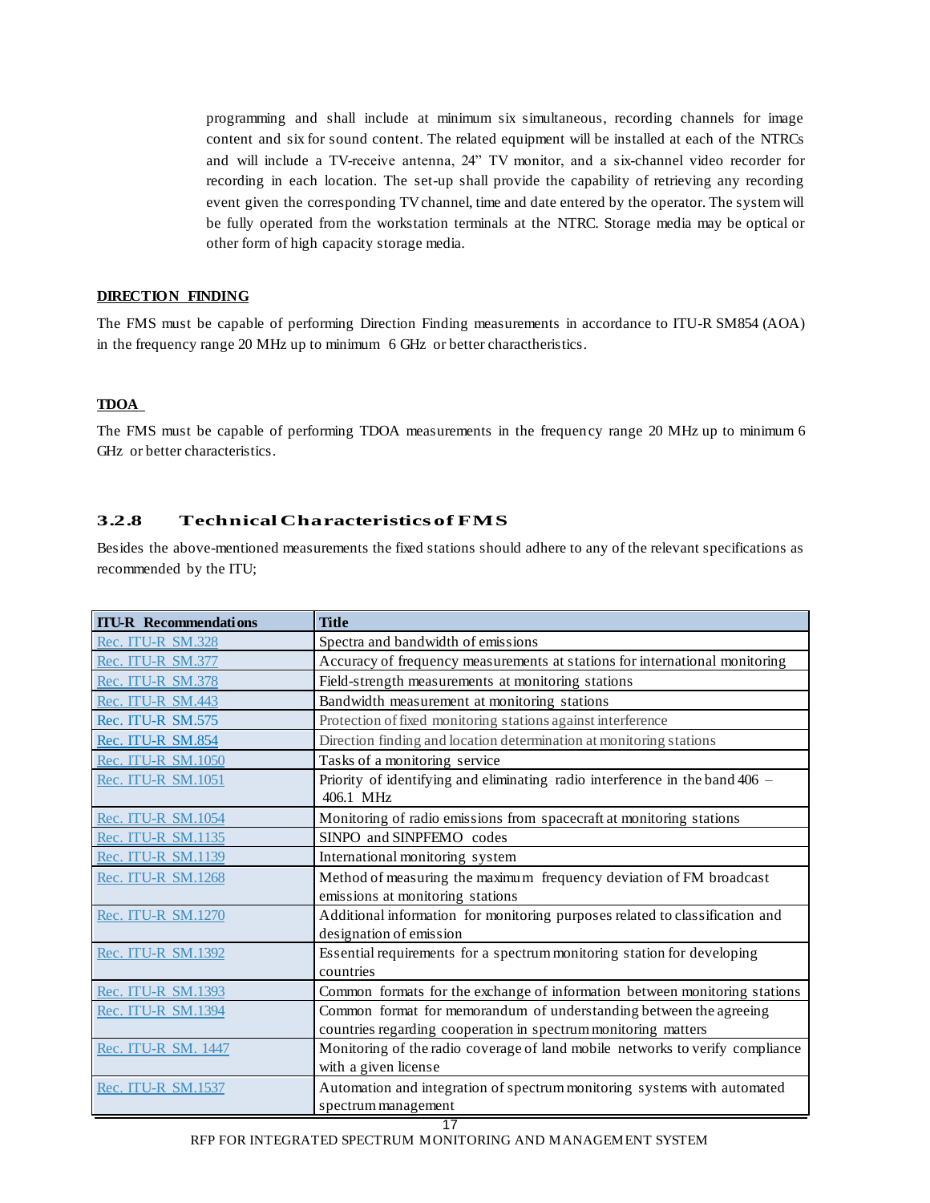programming and shall include at minimum six simultaneous, recording channels for image content and six for sound content. The related equipment will be installed at each of the NTRCs and will include a TV-receive antenna, 24" TV monitor, and a six-channel video recorder for recording in each location. The set-up shall provide the capability of retrieving any recording event given the corresponding TV channel, time and date entered by the operator. The system will be fully operated from the workstation terminals at the NTRC. Storage media may be optical or other form of high capacity storage media.

**DIRECTION FINDING**

The FMS must be capable of performing Direction Finding measurements in accordance to ITU-R SM854 (AOA) in the frequency range 20 MHz up to minimum 6 GHz or better characthteristics.

**TDOA**

The FMS must be capable of performing TDOA measurements in the frequency range 20 MHz up to minimum 6 GHz or better characteristics.

### 3.2.8 Technical Characteristics of FMS

Besides the above-mentioned measurements the fixed stations should adhere to any of the relevant specifications as recommended by the ITU;

| ITU-R Recommendations | Title |
|---|---|
| Rec. ITU-R SM.328 | Spectra and bandwidth of emissions |
| Rec. ITU-R SM.377 | Accuracy of frequency measurements at stations for international monitoring |
| Rec. ITU-R SM.378 | Field-strength measurements at monitoring stations |
| Rec. ITU-R SM.443 | Bandwidth measurement at monitoring stations |
| Rec. ITU-R SM.575 | Protection of fixed monitoring stations against interference |
| Rec. ITU-R SM.854 | Direction finding and location determination at monitoring stations |
| Rec. ITU-R SM.1050 | Tasks of a monitoring service |
| Rec. ITU-R SM.1051 | Priority of identifying and eliminating radio interference in the band 406 – 406.1 MHz |
| Rec. ITU-R SM.1054 | Monitoring of radio emissions from spacecraft at monitoring stations |
| Rec. ITU-R SM.1135 | SINPO and SINPFEMO codes |
| Rec. ITU-R SM.1139 | International monitoring system |
| Rec. ITU-R SM.1268 | Method of measuring the maximum frequency deviation of FM broadcast emissions at monitoring stations |
| Rec. ITU-R SM.1270 | Additional information for monitoring purposes related to classification and designation of emission |
| Rec. ITU-R SM.1392 | Essential requirements for a spectrum monitoring station for developing countries |
| Rec. ITU-R SM.1393 | Common formats for the exchange of information between monitoring stations |
| Rec. ITU-R SM.1394 | Common format for memorandum of understanding between the agreeing countries regarding cooperation in spectrum monitoring matters |
| Rec. ITU-R SM. 1447 | Monitoring of the radio coverage of land mobile networks to verify compliance with a given license |
| Rec. ITU-R SM.1537 | Automation and integration of spectrum monitoring systems with automated spectrum management |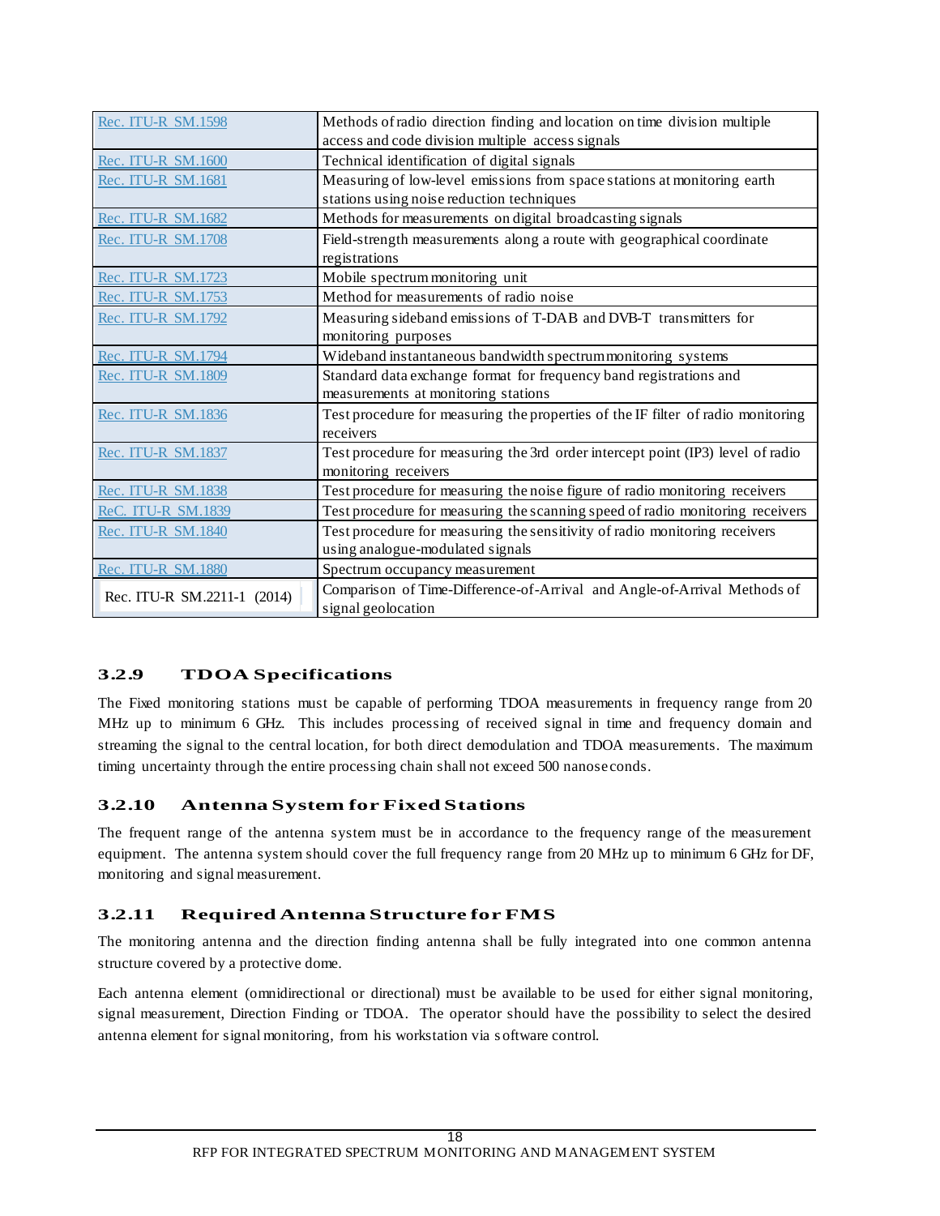| Rec. ITU-R SM.1598 | Methods of radio direction finding and location on time division multiple access and code division multiple access signals |
|---|---|
| Rec. ITU-R SM.1600 | Technical identification of digital signals |
| Rec. ITU-R SM.1681 | Measuring of low-level emissions from space stations at monitoring earth stations using noise reduction techniques |
| Rec. ITU-R SM.1682 | Methods for measurements on digital broadcasting signals |
| Rec. ITU-R SM.1708 | Field-strength measurements along a route with geographical coordinate registrations |
| Rec. ITU-R SM.1723 | Mobile spectrum monitoring unit |
| Rec. ITU-R SM.1753 | Method for measurements of radio noise |
| Rec. ITU-R SM.1792 | Measuring sideband emissions of T-DAB and DVB-T transmitters for monitoring purposes |
| Rec. ITU-R SM.1794 | Wideband instantaneous bandwidth spectrum monitoring systems |
| Rec. ITU-R SM.1809 | Standard data exchange format for frequency band registrations and measurements at monitoring stations |
| Rec. ITU-R SM.1836 | Test procedure for measuring the properties of the IF filter of radio monitoring receivers |
| Rec. ITU-R SM.1837 | Test procedure for measuring the 3rd order intercept point (IP3) level of radio monitoring receivers |
| Rec. ITU-R SM.1838 | Test procedure for measuring the noise figure of radio monitoring receivers |
| ReC. ITU-R SM.1839 | Test procedure for measuring the scanning speed of radio monitoring receivers |
| Rec. ITU-R SM.1840 | Test procedure for measuring the sensitivity of radio monitoring receivers using analogue-modulated signals |
| Rec. ITU-R SM.1880 | Spectrum occupancy measurement |
| Rec. ITU-R SM.2211-1 (2014) | Comparison of Time-Difference-of-Arrival and Angle-of-Arrival Methods of signal geolocation |

### 3.2.9 TDOA Specifications

The Fixed monitoring stations must be capable of performing TDOA measurements in frequency range from 20 MHz up to minimum 6 GHz. This includes processing of received signal in time and frequency domain and streaming the signal to the central location, for both direct demodulation and TDOA measurements. The maximum timing uncertainty through the entire processing chain shall not exceed 500 nanoseconds.

### 3.2.10 Antenna System for Fixed Stations

The frequent range of the antenna system must be in accordance to the frequency range of the measurement equipment. The antenna system should cover the full frequency range from 20 MHz up to minimum 6 GHz for DF, monitoring and signal measurement.

### 3.2.11 Required Antenna Structure for FMS

The monitoring antenna and the direction finding antenna shall be fully integrated into one common antenna structure covered by a protective dome.

Each antenna element (omnidirectional or directional) must be available to be used for either signal monitoring, signal measurement, Direction Finding or TDOA. The operator should have the possibility to select the desired antenna element for signal monitoring, from his workstation via software control.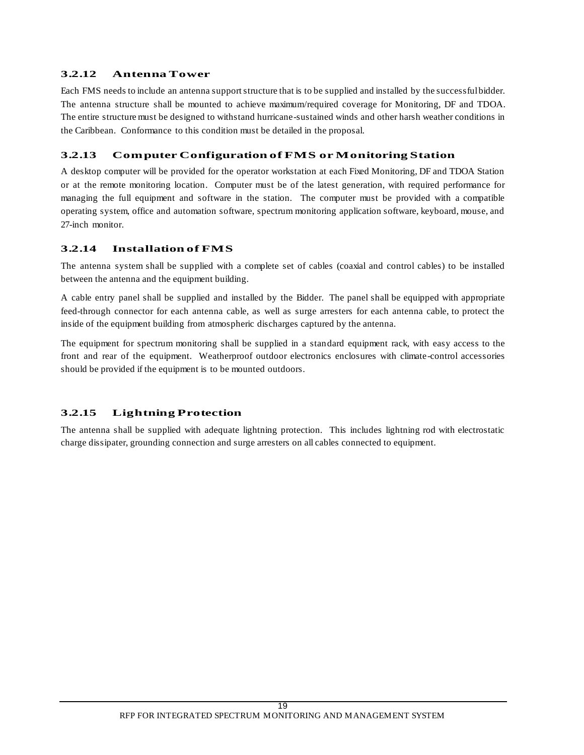### 3.2.12 Antenna Tower

Each FMS needs to include an antenna support structure that is to be supplied and installed by the successful bidder. The antenna structure shall be mounted to achieve maximum/required coverage for Monitoring, DF and TDOA. The entire structure must be designed to withstand hurricane-sustained winds and other harsh weather conditions in the Caribbean. Conformance to this condition must be detailed in the proposal.

### 3.2.13 Computer Configuration of FMS or Monitoring Station

A desktop computer will be provided for the operator workstation at each Fixed Monitoring, DF and TDOA Station or at the remote monitoring location. Computer must be of the latest generation, with required performance for managing the full equipment and software in the station. The computer must be provided with a compatible operating system, office and automation software, spectrum monitoring application software, keyboard, mouse, and 27-inch monitor.

### 3.2.14 Installation of FMS

The antenna system shall be supplied with a complete set of cables (coaxial and control cables) to be installed between the antenna and the equipment building.

A cable entry panel shall be supplied and installed by the Bidder. The panel shall be equipped with appropriate feed-through connector for each antenna cable, as well as surge arresters for each antenna cable, to protect the inside of the equipment building from atmospheric discharges captured by the antenna.

The equipment for spectrum monitoring shall be supplied in a standard equipment rack, with easy access to the front and rear of the equipment. Weatherproof outdoor electronics enclosures with climate-control accessories should be provided if the equipment is to be mounted outdoors.

### 3.2.15 Lightning Protection

The antenna shall be supplied with adequate lightning protection. This includes lightning rod with electrostatic charge dissipater, grounding connection and surge arresters on all cables connected to equipment.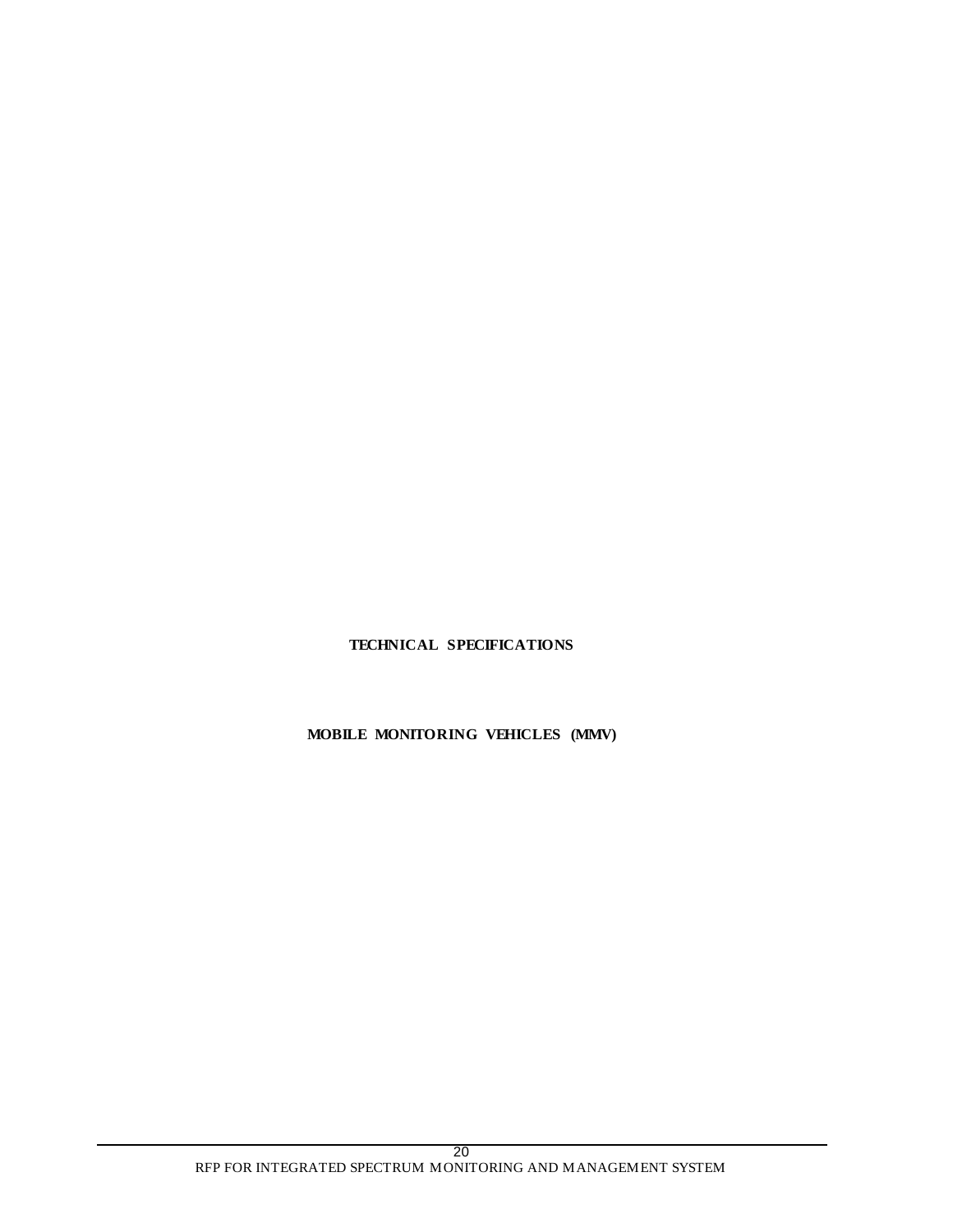# TECHNICAL SPECIFICATIONS

## MOBILE MONITORING VEHICLES (MMV)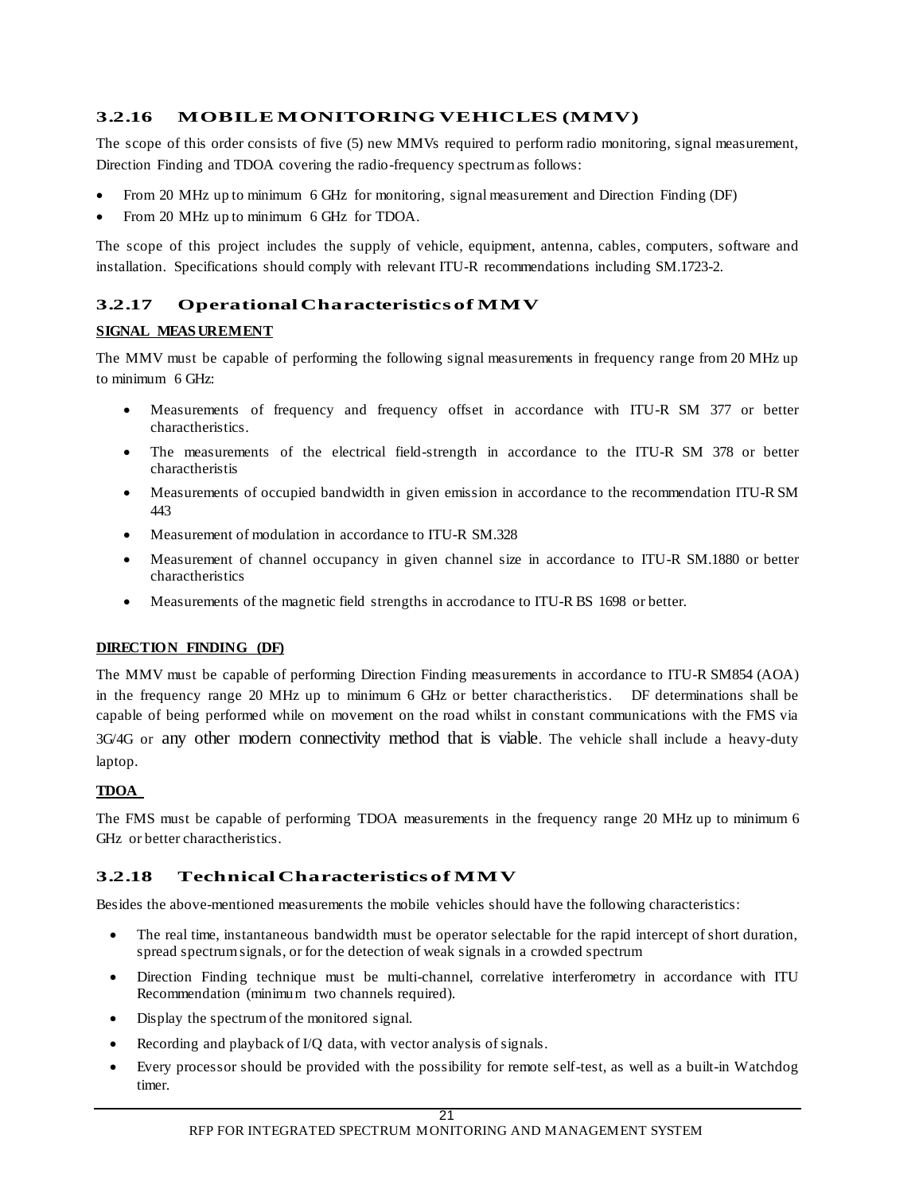### 3.2.16 MOBILE MONITORING VEHICLES (MMV)

The scope of this order consists of five (5) new MMVs required to perform radio monitoring, signal measurement, Direction Finding and TDOA covering the radio-frequency spectrum as follows:

- From 20 MHz up to minimum 6 GHz for monitoring, signal measurement and Direction Finding (DF)
- From 20 MHz up to minimum 6 GHz for TDOA.

The scope of this project includes the supply of vehicle, equipment, antenna, cables, computers, software and installation. Specifications should comply with relevant ITU-R recommendations including SM.1723-2.

### 3.2.17 Operational Characteristics of MMV

**SIGNAL MEASUREMENT**

The MMV must be capable of performing the following signal measurements in frequency range from 20 MHz up to minimum 6 GHz:

- Measurements of frequency and frequency offset in accordance with ITU-R SM 377 or better charactheristics.
- The measurements of the electrical field-strength in accordance to the ITU-R SM 378 or better charactheristis
- Measurements of occupied bandwidth in given emission in accordance to the recommendation ITU-R SM 443
- Measurement of modulation in accordance to ITU-R SM.328
- Measurement of channel occupancy in given channel size in accordance to ITU-R SM.1880 or better charactheristics
- Measurements of the magnetic field strengths in accrodance to ITU-R BS 1698 or better.

**DIRECTION FINDING (DF)**

The MMV must be capable of performing Direction Finding measurements in accordance to ITU-R SM854 (AOA) in the frequency range 20 MHz up to minimum 6 GHz or better charactheristics. DF determinations shall be capable of being performed while on movement on the road whilst in constant communications with the FMS via 3G/4G or any other modern connectivity method that is viable. The vehicle shall include a heavy-duty laptop.

**TDOA**

The FMS must be capable of performing TDOA measurements in the frequency range 20 MHz up to minimum 6 GHz or better charactheristics.

### 3.2.18 Technical Characteristics of MMV

Besides the above-mentioned measurements the mobile vehicles should have the following characteristics:

- The real time, instantaneous bandwidth must be operator selectable for the rapid intercept of short duration, spread spectrum signals, or for the detection of weak signals in a crowded spectrum
- Direction Finding technique must be multi-channel, correlative interferometry in accordance with ITU Recommendation (minimum two channels required).
- Display the spectrum of the monitored signal.
- Recording and playback of I/Q data, with vector analysis of signals.
- Every processor should be provided with the possibility for remote self-test, as well as a built-in Watchdog timer.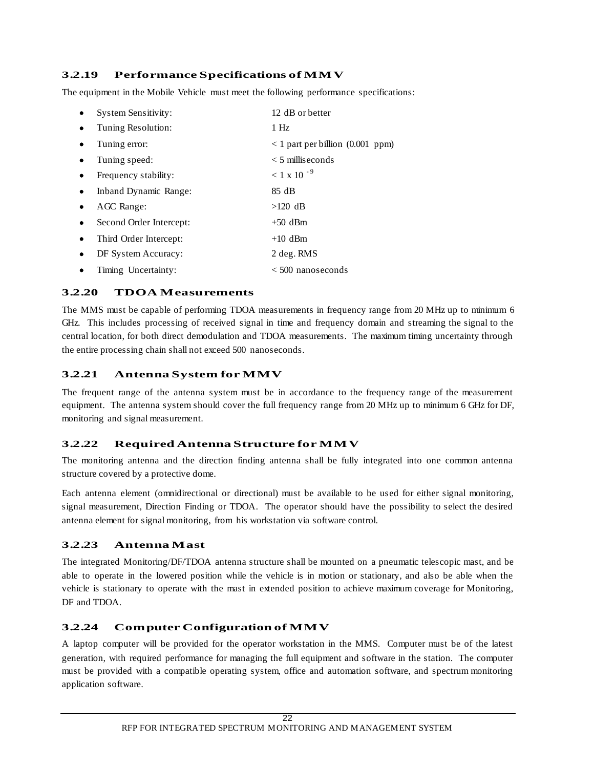### 3.2.19 Performance Specifications of MMV

The equipment in the Mobile Vehicle must meet the following performance specifications:

- System Sensitivity: 12 dB or better
- Tuning Resolution: 1 Hz
- Tuning error: < 1 part per billion (0.001 ppm)
- Tuning speed: < 5 milliseconds
- Frequency stability: $< 1 \times 10^{-9}$
- Inband Dynamic Range: 85 dB
- AGC Range: >120 dB
- Second Order Intercept: +50 dBm
- Third Order Intercept: +10 dBm
- DF System Accuracy: 2 deg. RMS
- Timing Uncertainty: < 500 nanoseconds

### 3.2.20 TDOA Measurements

The MMS must be capable of performing TDOA measurements in frequency range from 20 MHz up to minimum 6 GHz. This includes processing of received signal in time and frequency domain and streaming the signal to the central location, for both direct demodulation and TDOA measurements. The maximum timing uncertainty through the entire processing chain shall not exceed 500 nanoseconds.

### 3.2.21 Antenna System for MMV

The frequent range of the antenna system must be in accordance to the frequency range of the measurement equipment. The antenna system should cover the full frequency range from 20 MHz up to minimum 6 GHz for DF, monitoring and signal measurement.

### 3.2.22 Required Antenna Structure for MMV

The monitoring antenna and the direction finding antenna shall be fully integrated into one common antenna structure covered by a protective dome.

Each antenna element (omnidirectional or directional) must be available to be used for either signal monitoring, signal measurement, Direction Finding or TDOA. The operator should have the possibility to select the desired antenna element for signal monitoring, from his workstation via software control.

### 3.2.23 Antenna Mast

The integrated Monitoring/DF/TDOA antenna structure shall be mounted on a pneumatic telescopic mast, and be able to operate in the lowered position while the vehicle is in motion or stationary, and also be able when the vehicle is stationary to operate with the mast in extended position to achieve maximum coverage for Monitoring, DF and TDOA.

### 3.2.24 Computer Configuration of MMV

A laptop computer will be provided for the operator workstation in the MMS. Computer must be of the latest generation, with required performance for managing the full equipment and software in the station. The computer must be provided with a compatible operating system, office and automation software, and spectrum monitoring application software.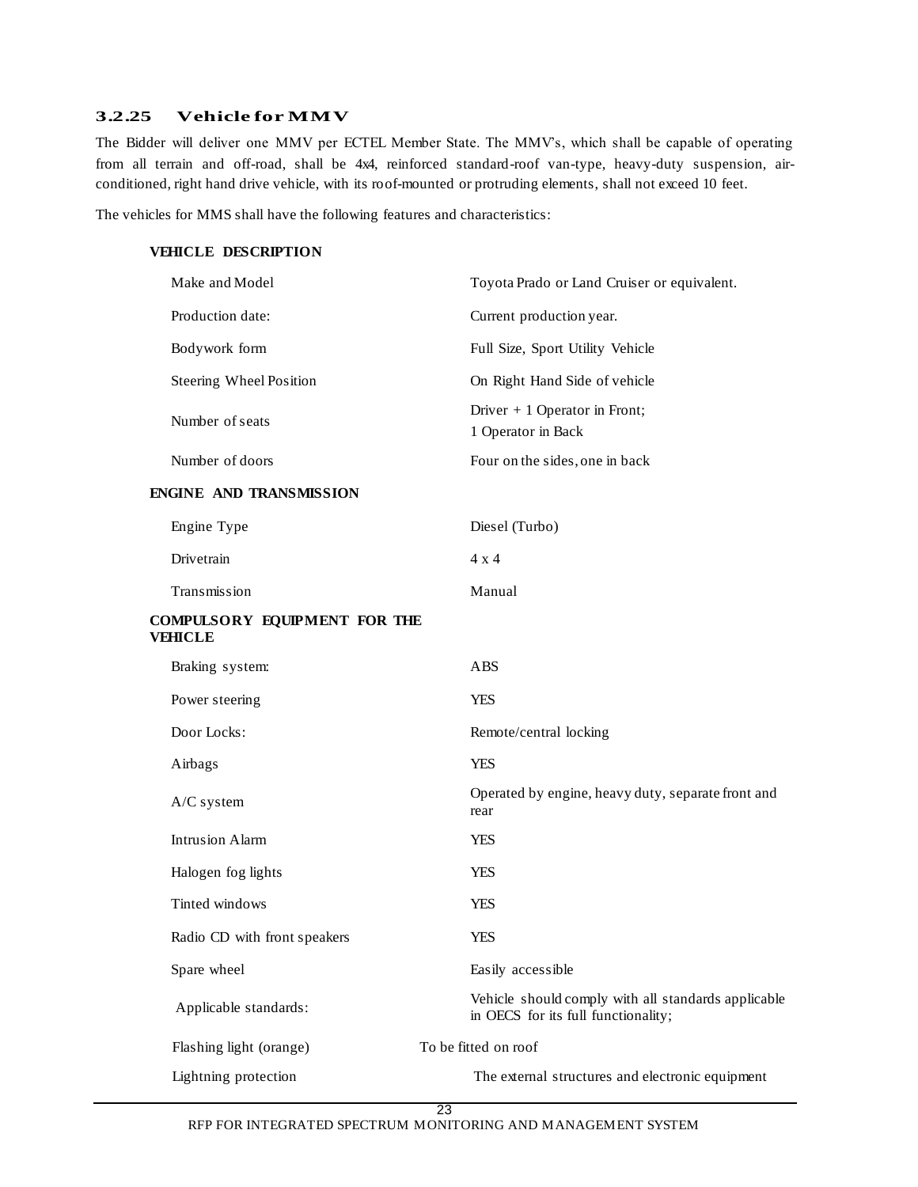### 3.2.25 Vehicle for MMV

The Bidder will deliver one MMV per ECTEL Member State. The MMV's, which shall be capable of operating from all terrain and off-road, shall be 4x4, reinforced standard-roof van-type, heavy-duty suspension, air-conditioned, right hand drive vehicle, with its roof-mounted or protruding elements, shall not exceed 10 feet.

The vehicles for MMS shall have the following features and characteristics:

| | |
|---|---|
| **VEHICLE DESCRIPTION** | |
| Make and Model | Toyota Prado or Land Cruiser or equivalent. |
| Production date: | Current production year. |
| Bodywork form | Full Size, Sport Utility Vehicle |
| Steering Wheel Position | On Right Hand Side of vehicle |
| Number of seats | Driver + 1 Operator in Front; 1 Operator in Back |
| Number of doors | Four on the sides, one in back |
| **ENGINE AND TRANSMISSION** | |
| Engine Type | Diesel (Turbo) |
| Drivetrain | 4 x 4 |
| Transmission | Manual |
| **COMPULSORY EQUIPMENT FOR THE VEHICLE** | |
| Braking system: | ABS |
| Power steering | YES |
| Door Locks: | Remote/central locking |
| Airbags | YES |
| A/C system | Operated by engine, heavy duty, separate front and rear |
| Intrusion Alarm | YES |
| Halogen fog lights | YES |
| Tinted windows | YES |
| Radio CD with front speakers | YES |
| Spare wheel | Easily accessible |
| Applicable standards: | Vehicle should comply with all standards applicable in OECS for its full functionality; |
| Flashing light (orange) | To be fitted on roof |
| Lightning protection | The external structures and electronic equipment |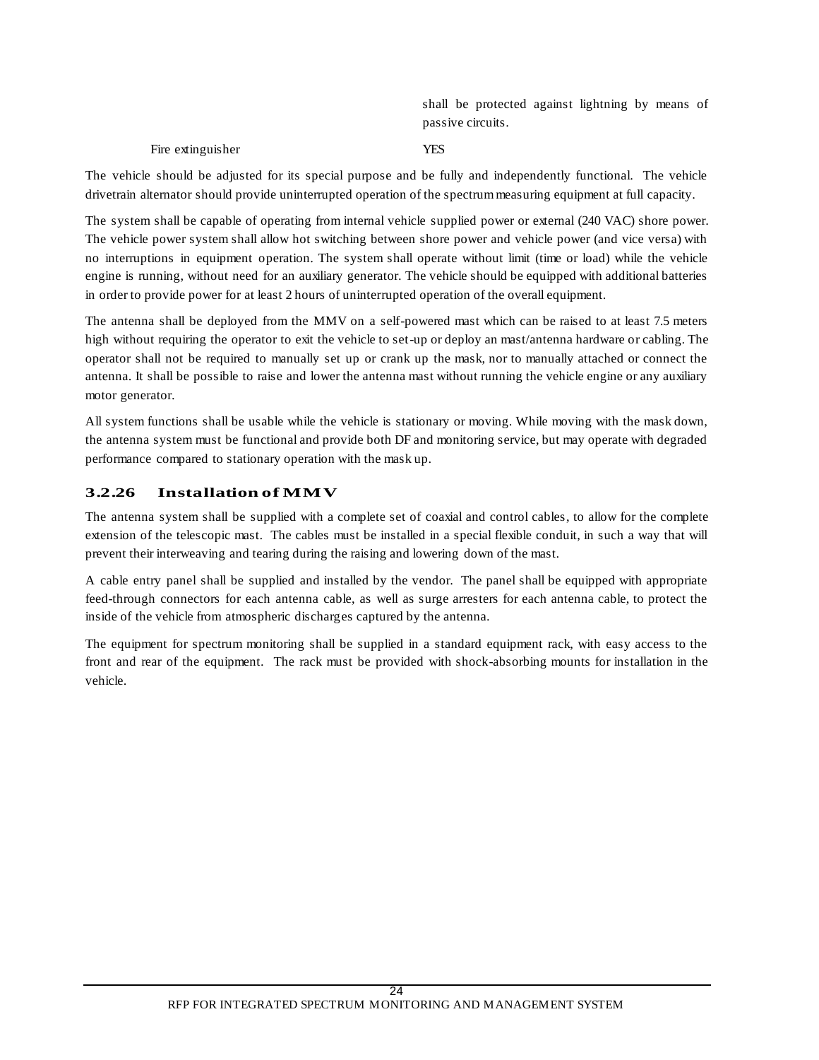|  |  |
|---|---|
|  | shall be protected against lightning by means of passive circuits. |
| Fire extinguisher | YES |

The vehicle should be adjusted for its special purpose and be fully and independently functional. The vehicle drivetrain alternator should provide uninterrupted operation of the spectrum measuring equipment at full capacity.

The system shall be capable of operating from internal vehicle supplied power or external (240 VAC) shore power. The vehicle power system shall allow hot switching between shore power and vehicle power (and vice versa) with no interruptions in equipment operation. The system shall operate without limit (time or load) while the vehicle engine is running, without need for an auxiliary generator. The vehicle should be equipped with additional batteries in order to provide power for at least 2 hours of uninterrupted operation of the overall equipment.

The antenna shall be deployed from the MMV on a self-powered mast which can be raised to at least 7.5 meters high without requiring the operator to exit the vehicle to set-up or deploy an mast/antenna hardware or cabling. The operator shall not be required to manually set up or crank up the mask, nor to manually attached or connect the antenna. It shall be possible to raise and lower the antenna mast without running the vehicle engine or any auxiliary motor generator.

All system functions shall be usable while the vehicle is stationary or moving. While moving with the mask down, the antenna system must be functional and provide both DF and monitoring service, but may operate with degraded performance compared to stationary operation with the mask up.

### 3.2.26 Installation of MMV

The antenna system shall be supplied with a complete set of coaxial and control cables, to allow for the complete extension of the telescopic mast. The cables must be installed in a special flexible conduit, in such a way that will prevent their interweaving and tearing during the raising and lowering down of the mast.

A cable entry panel shall be supplied and installed by the vendor. The panel shall be equipped with appropriate feed-through connectors for each antenna cable, as well as surge arresters for each antenna cable, to protect the inside of the vehicle from atmospheric discharges captured by the antenna.

The equipment for spectrum monitoring shall be supplied in a standard equipment rack, with easy access to the front and rear of the equipment. The rack must be provided with shock-absorbing mounts for installation in the vehicle.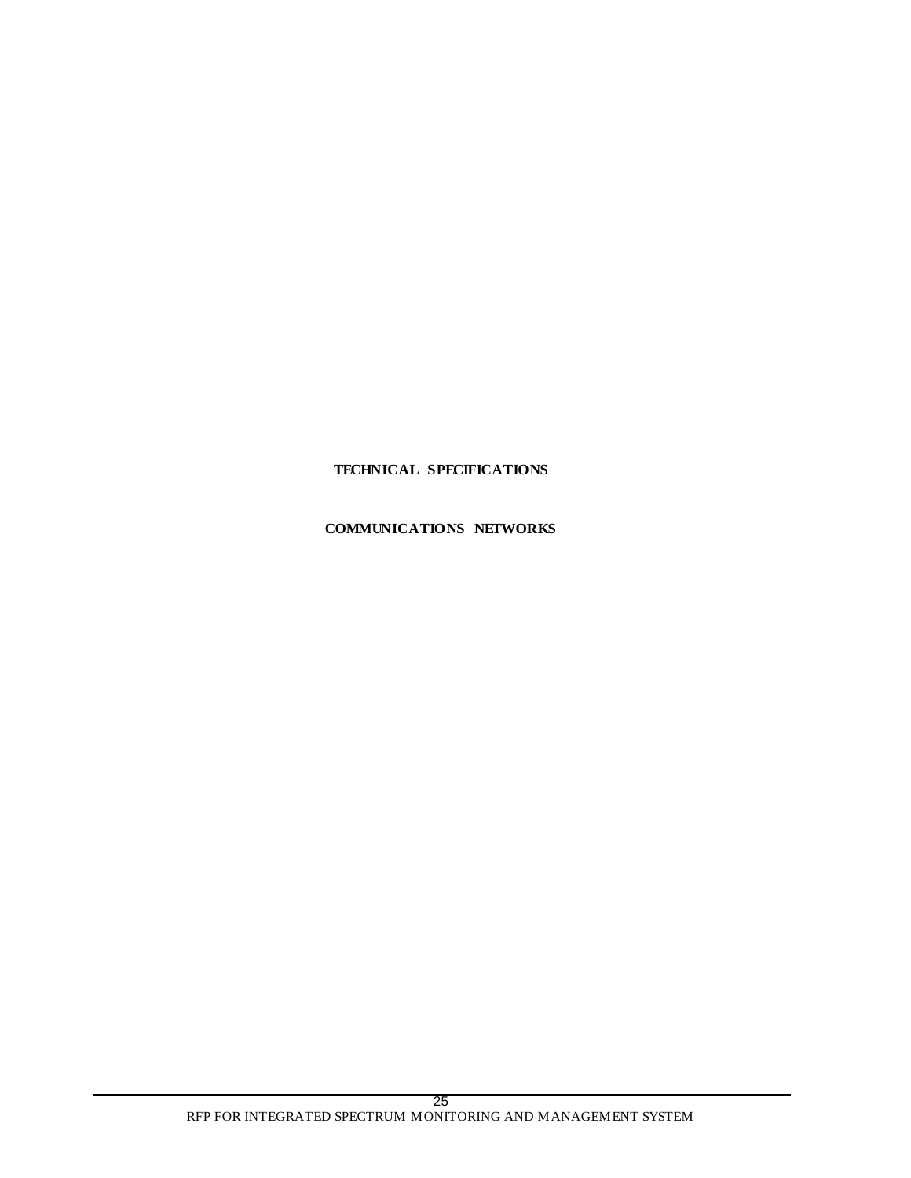**TECHNICAL SPECIFICATIONS**

**COMMUNICATIONS NETWORKS**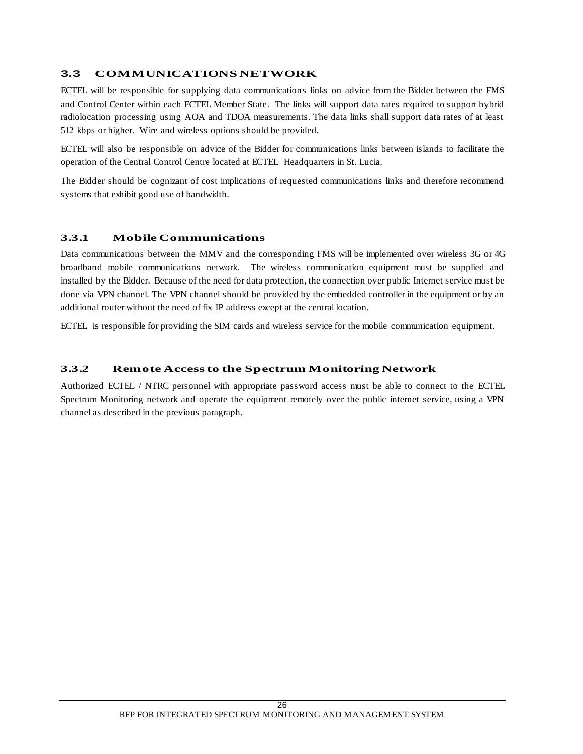## 3.3 COMMUNICATIONS NETWORK

ECTEL will be responsible for supplying data communications links on advice from the Bidder between the FMS and Control Center within each ECTEL Member State. The links will support data rates required to support hybrid radiolocation processing using AOA and TDOA measurements. The data links shall support data rates of at least 512 kbps or higher. Wire and wireless options should be provided.

ECTEL will also be responsible on advice of the Bidder for communications links between islands to facilitate the operation of the Central Control Centre located at ECTEL Headquarters in St. Lucia.

The Bidder should be cognizant of cost implications of requested communications links and therefore recommend systems that exhibit good use of bandwidth.

### 3.3.1 Mobile Communications

Data communications between the MMV and the corresponding FMS will be implemented over wireless 3G or 4G broadband mobile communications network. The wireless communication equipment must be supplied and installed by the Bidder. Because of the need for data protection, the connection over public Internet service must be done via VPN channel. The VPN channel should be provided by the embedded controller in the equipment or by an additional router without the need of fix IP address except at the central location.

ECTEL is responsible for providing the SIM cards and wireless service for the mobile communication equipment.

### 3.3.2 Remote Access to the Spectrum Monitoring Network

Authorized ECTEL / NTRC personnel with appropriate password access must be able to connect to the ECTEL Spectrum Monitoring network and operate the equipment remotely over the public internet service, using a VPN channel as described in the previous paragraph.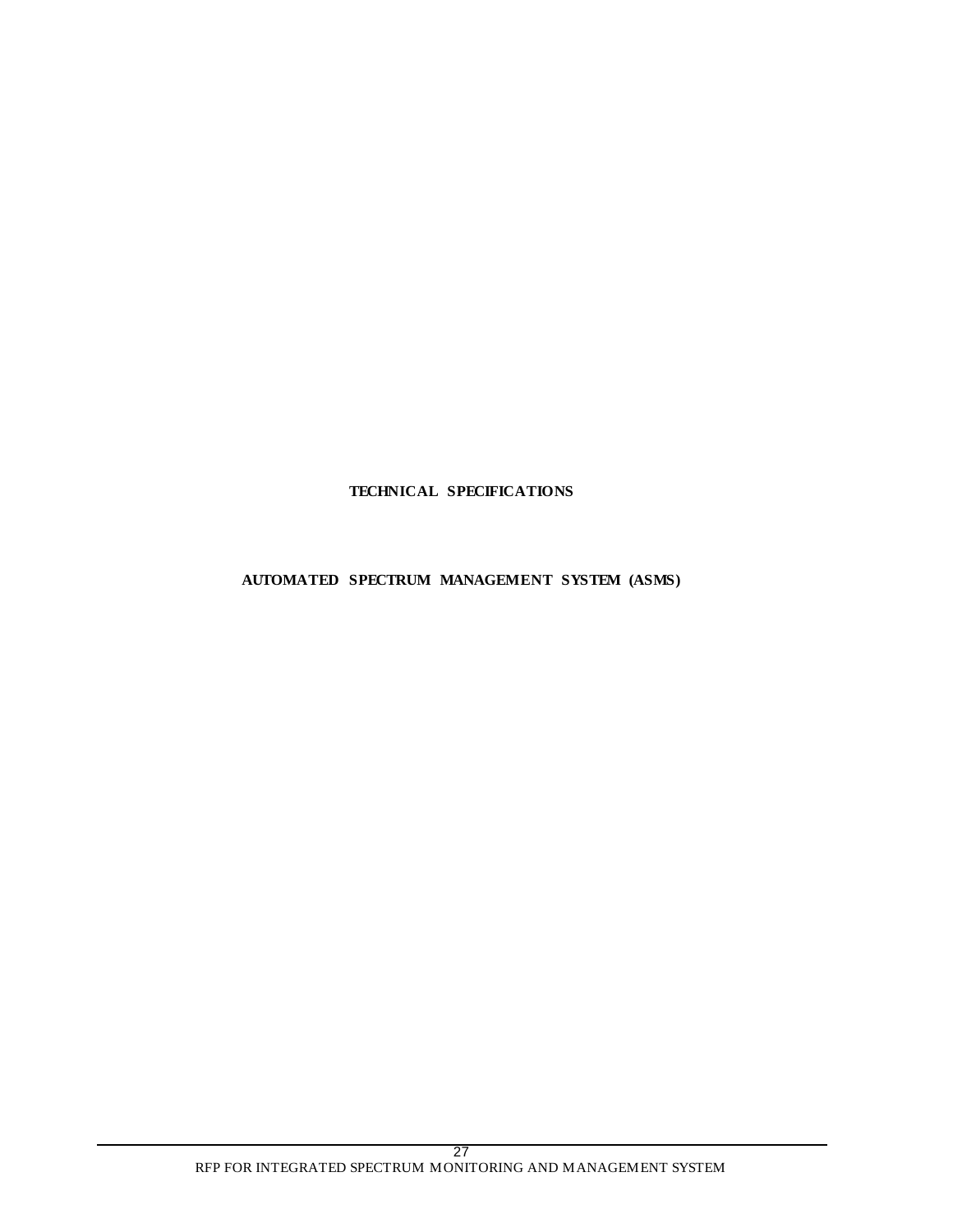# TECHNICAL SPECIFICATIONS

## AUTOMATED SPECTRUM MANAGEMENT SYSTEM (ASMS)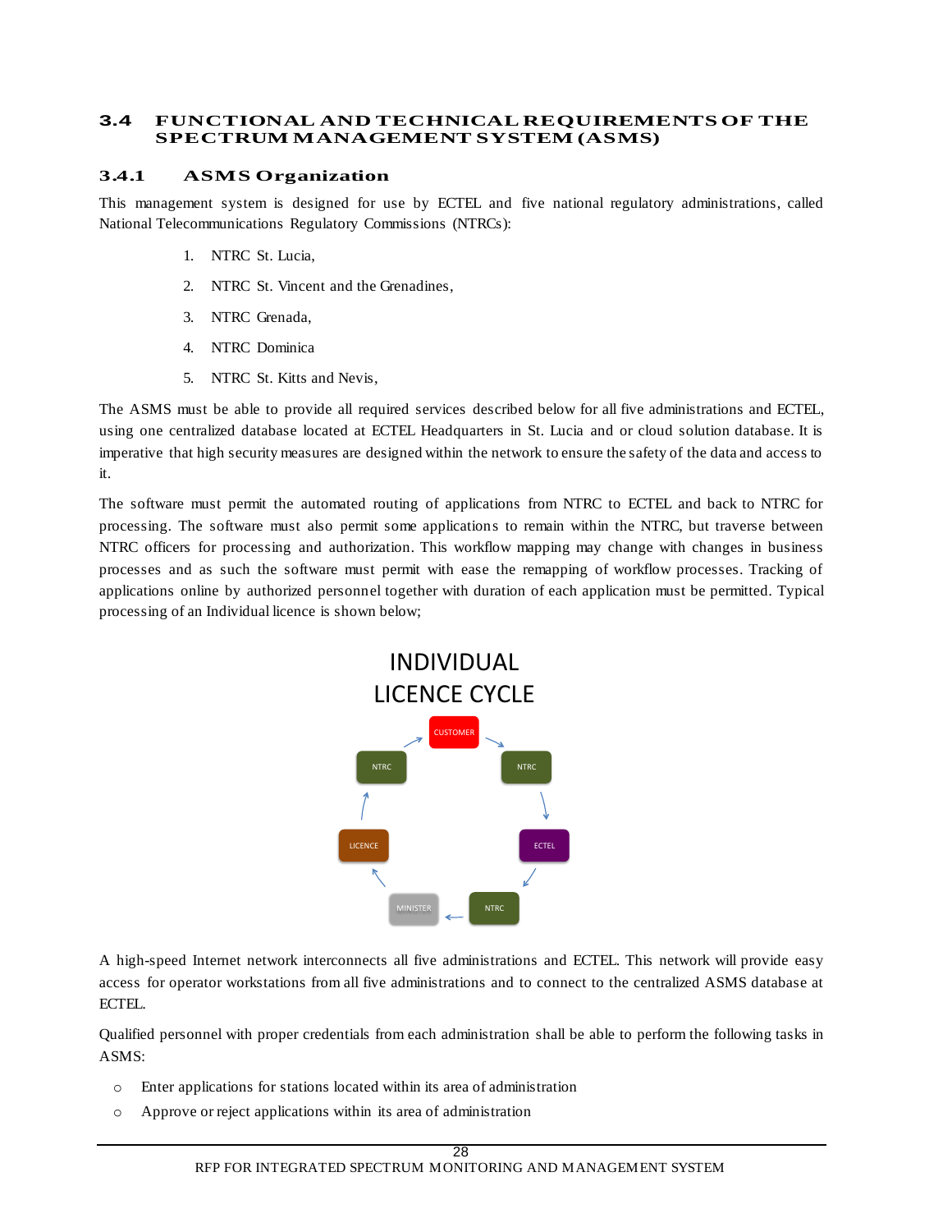## 3.4 FUNCTIONAL AND TECHNICAL REQUIREMENTS OF THE SPECTRUM MANAGEMENT SYSTEM (ASMS)

### 3.4.1 ASMS Organization

This management system is designed for use by ECTEL and five national regulatory administrations, called National Telecommunications Regulatory Commissions (NTRCs):

1. NTRC St. Lucia,
2. NTRC St. Vincent and the Grenadines,
3. NTRC Grenada,
4. NTRC Dominica
5. NTRC St. Kitts and Nevis,

The ASMS must be able to provide all required services described below for all five administrations and ECTEL, using one centralized database located at ECTEL Headquarters in St. Lucia and or cloud solution database. It is imperative that high security measures are designed within the network to ensure the safety of the data and access to it.

The software must permit the automated routing of applications from NTRC to ECTEL and back to NTRC for processing. The software must also permit some applications to remain within the NTRC, but traverse between NTRC officers for processing and authorization. This workflow mapping may change with changes in business processes and as such the software must permit with ease the remapping of workflow processes. Tracking of applications online by authorized personnel together with duration of each application must be permitted. Typical processing of an Individual licence is shown below;

INDIVIDUAL LICENCE CYCLE

CUSTOMER → NTRC → ECTEL → NTRC → MINISTER → LICENCE → NTRC → CUSTOMER

A high-speed Internet network interconnects all five administrations and ECTEL. This network will provide easy access for operator workstations from all five administrations and to connect to the centralized ASMS database at ECTEL.

Qualified personnel with proper credentials from each administration shall be able to perform the following tasks in ASMS:

- Enter applications for stations located within its area of administration
- Approve or reject applications within its area of administration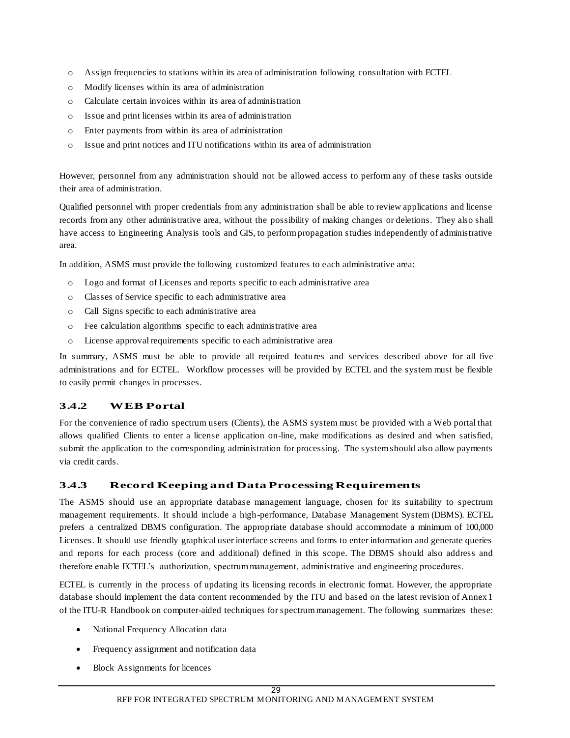- Assign frequencies to stations within its area of administration following consultation with ECTEL
- Modify licenses within its area of administration
- Calculate certain invoices within its area of administration
- Issue and print licenses within its area of administration
- Enter payments from within its area of administration
- Issue and print notices and ITU notifications within its area of administration

However, personnel from any administration should not be allowed access to perform any of these tasks outside their area of administration.

Qualified personnel with proper credentials from any administration shall be able to review applications and license records from any other administrative area, without the possibility of making changes or deletions. They also shall have access to Engineering Analysis tools and GIS, to perform propagation studies independently of administrative area.

In addition, ASMS must provide the following customized features to each administrative area:

- Logo and format of Licenses and reports specific to each administrative area
- Classes of Service specific to each administrative area
- Call Signs specific to each administrative area
- Fee calculation algorithms specific to each administrative area
- License approval requirements specific to each administrative area

In summary, ASMS must be able to provide all required features and services described above for all five administrations and for ECTEL. Workflow processes will be provided by ECTEL and the system must be flexible to easily permit changes in processes.

### 3.4.2 WEB Portal

For the convenience of radio spectrum users (Clients), the ASMS system must be provided with a Web portal that allows qualified Clients to enter a license application on-line, make modifications as desired and when satisfied, submit the application to the corresponding administration for processing. The system should also allow payments via credit cards.

### 3.4.3 Record Keeping and Data Processing Requirements

The ASMS should use an appropriate database management language, chosen for its suitability to spectrum management requirements. It should include a high-performance, Database Management System (DBMS). ECTEL prefers a centralized DBMS configuration. The appropriate database should accommodate a minimum of 100,000 Licenses. It should use friendly graphical user interface screens and forms to enter information and generate queries and reports for each process (core and additional) defined in this scope. The DBMS should also address and therefore enable ECTEL's authorization, spectrum management, administrative and engineering procedures.

ECTEL is currently in the process of updating its licensing records in electronic format. However, the appropriate database should implement the data content recommended by the ITU and based on the latest revision of Annex 1 of the ITU-R Handbook on computer-aided techniques for spectrum management. The following summarizes these:

- National Frequency Allocation data
- Frequency assignment and notification data
- Block Assignments for licences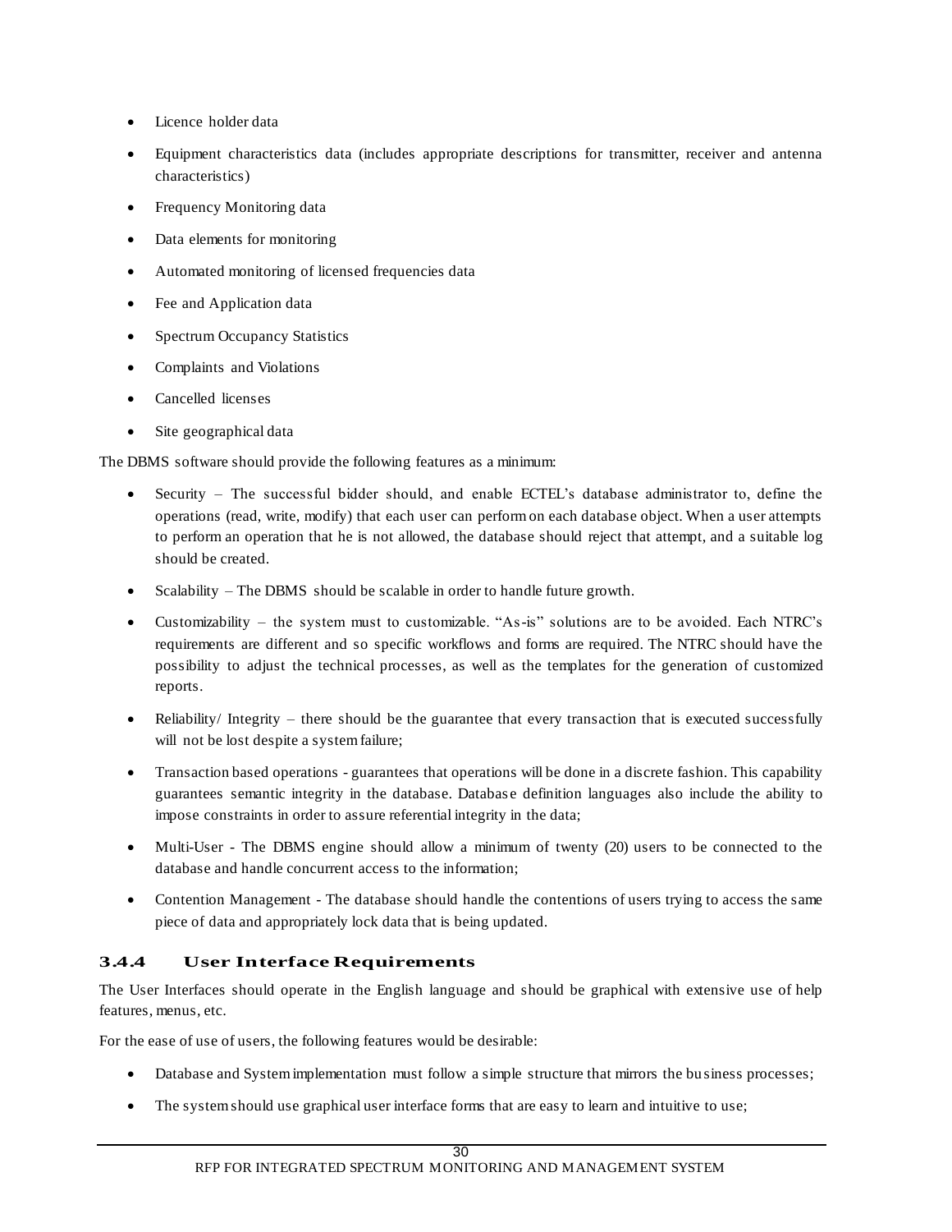- Licence holder data
- Equipment characteristics data (includes appropriate descriptions for transmitter, receiver and antenna characteristics)
- Frequency Monitoring data
- Data elements for monitoring
- Automated monitoring of licensed frequencies data
- Fee and Application data
- Spectrum Occupancy Statistics
- Complaints and Violations
- Cancelled licenses
- Site geographical data

The DBMS software should provide the following features as a minimum:

- Security – The successful bidder should, and enable ECTEL's database administrator to, define the operations (read, write, modify) that each user can perform on each database object. When a user attempts to perform an operation that he is not allowed, the database should reject that attempt, and a suitable log should be created.
- Scalability – The DBMS should be scalable in order to handle future growth.
- Customizability – the system must to customizable. "As-is" solutions are to be avoided. Each NTRC's requirements are different and so specific workflows and forms are required. The NTRC should have the possibility to adjust the technical processes, as well as the templates for the generation of customized reports.
- Reliability/ Integrity – there should be the guarantee that every transaction that is executed successfully will not be lost despite a system failure;
- Transaction based operations - guarantees that operations will be done in a discrete fashion. This capability guarantees semantic integrity in the database. Database definition languages also include the ability to impose constraints in order to assure referential integrity in the data;
- Multi-User - The DBMS engine should allow a minimum of twenty (20) users to be connected to the database and handle concurrent access to the information;
- Contention Management - The database should handle the contentions of users trying to access the same piece of data and appropriately lock data that is being updated.

### 3.4.4 User Interface Requirements

The User Interfaces should operate in the English language and should be graphical with extensive use of help features, menus, etc.

For the ease of use of users, the following features would be desirable:

- Database and System implementation must follow a simple structure that mirrors the business processes;
- The system should use graphical user interface forms that are easy to learn and intuitive to use;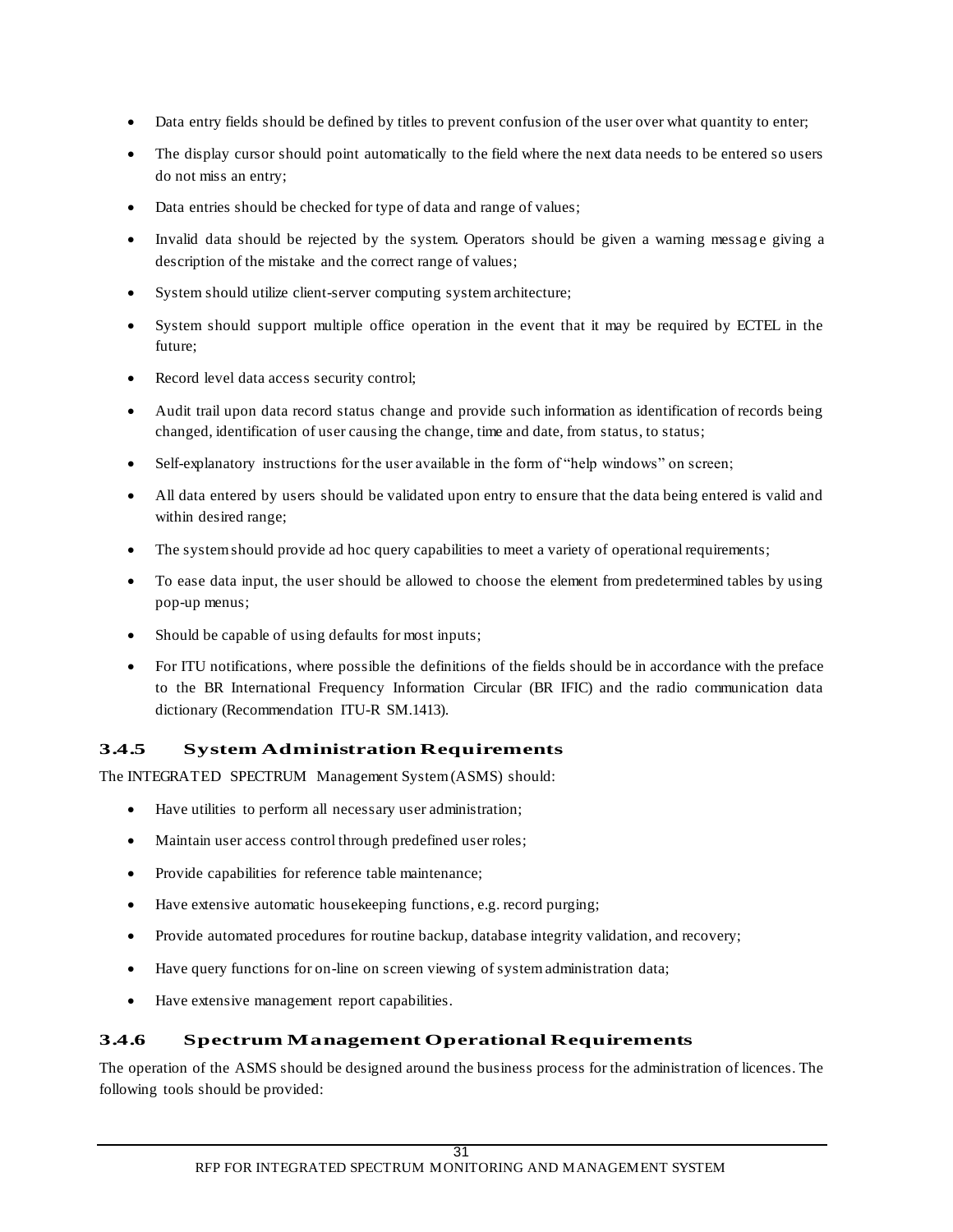- Data entry fields should be defined by titles to prevent confusion of the user over what quantity to enter;
- The display cursor should point automatically to the field where the next data needs to be entered so users do not miss an entry;
- Data entries should be checked for type of data and range of values;
- Invalid data should be rejected by the system. Operators should be given a warning message giving a description of the mistake and the correct range of values;
- System should utilize client-server computing system architecture;
- System should support multiple office operation in the event that it may be required by ECTEL in the future;
- Record level data access security control;
- Audit trail upon data record status change and provide such information as identification of records being changed, identification of user causing the change, time and date, from status, to status;
- Self-explanatory instructions for the user available in the form of "help windows" on screen;
- All data entered by users should be validated upon entry to ensure that the data being entered is valid and within desired range;
- The system should provide ad hoc query capabilities to meet a variety of operational requirements;
- To ease data input, the user should be allowed to choose the element from predetermined tables by using pop-up menus;
- Should be capable of using defaults for most inputs;
- For ITU notifications, where possible the definitions of the fields should be in accordance with the preface to the BR International Frequency Information Circular (BR IFIC) and the radio communication data dictionary (Recommendation ITU-R SM.1413).

### 3.4.5 System Administration Requirements

The INTEGRATED SPECTRUM Management System (ASMS) should:

- Have utilities to perform all necessary user administration;
- Maintain user access control through predefined user roles;
- Provide capabilities for reference table maintenance;
- Have extensive automatic housekeeping functions, e.g. record purging;
- Provide automated procedures for routine backup, database integrity validation, and recovery;
- Have query functions for on-line on screen viewing of system administration data;
- Have extensive management report capabilities.

### 3.4.6 Spectrum Management Operational Requirements

The operation of the ASMS should be designed around the business process for the administration of licences. The following tools should be provided: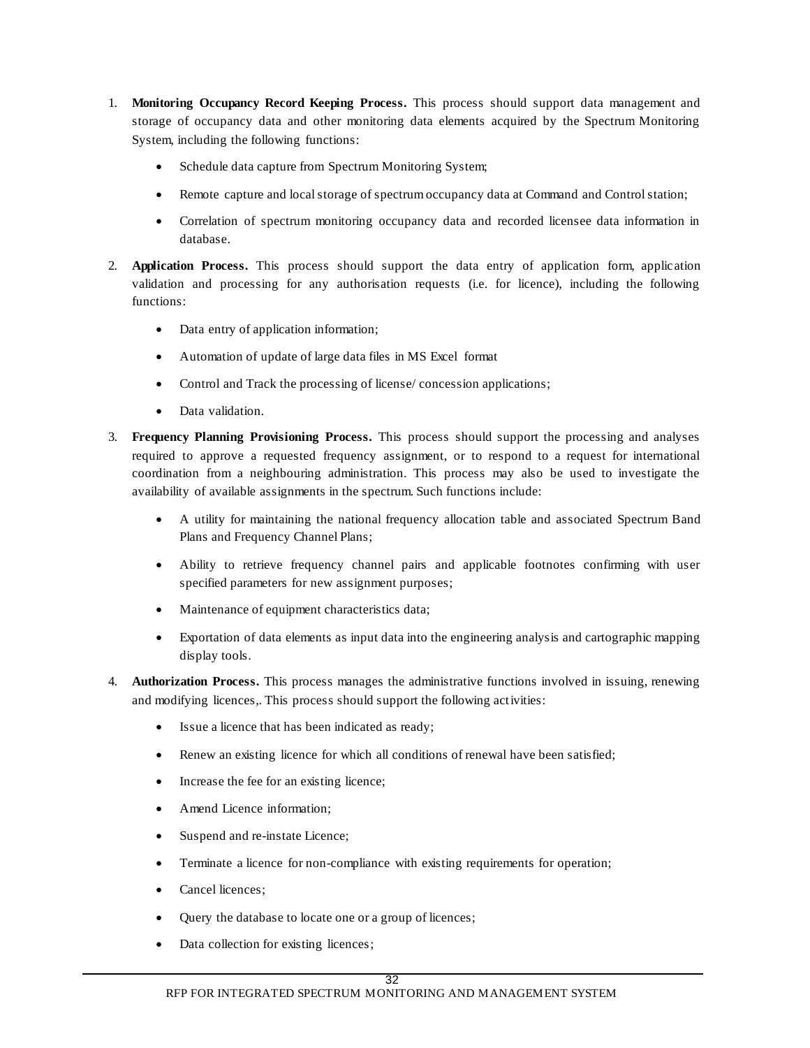1. **Monitoring Occupancy Record Keeping Process.** This process should support data management and storage of occupancy data and other monitoring data elements acquired by the Spectrum Monitoring System, including the following functions:

    - Schedule data capture from Spectrum Monitoring System;
    - Remote capture and local storage of spectrum occupancy data at Command and Control station;
    - Correlation of spectrum monitoring occupancy data and recorded licensee data information in database.

2. **Application Process.** This process should support the data entry of application form, application validation and processing for any authorisation requests (i.e. for licence), including the following functions:

    - Data entry of application information;
    - Automation of update of large data files in MS Excel format
    - Control and Track the processing of license/ concession applications;
    - Data validation.

3. **Frequency Planning Provisioning Process.** This process should support the processing and analyses required to approve a requested frequency assignment, or to respond to a request for international coordination from a neighbouring administration. This process may also be used to investigate the availability of available assignments in the spectrum. Such functions include:

    - A utility for maintaining the national frequency allocation table and associated Spectrum Band Plans and Frequency Channel Plans;
    - Ability to retrieve frequency channel pairs and applicable footnotes confirming with user specified parameters for new assignment purposes;
    - Maintenance of equipment characteristics data;
    - Exportation of data elements as input data into the engineering analysis and cartographic mapping display tools.

4. **Authorization Process.** This process manages the administrative functions involved in issuing, renewing and modifying licences,. This process should support the following activities:

    - Issue a licence that has been indicated as ready;
    - Renew an existing licence for which all conditions of renewal have been satisfied;
    - Increase the fee for an existing licence;
    - Amend Licence information;
    - Suspend and re-instate Licence;
    - Terminate a licence for non-compliance with existing requirements for operation;
    - Cancel licences;
    - Query the database to locate one or a group of licences;
    - Data collection for existing licences;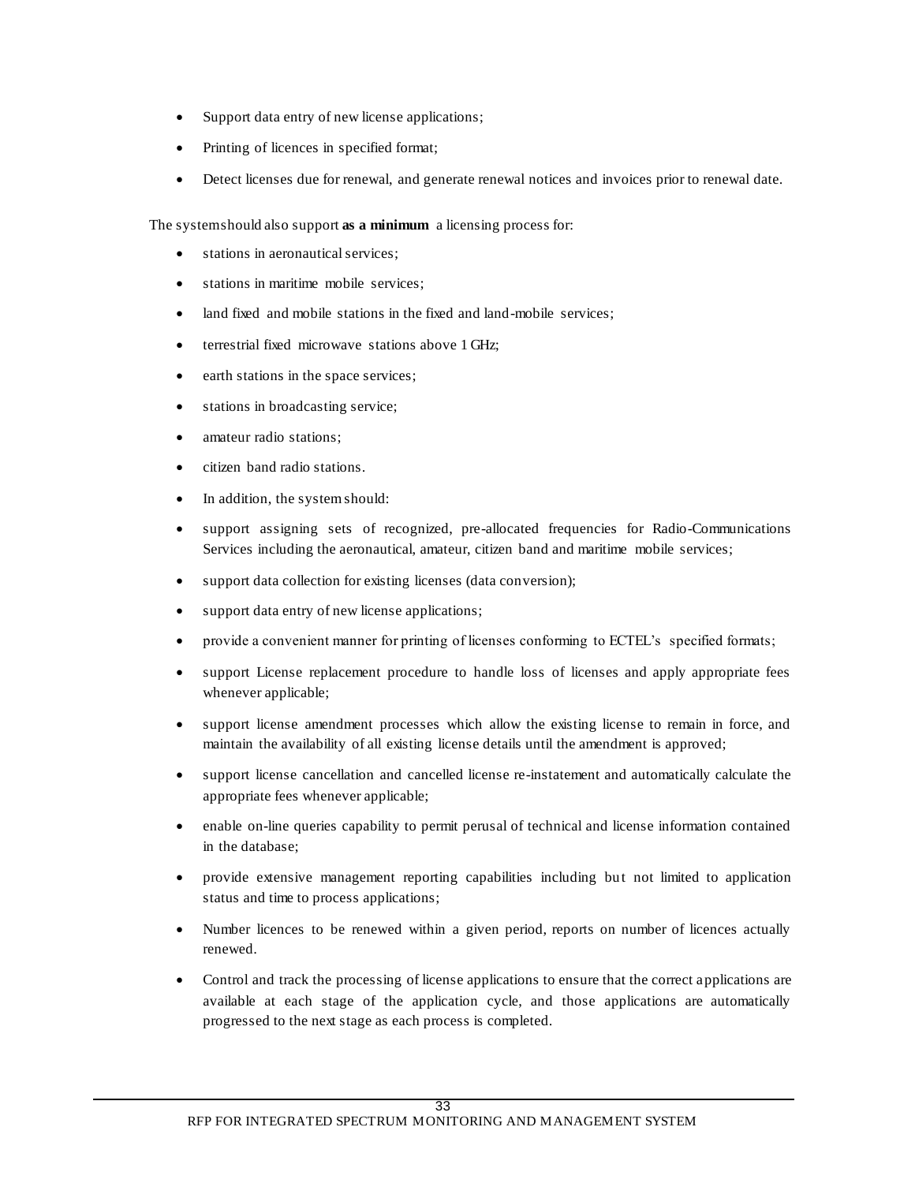- Support data entry of new license applications;
- Printing of licences in specified format;
- Detect licenses due for renewal, and generate renewal notices and invoices prior to renewal date.

The system should also support **as a minimum** a licensing process for:

- stations in aeronautical services;
- stations in maritime mobile services;
- land fixed and mobile stations in the fixed and land-mobile services;
- terrestrial fixed microwave stations above 1 GHz;
- earth stations in the space services;
- stations in broadcasting service;
- amateur radio stations;
- citizen band radio stations.
- In addition, the system should:
- support assigning sets of recognized, pre-allocated frequencies for Radio-Communications Services including the aeronautical, amateur, citizen band and maritime mobile services;
- support data collection for existing licenses (data conversion);
- support data entry of new license applications;
- provide a convenient manner for printing of licenses conforming to ECTEL's specified formats;
- support License replacement procedure to handle loss of licenses and apply appropriate fees whenever applicable;
- support license amendment processes which allow the existing license to remain in force, and maintain the availability of all existing license details until the amendment is approved;
- support license cancellation and cancelled license re-instatement and automatically calculate the appropriate fees whenever applicable;
- enable on-line queries capability to permit perusal of technical and license information contained in the database;
- provide extensive management reporting capabilities including but not limited to application status and time to process applications;
- Number licences to be renewed within a given period, reports on number of licences actually renewed.
- Control and track the processing of license applications to ensure that the correct applications are available at each stage of the application cycle, and those applications are automatically progressed to the next stage as each process is completed.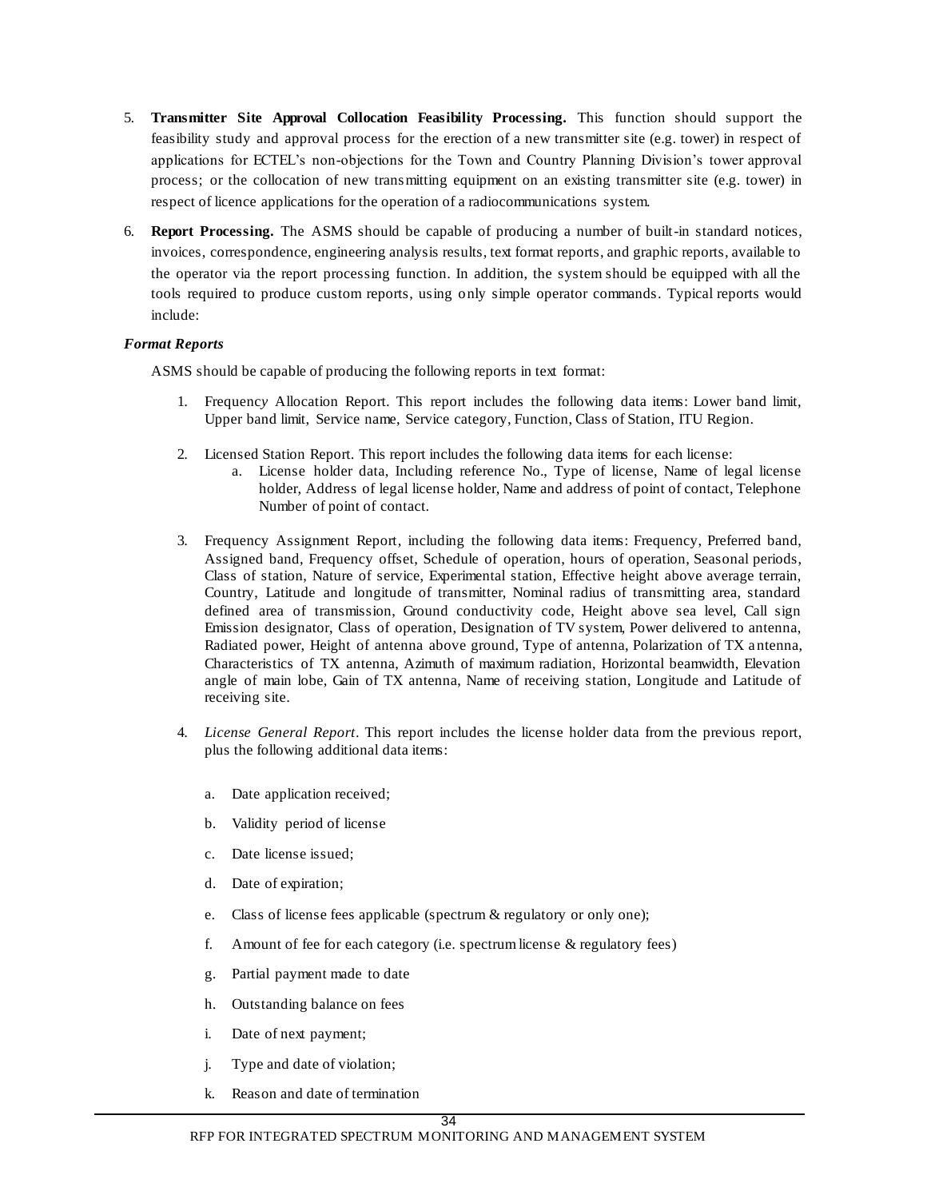5. **Transmitter Site Approval Collocation Feasibility Processing.** This function should support the feasibility study and approval process for the erection of a new transmitter site (e.g. tower) in respect of applications for ECTEL's non-objections for the Town and Country Planning Division's tower approval process; or the collocation of new transmitting equipment on an existing transmitter site (e.g. tower) in respect of licence applications for the operation of a radiocommunications system.

6. **Report Processing.** The ASMS should be capable of producing a number of built-in standard notices, invoices, correspondence, engineering analysis results, text format reports, and graphic reports, available to the operator via the report processing function. In addition, the system should be equipped with all the tools required to produce custom reports, using only simple operator commands. Typical reports would include:

***Format Reports***

ASMS should be capable of producing the following reports in text format:

1. Frequency Allocation Report. This report includes the following data items: Lower band limit, Upper band limit, Service name, Service category, Function, Class of Station, ITU Region.

2. Licensed Station Report. This report includes the following data items for each license:
   a. License holder data, Including reference No., Type of license, Name of legal license holder, Address of legal license holder, Name and address of point of contact, Telephone Number of point of contact.

3. Frequency Assignment Report, including the following data items: Frequency, Preferred band, Assigned band, Frequency offset, Schedule of operation, hours of operation, Seasonal periods, Class of station, Nature of service, Experimental station, Effective height above average terrain, Country, Latitude and longitude of transmitter, Nominal radius of transmitting area, standard defined area of transmission, Ground conductivity code, Height above sea level, Call sign Emission designator, Class of operation, Designation of TV system, Power delivered to antenna, Radiated power, Height of antenna above ground, Type of antenna, Polarization of TX antenna, Characteristics of TX antenna, Azimuth of maximum radiation, Horizontal beamwidth, Elevation angle of main lobe, Gain of TX antenna, Name of receiving station, Longitude and Latitude of receiving site.

4. *License General Report*. This report includes the license holder data from the previous report, plus the following additional data items:

   a. Date application received;
   b. Validity period of license
   c. Date license issued;
   d. Date of expiration;
   e. Class of license fees applicable (spectrum & regulatory or only one);
   f. Amount of fee for each category (i.e. spectrum license & regulatory fees)
   g. Partial payment made to date
   h. Outstanding balance on fees
   i. Date of next payment;
   j. Type and date of violation;
   k. Reason and date of termination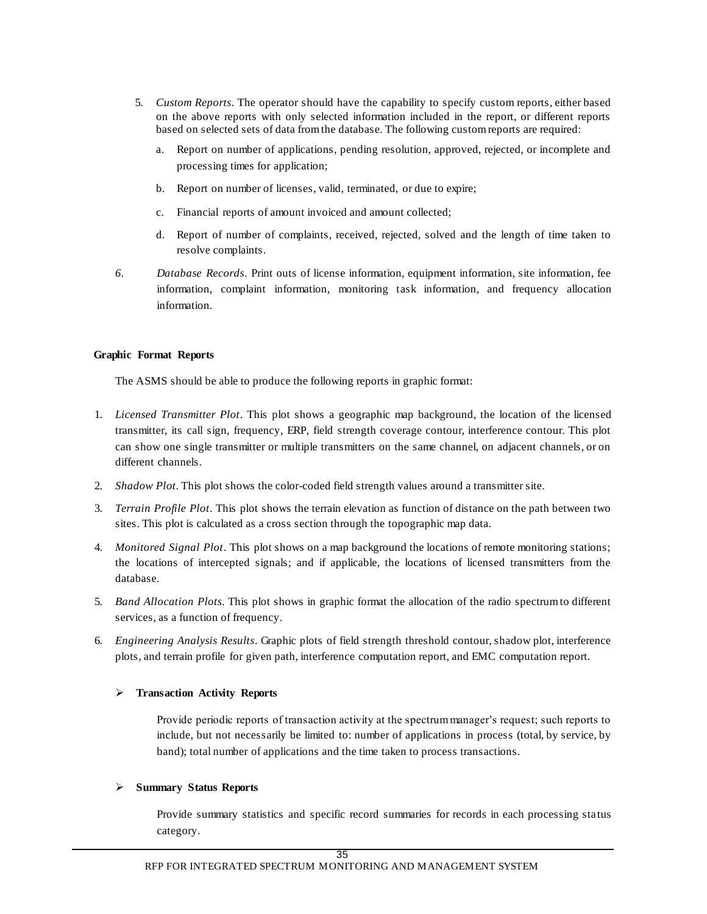5. *Custom Reports*. The operator should have the capability to specify custom reports, either based on the above reports with only selected information included in the report, or different reports based on selected sets of data from the database. The following custom reports are required:

   a. Report on number of applications, pending resolution, approved, rejected, or incomplete and processing times for application;

   b. Report on number of licenses, valid, terminated, or due to expire;

   c. Financial reports of amount invoiced and amount collected;

   d. Report of number of complaints, received, rejected, solved and the length of time taken to resolve complaints.

6. *Database Records*. Print outs of license information, equipment information, site information, fee information, complaint information, monitoring task information, and frequency allocation information.

**Graphic Format Reports**

The ASMS should be able to produce the following reports in graphic format:

1. *Licensed Transmitter Plot*. This plot shows a geographic map background, the location of the licensed transmitter, its call sign, frequency, ERP, field strength coverage contour, interference contour. This plot can show one single transmitter or multiple transmitters on the same channel, on adjacent channels, or on different channels.
2. *Shadow Plot*. This plot shows the color-coded field strength values around a transmitter site.
3. *Terrain Profile Plot*. This plot shows the terrain elevation as function of distance on the path between two sites. This plot is calculated as a cross section through the topographic map data.
4. *Monitored Signal Plot*. This plot shows on a map background the locations of remote monitoring stations; the locations of intercepted signals; and if applicable, the locations of licensed transmitters from the database.
5. *Band Allocation Plots*. This plot shows in graphic format the allocation of the radio spectrum to different services, as a function of frequency.
6. *Engineering Analysis Results*. Graphic plots of field strength threshold contour, shadow plot, interference plots, and terrain profile for given path, interference computation report, and EMC computation report.

- **Transaction Activity Reports**

  Provide periodic reports of transaction activity at the spectrum manager's request; such reports to include, but not necessarily be limited to: number of applications in process (total, by service, by band); total number of applications and the time taken to process transactions.

- **Summary Status Reports**

  Provide summary statistics and specific record summaries for records in each processing status category.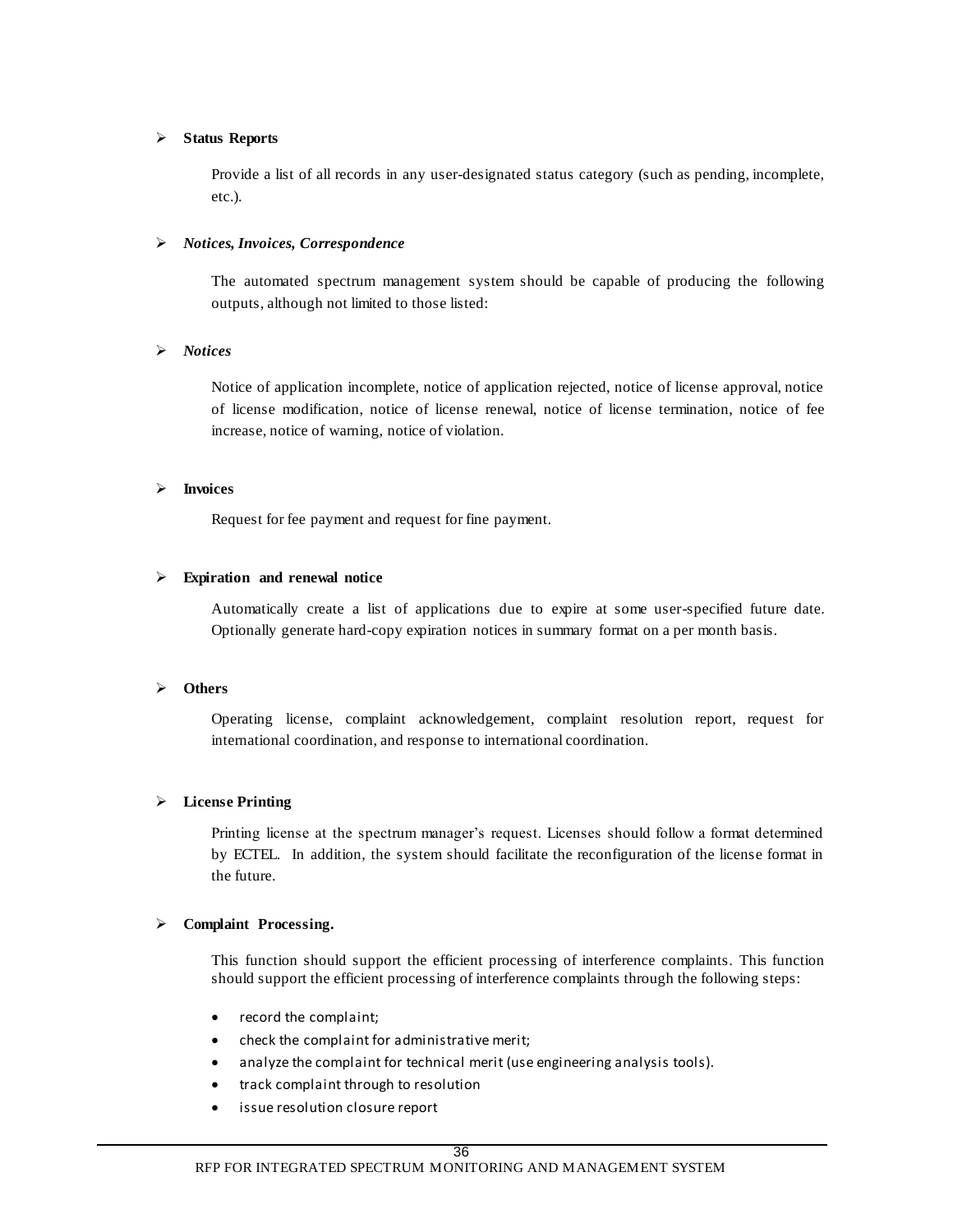- **Status Reports**

  Provide a list of all records in any user-designated status category (such as pending, incomplete, etc.).

- ***Notices, Invoices, Correspondence***

  The automated spectrum management system should be capable of producing the following outputs, although not limited to those listed:

- ***Notices***

  Notice of application incomplete, notice of application rejected, notice of license approval, notice of license modification, notice of license renewal, notice of license termination, notice of fee increase, notice of warning, notice of violation.

- **Invoices**

  Request for fee payment and request for fine payment.

- **Expiration and renewal notice**

  Automatically create a list of applications due to expire at some user-specified future date. Optionally generate hard-copy expiration notices in summary format on a per month basis.

- **Others**

  Operating license, complaint acknowledgement, complaint resolution report, request for international coordination, and response to international coordination.

- **License Printing**

  Printing license at the spectrum manager's request. Licenses should follow a format determined by ECTEL. In addition, the system should facilitate the reconfiguration of the license format in the future.

- **Complaint Processing.**

  This function should support the efficient processing of interference complaints. This function should support the efficient processing of interference complaints through the following steps:

  - record the complaint;
  - check the complaint for administrative merit;
  - analyze the complaint for technical merit (use engineering analysis tools).
  - track complaint through to resolution
  - issue resolution closure report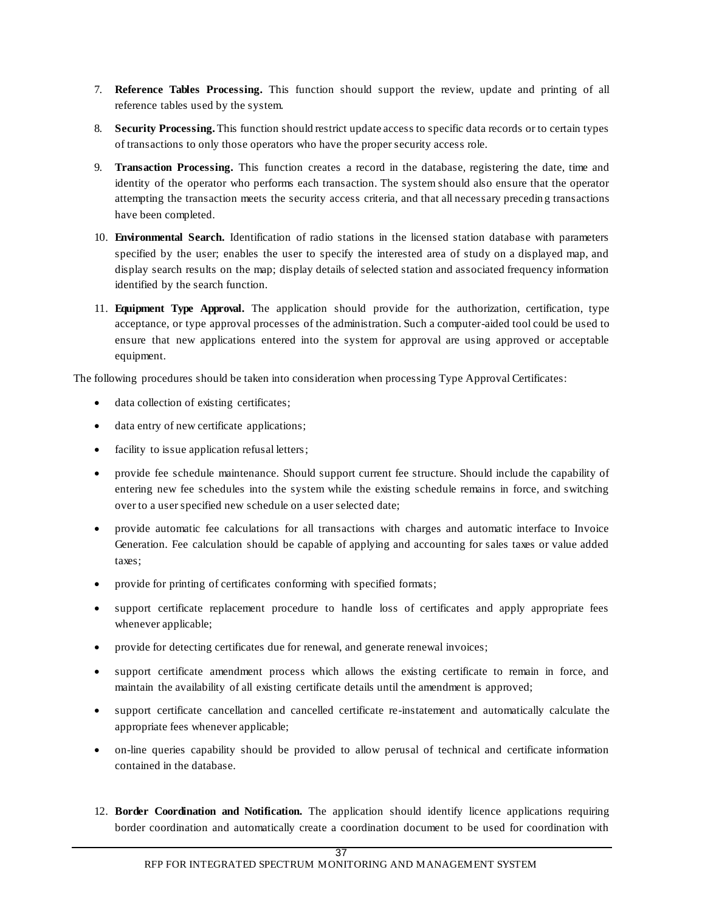7. **Reference Tables Processing.** This function should support the review, update and printing of all reference tables used by the system.

8. **Security Processing.** This function should restrict update access to specific data records or to certain types of transactions to only those operators who have the proper security access role.

9. **Transaction Processing.** This function creates a record in the database, registering the date, time and identity of the operator who performs each transaction. The system should also ensure that the operator attempting the transaction meets the security access criteria, and that all necessary preceding transactions have been completed.

10. **Environmental Search.** Identification of radio stations in the licensed station database with parameters specified by the user; enables the user to specify the interested area of study on a displayed map, and display search results on the map; display details of selected station and associated frequency information identified by the search function.

11. **Equipment Type Approval.** The application should provide for the authorization, certification, type acceptance, or type approval processes of the administration. Such a computer-aided tool could be used to ensure that new applications entered into the system for approval are using approved or acceptable equipment.

The following procedures should be taken into consideration when processing Type Approval Certificates:

- data collection of existing certificates;
- data entry of new certificate applications;
- facility to issue application refusal letters;
- provide fee schedule maintenance. Should support current fee structure. Should include the capability of entering new fee schedules into the system while the existing schedule remains in force, and switching over to a user specified new schedule on a user selected date;
- provide automatic fee calculations for all transactions with charges and automatic interface to Invoice Generation. Fee calculation should be capable of applying and accounting for sales taxes or value added taxes;
- provide for printing of certificates conforming with specified formats;
- support certificate replacement procedure to handle loss of certificates and apply appropriate fees whenever applicable;
- provide for detecting certificates due for renewal, and generate renewal invoices;
- support certificate amendment process which allows the existing certificate to remain in force, and maintain the availability of all existing certificate details until the amendment is approved;
- support certificate cancellation and cancelled certificate re-instatement and automatically calculate the appropriate fees whenever applicable;
- on-line queries capability should be provided to allow perusal of technical and certificate information contained in the database.

12. **Border Coordination and Notification.** The application should identify licence applications requiring border coordination and automatically create a coordination document to be used for coordination with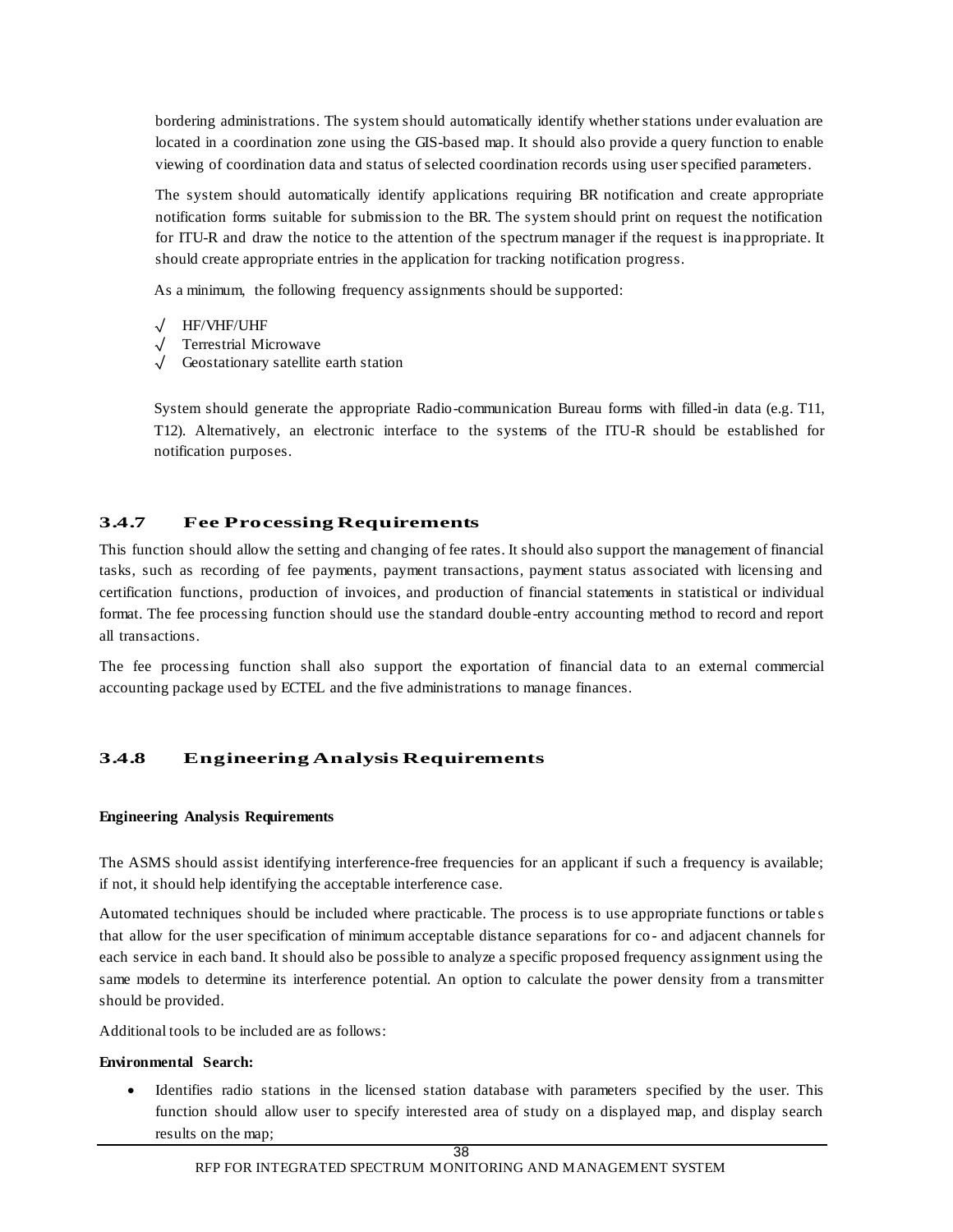bordering administrations. The system should automatically identify whether stations under evaluation are located in a coordination zone using the GIS-based map. It should also provide a query function to enable viewing of coordination data and status of selected coordination records using user specified parameters.

The system should automatically identify applications requiring BR notification and create appropriate notification forms suitable for submission to the BR. The system should print on request the notification for ITU-R and draw the notice to the attention of the spectrum manager if the request is inappropriate. It should create appropriate entries in the application for tracking notification progress.

As a minimum, the following frequency assignments should be supported:

- √ HF/VHF/UHF
- √ Terrestrial Microwave
- √ Geostationary satellite earth station

System should generate the appropriate Radio-communication Bureau forms with filled-in data (e.g. T11, T12). Alternatively, an electronic interface to the systems of the ITU-R should be established for notification purposes.

### 3.4.7 Fee Processing Requirements

This function should allow the setting and changing of fee rates. It should also support the management of financial tasks, such as recording of fee payments, payment transactions, payment status associated with licensing and certification functions, production of invoices, and production of financial statements in statistical or individual format. The fee processing function should use the standard double-entry accounting method to record and report all transactions.

The fee processing function shall also support the exportation of financial data to an external commercial accounting package used by ECTEL and the five administrations to manage finances.

### 3.4.8 Engineering Analysis Requirements

**Engineering Analysis Requirements**

The ASMS should assist identifying interference-free frequencies for an applicant if such a frequency is available; if not, it should help identifying the acceptable interference case.

Automated techniques should be included where practicable. The process is to use appropriate functions or tables that allow for the user specification of minimum acceptable distance separations for co- and adjacent channels for each service in each band. It should also be possible to analyze a specific proposed frequency assignment using the same models to determine its interference potential. An option to calculate the power density from a transmitter should be provided.

Additional tools to be included are as follows:

**Environmental Search:**

- Identifies radio stations in the licensed station database with parameters specified by the user. This function should allow user to specify interested area of study on a displayed map, and display search results on the map;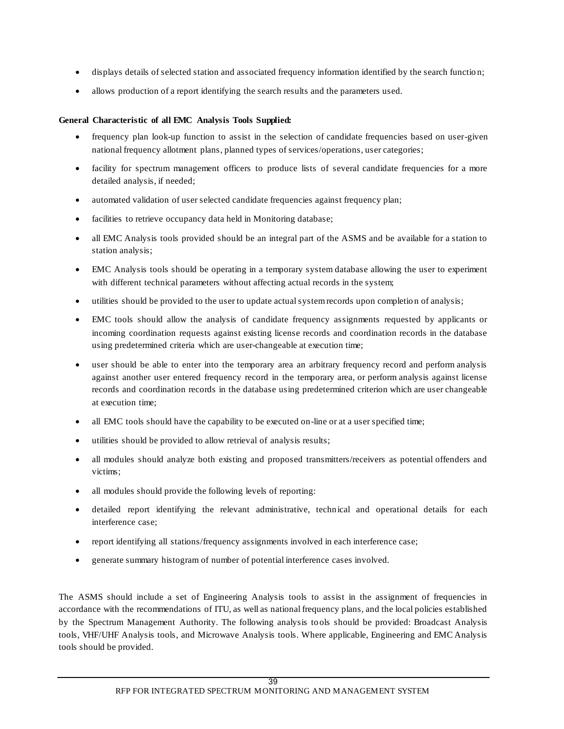- displays details of selected station and associated frequency information identified by the search function;
- allows production of a report identifying the search results and the parameters used.

**General Characteristic of all EMC Analysis Tools Supplied:**

- frequency plan look-up function to assist in the selection of candidate frequencies based on user-given national frequency allotment plans, planned types of services/operations, user categories;
- facility for spectrum management officers to produce lists of several candidate frequencies for a more detailed analysis, if needed;
- automated validation of user selected candidate frequencies against frequency plan;
- facilities to retrieve occupancy data held in Monitoring database;
- all EMC Analysis tools provided should be an integral part of the ASMS and be available for a station to station analysis;
- EMC Analysis tools should be operating in a temporary system database allowing the user to experiment with different technical parameters without affecting actual records in the system;
- utilities should be provided to the user to update actual system records upon completion of analysis;
- EMC tools should allow the analysis of candidate frequency assignments requested by applicants or incoming coordination requests against existing license records and coordination records in the database using predetermined criteria which are user-changeable at execution time;
- user should be able to enter into the temporary area an arbitrary frequency record and perform analysis against another user entered frequency record in the temporary area, or perform analysis against license records and coordination records in the database using predetermined criterion which are user changeable at execution time;
- all EMC tools should have the capability to be executed on-line or at a user specified time;
- utilities should be provided to allow retrieval of analysis results;
- all modules should analyze both existing and proposed transmitters/receivers as potential offenders and victims;
- all modules should provide the following levels of reporting:
- detailed report identifying the relevant administrative, technical and operational details for each interference case;
- report identifying all stations/frequency assignments involved in each interference case;
- generate summary histogram of number of potential interference cases involved.

The ASMS should include a set of Engineering Analysis tools to assist in the assignment of frequencies in accordance with the recommendations of ITU, as well as national frequency plans, and the local policies established by the Spectrum Management Authority. The following analysis tools should be provided: Broadcast Analysis tools, VHF/UHF Analysis tools, and Microwave Analysis tools. Where applicable, Engineering and EMC Analysis tools should be provided.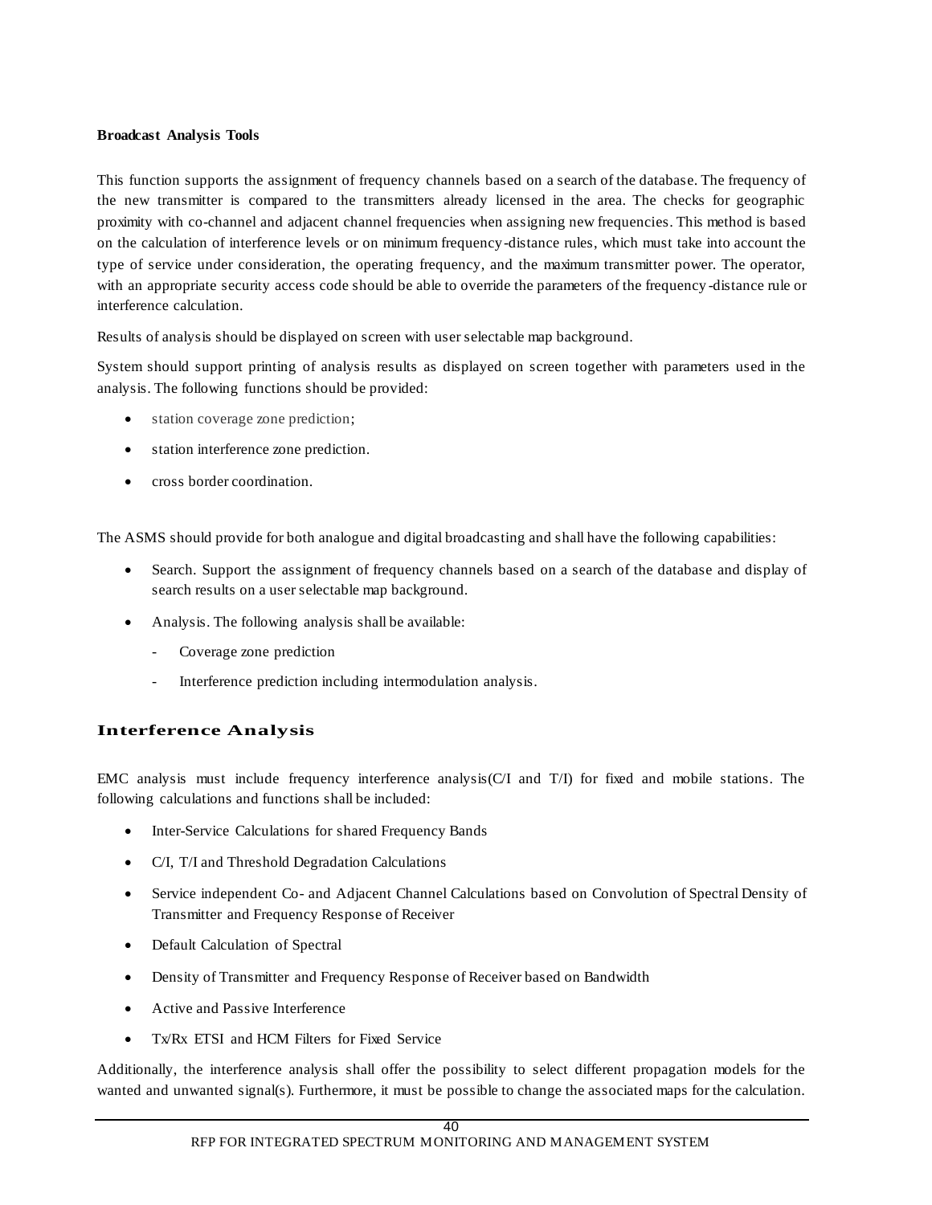**Broadcast Analysis Tools**

This function supports the assignment of frequency channels based on a search of the database. The frequency of the new transmitter is compared to the transmitters already licensed in the area. The checks for geographic proximity with co-channel and adjacent channel frequencies when assigning new frequencies. This method is based on the calculation of interference levels or on minimum frequency-distance rules, which must take into account the type of service under consideration, the operating frequency, and the maximum transmitter power. The operator, with an appropriate security access code should be able to override the parameters of the frequency-distance rule or interference calculation.

Results of analysis should be displayed on screen with user selectable map background.

System should support printing of analysis results as displayed on screen together with parameters used in the analysis. The following functions should be provided:

- station coverage zone prediction;
- station interference zone prediction.
- cross border coordination.

The ASMS should provide for both analogue and digital broadcasting and shall have the following capabilities:

- Search. Support the assignment of frequency channels based on a search of the database and display of search results on a user selectable map background.
- Analysis. The following analysis shall be available:
  - Coverage zone prediction
  - Interference prediction including intermodulation analysis.

## Interference Analysis

EMC analysis must include frequency interference analysis(C/I and T/I) for fixed and mobile stations. The following calculations and functions shall be included:

- Inter-Service Calculations for shared Frequency Bands
- C/I, T/I and Threshold Degradation Calculations
- Service independent Co- and Adjacent Channel Calculations based on Convolution of Spectral Density of Transmitter and Frequency Response of Receiver
- Default Calculation of Spectral
- Density of Transmitter and Frequency Response of Receiver based on Bandwidth
- Active and Passive Interference
- Tx/Rx ETSI and HCM Filters for Fixed Service

Additionally, the interference analysis shall offer the possibility to select different propagation models for the wanted and unwanted signal(s). Furthermore, it must be possible to change the associated maps for the calculation.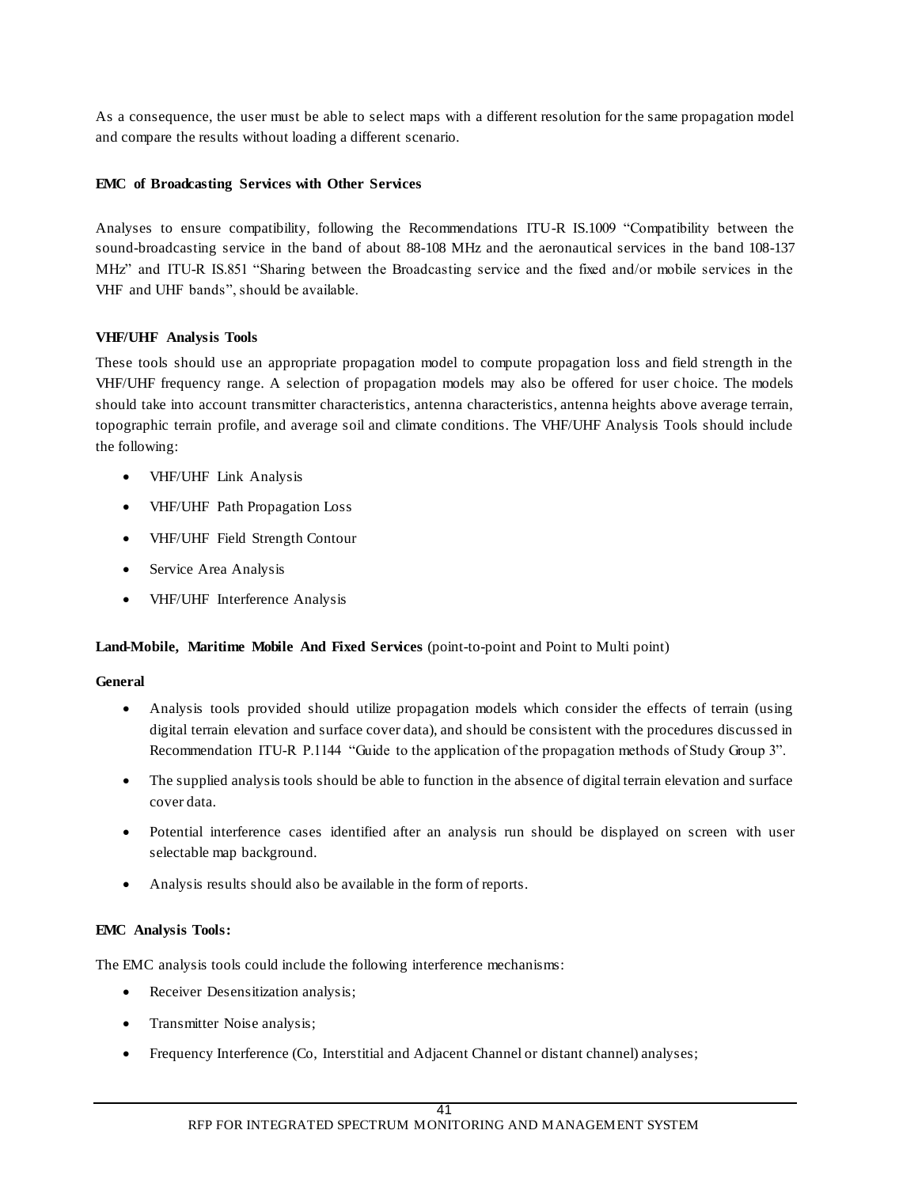As a consequence, the user must be able to select maps with a different resolution for the same propagation model and compare the results without loading a different scenario.

**EMC of Broadcasting Services with Other Services**

Analyses to ensure compatibility, following the Recommendations ITU-R IS.1009 "Compatibility between the sound-broadcasting service in the band of about 88-108 MHz and the aeronautical services in the band 108-137 MHz" and ITU-R IS.851 "Sharing between the Broadcasting service and the fixed and/or mobile services in the VHF and UHF bands", should be available.

**VHF/UHF Analysis Tools**

These tools should use an appropriate propagation model to compute propagation loss and field strength in the VHF/UHF frequency range. A selection of propagation models may also be offered for user choice. The models should take into account transmitter characteristics, antenna characteristics, antenna heights above average terrain, topographic terrain profile, and average soil and climate conditions. The VHF/UHF Analysis Tools should include the following:

- VHF/UHF Link Analysis
- VHF/UHF Path Propagation Loss
- VHF/UHF Field Strength Contour
- Service Area Analysis
- VHF/UHF Interference Analysis

**Land-Mobile, Maritime Mobile And Fixed Services** (point-to-point and Point to Multi point)

**General**

- Analysis tools provided should utilize propagation models which consider the effects of terrain (using digital terrain elevation and surface cover data), and should be consistent with the procedures discussed in Recommendation ITU-R P.1144 "Guide to the application of the propagation methods of Study Group 3".
- The supplied analysis tools should be able to function in the absence of digital terrain elevation and surface cover data.
- Potential interference cases identified after an analysis run should be displayed on screen with user selectable map background.
- Analysis results should also be available in the form of reports.

**EMC Analysis Tools:**

The EMC analysis tools could include the following interference mechanisms:

- Receiver Desensitization analysis;
- Transmitter Noise analysis;
- Frequency Interference (Co, Interstitial and Adjacent Channel or distant channel) analyses;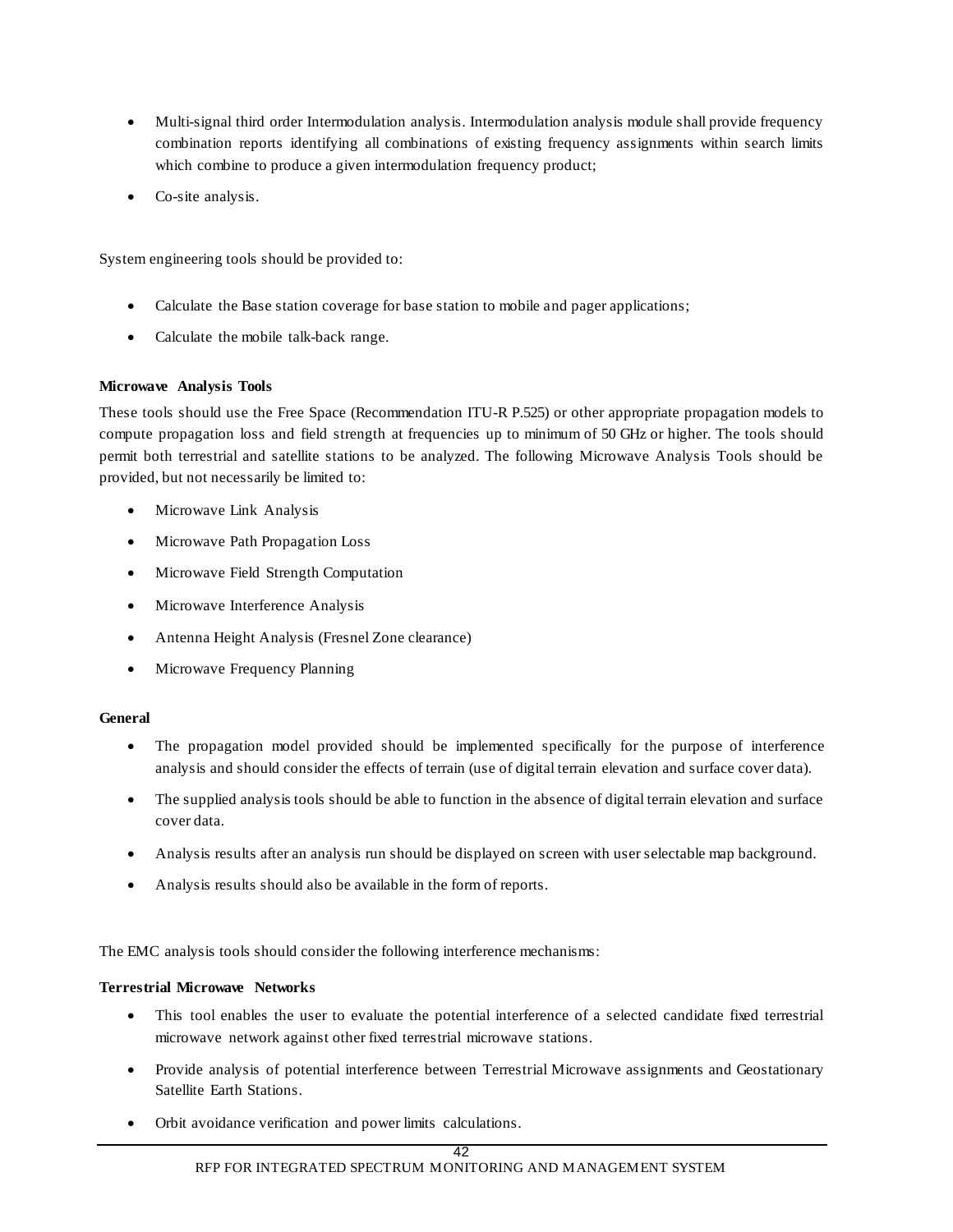- Multi-signal third order Intermodulation analysis. Intermodulation analysis module shall provide frequency combination reports identifying all combinations of existing frequency assignments within search limits which combine to produce a given intermodulation frequency product;
- Co-site analysis.

System engineering tools should be provided to:

- Calculate the Base station coverage for base station to mobile and pager applications;
- Calculate the mobile talk-back range.

**Microwave Analysis Tools**

These tools should use the Free Space (Recommendation ITU-R P.525) or other appropriate propagation models to compute propagation loss and field strength at frequencies up to minimum of 50 GHz or higher. The tools should permit both terrestrial and satellite stations to be analyzed. The following Microwave Analysis Tools should be provided, but not necessarily be limited to:

- Microwave Link Analysis
- Microwave Path Propagation Loss
- Microwave Field Strength Computation
- Microwave Interference Analysis
- Antenna Height Analysis (Fresnel Zone clearance)
- Microwave Frequency Planning

**General**

- The propagation model provided should be implemented specifically for the purpose of interference analysis and should consider the effects of terrain (use of digital terrain elevation and surface cover data).
- The supplied analysis tools should be able to function in the absence of digital terrain elevation and surface cover data.
- Analysis results after an analysis run should be displayed on screen with user selectable map background.
- Analysis results should also be available in the form of reports.

The EMC analysis tools should consider the following interference mechanisms:

**Terrestrial Microwave Networks**

- This tool enables the user to evaluate the potential interference of a selected candidate fixed terrestrial microwave network against other fixed terrestrial microwave stations.
- Provide analysis of potential interference between Terrestrial Microwave assignments and Geostationary Satellite Earth Stations.
- Orbit avoidance verification and power limits calculations.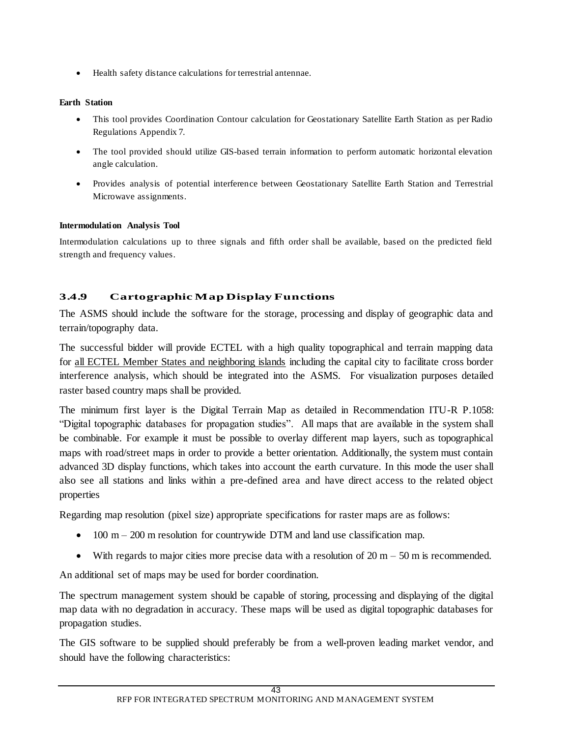- Health safety distance calculations for terrestrial antennae.

**Earth Station**

- This tool provides Coordination Contour calculation for Geostationary Satellite Earth Station as per Radio Regulations Appendix 7.
- The tool provided should utilize GIS-based terrain information to perform automatic horizontal elevation angle calculation.
- Provides analysis of potential interference between Geostationary Satellite Earth Station and Terrestrial Microwave assignments.

**Intermodulation Analysis Tool**

Intermodulation calculations up to three signals and fifth order shall be available, based on the predicted field strength and frequency values.

### 3.4.9 Cartographic Map Display Functions

The ASMS should include the software for the storage, processing and display of geographic data and terrain/topography data.

The successful bidder will provide ECTEL with a high quality topographical and terrain mapping data for <u>all ECTEL Member States and neighboring islands</u> including the capital city to facilitate cross border interference analysis, which should be integrated into the ASMS. For visualization purposes detailed raster based country maps shall be provided.

The minimum first layer is the Digital Terrain Map as detailed in Recommendation ITU-R P.1058: "Digital topographic databases for propagation studies". All maps that are available in the system shall be combinable. For example it must be possible to overlay different map layers, such as topographical maps with road/street maps in order to provide a better orientation. Additionally, the system must contain advanced 3D display functions, which takes into account the earth curvature. In this mode the user shall also see all stations and links within a pre-defined area and have direct access to the related object properties

Regarding map resolution (pixel size) appropriate specifications for raster maps are as follows:

- 100 m – 200 m resolution for countrywide DTM and land use classification map.
- With regards to major cities more precise data with a resolution of 20 m – 50 m is recommended.

An additional set of maps may be used for border coordination.

The spectrum management system should be capable of storing, processing and displaying of the digital map data with no degradation in accuracy. These maps will be used as digital topographic databases for propagation studies.

The GIS software to be supplied should preferably be from a well-proven leading market vendor, and should have the following characteristics: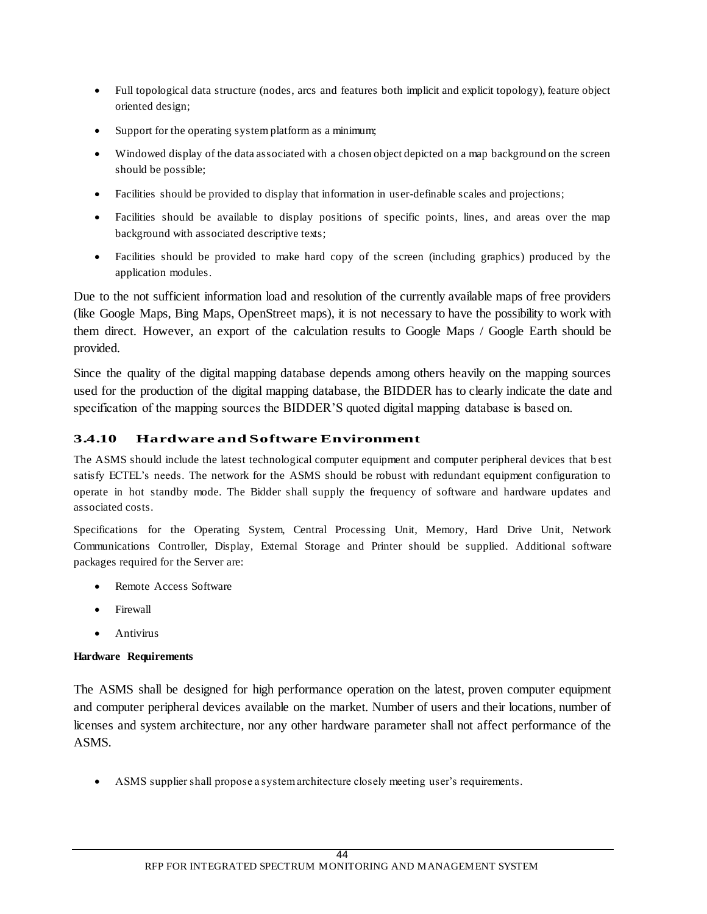- Full topological data structure (nodes, arcs and features both implicit and explicit topology), feature object oriented design;
- Support for the operating system platform as a minimum;
- Windowed display of the data associated with a chosen object depicted on a map background on the screen should be possible;
- Facilities should be provided to display that information in user-definable scales and projections;
- Facilities should be available to display positions of specific points, lines, and areas over the map background with associated descriptive texts;
- Facilities should be provided to make hard copy of the screen (including graphics) produced by the application modules.

Due to the not sufficient information load and resolution of the currently available maps of free providers (like Google Maps, Bing Maps, OpenStreet maps), it is not necessary to have the possibility to work with them direct. However, an export of the calculation results to Google Maps / Google Earth should be provided.

Since the quality of the digital mapping database depends among others heavily on the mapping sources used for the production of the digital mapping database, the BIDDER has to clearly indicate the date and specification of the mapping sources the BIDDER'S quoted digital mapping database is based on.

### 3.4.10 Hardware and Software Environment

The ASMS should include the latest technological computer equipment and computer peripheral devices that best satisfy ECTEL's needs. The network for the ASMS should be robust with redundant equipment configuration to operate in hot standby mode. The Bidder shall supply the frequency of software and hardware updates and associated costs.

Specifications for the Operating System, Central Processing Unit, Memory, Hard Drive Unit, Network Communications Controller, Display, External Storage and Printer should be supplied. Additional software packages required for the Server are:

- Remote Access Software
- Firewall
- Antivirus

**Hardware Requirements**

The ASMS shall be designed for high performance operation on the latest, proven computer equipment and computer peripheral devices available on the market. Number of users and their locations, number of licenses and system architecture, nor any other hardware parameter shall not affect performance of the ASMS.

- ASMS supplier shall propose a system architecture closely meeting user's requirements.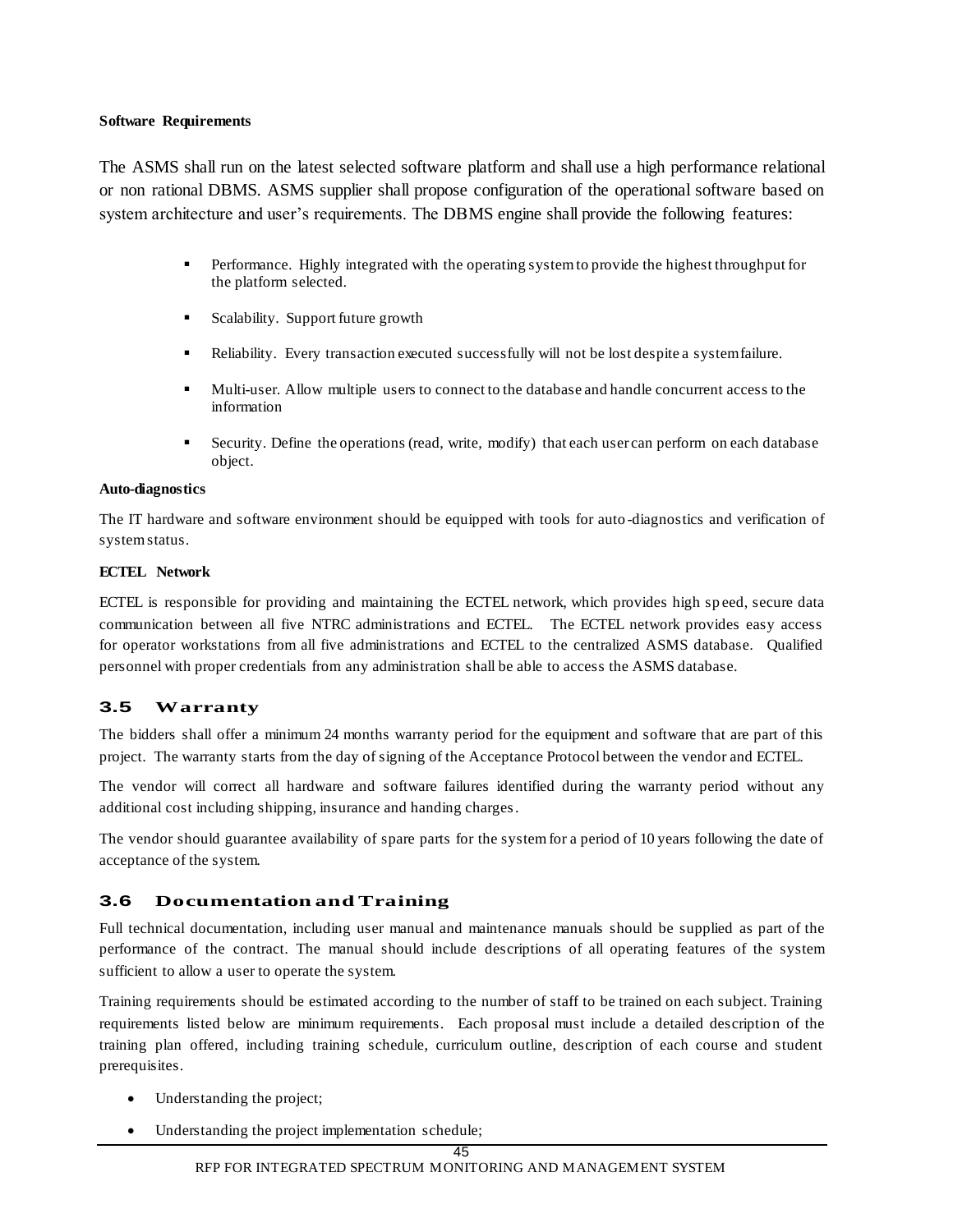**Software Requirements**

The ASMS shall run on the latest selected software platform and shall use a high performance relational or non rational DBMS. ASMS supplier shall propose configuration of the operational software based on system architecture and user's requirements. The DBMS engine shall provide the following features:

- Performance. Highly integrated with the operating system to provide the highest throughput for the platform selected.
- Scalability. Support future growth
- Reliability. Every transaction executed successfully will not be lost despite a system failure.
- Multi-user. Allow multiple users to connect to the database and handle concurrent access to the information
- Security. Define the operations (read, write, modify) that each user can perform on each database object.

**Auto-diagnostics**

The IT hardware and software environment should be equipped with tools for auto-diagnostics and verification of system status.

**ECTEL Network**

ECTEL is responsible for providing and maintaining the ECTEL network, which provides high speed, secure data communication between all five NTRC administrations and ECTEL. The ECTEL network provides easy access for operator workstations from all five administrations and ECTEL to the centralized ASMS database. Qualified personnel with proper credentials from any administration shall be able to access the ASMS database.

### 3.5 Warranty

The bidders shall offer a minimum 24 months warranty period for the equipment and software that are part of this project. The warranty starts from the day of signing of the Acceptance Protocol between the vendor and ECTEL.

The vendor will correct all hardware and software failures identified during the warranty period without any additional cost including shipping, insurance and handing charges.

The vendor should guarantee availability of spare parts for the system for a period of 10 years following the date of acceptance of the system.

### 3.6 Documentation and Training

Full technical documentation, including user manual and maintenance manuals should be supplied as part of the performance of the contract. The manual should include descriptions of all operating features of the system sufficient to allow a user to operate the system.

Training requirements should be estimated according to the number of staff to be trained on each subject. Training requirements listed below are minimum requirements. Each proposal must include a detailed description of the training plan offered, including training schedule, curriculum outline, description of each course and student prerequisites.

- Understanding the project;
- Understanding the project implementation schedule;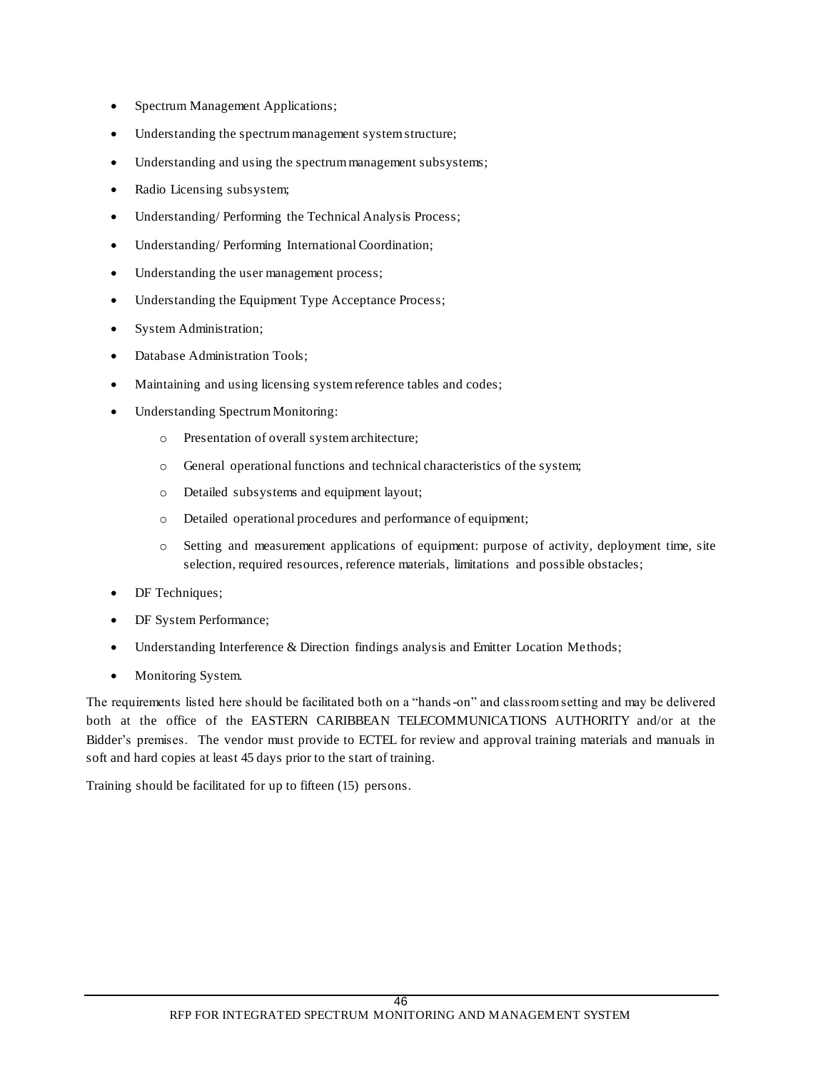- Spectrum Management Applications;
- Understanding the spectrum management system structure;
- Understanding and using the spectrum management subsystems;
- Radio Licensing subsystem;
- Understanding/ Performing the Technical Analysis Process;
- Understanding/ Performing International Coordination;
- Understanding the user management process;
- Understanding the Equipment Type Acceptance Process;
- System Administration;
- Database Administration Tools;
- Maintaining and using licensing system reference tables and codes;
- Understanding Spectrum Monitoring:
  - Presentation of overall system architecture;
  - General operational functions and technical characteristics of the system;
  - Detailed subsystems and equipment layout;
  - Detailed operational procedures and performance of equipment;
  - Setting and measurement applications of equipment: purpose of activity, deployment time, site selection, required resources, reference materials, limitations and possible obstacles;
- DF Techniques;
- DF System Performance;
- Understanding Interference & Direction findings analysis and Emitter Location Methods;
- Monitoring System.

The requirements listed here should be facilitated both on a "hands-on" and classroom setting and may be delivered both at the office of the EASTERN CARIBBEAN TELECOMMUNICATIONS AUTHORITY and/or at the Bidder's premises. The vendor must provide to ECTEL for review and approval training materials and manuals in soft and hard copies at least 45 days prior to the start of training.

Training should be facilitated for up to fifteen (15) persons.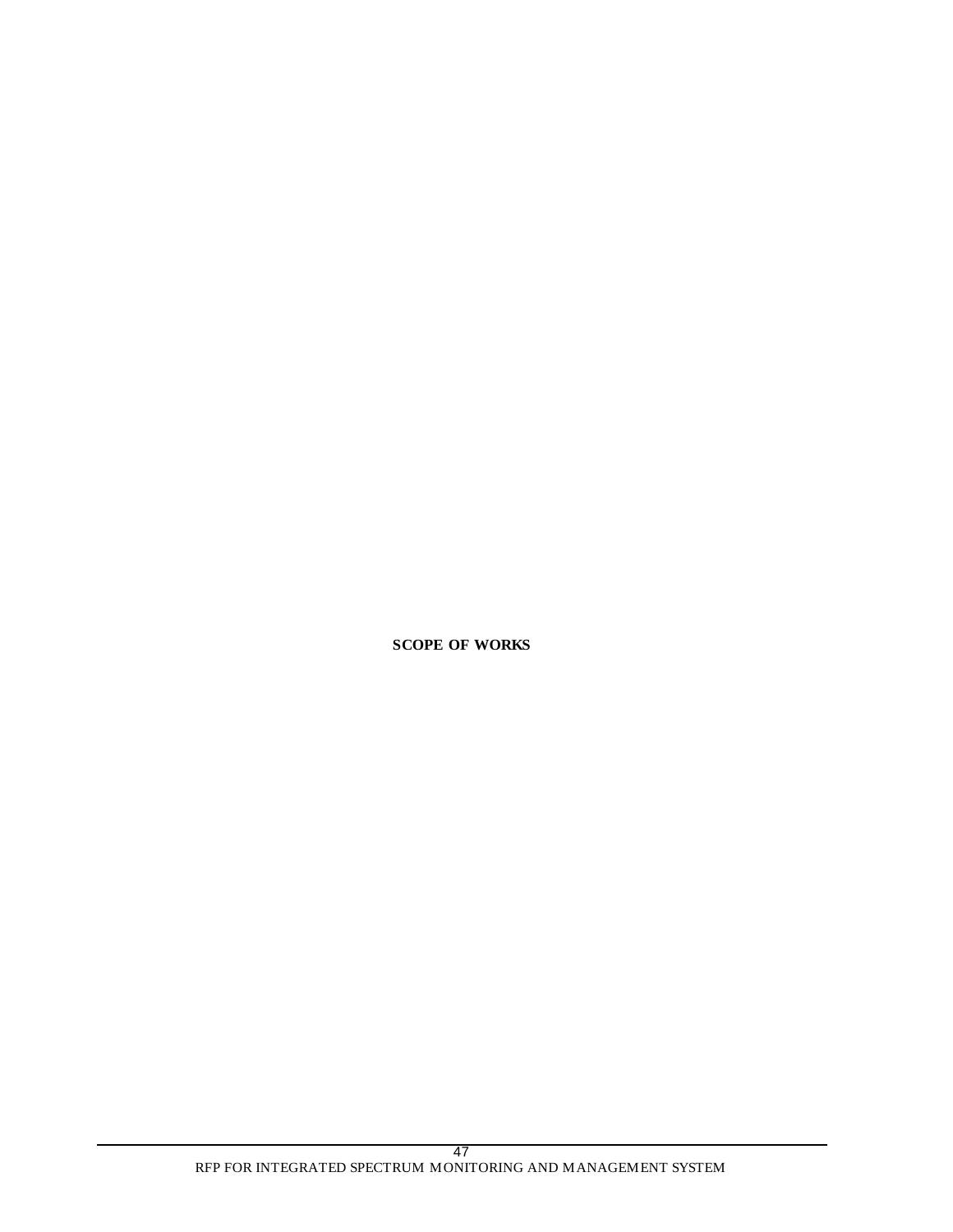# SCOPE OF WORKS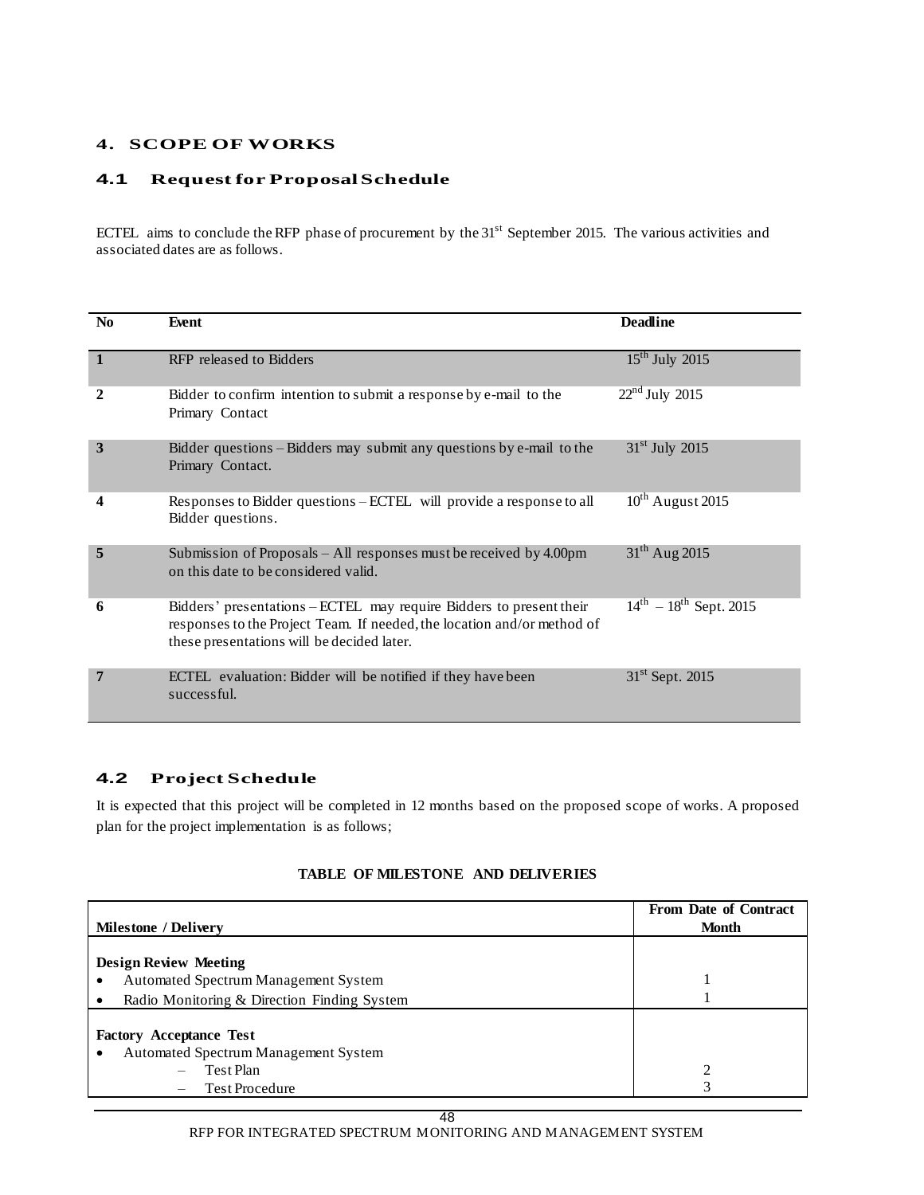## 4. SCOPE OF WORKS

### 4.1 Request for Proposal Schedule

ECTEL aims to conclude the RFP phase of procurement by the 31st September 2015. The various activities and associated dates are as follows.

| No | Event | Deadline |
|---|---|---|
| **1** | RFP released to Bidders | 15th July 2015 |
| **2** | Bidder to confirm intention to submit a response by e-mail to the Primary Contact | 22nd July 2015 |
| **3** | Bidder questions – Bidders may submit any questions by e-mail to the Primary Contact. | 31st July 2015 |
| **4** | Responses to Bidder questions – ECTEL will provide a response to all Bidder questions. | 10th August 2015 |
| **5** | Submission of Proposals – All responses must be received by 4.00pm on this date to be considered valid. | 31th Aug 2015 |
| **6** | Bidders' presentations – ECTEL may require Bidders to present their responses to the Project Team. If needed, the location and/or method of these presentations will be decided later. | 14th – 18th Sept. 2015 |
| **7** | ECTEL evaluation: Bidder will be notified if they have been successful. | 31st Sept. 2015 |

### 4.2 Project Schedule

It is expected that this project will be completed in 12 months based on the proposed scope of works. A proposed plan for the project implementation is as follows;

**TABLE OF MILESTONE AND DELIVERIES**

| Milestone / Delivery | From Date of Contract Month |
|---|---|
| **Design Review Meeting** | |
| • Automated Spectrum Management System | 1 |
| • Radio Monitoring & Direction Finding System | 1 |
| **Factory Acceptance Test** | |
| • Automated Spectrum Management System | |
| – Test Plan | 2 |
| – Test Procedure | 3 |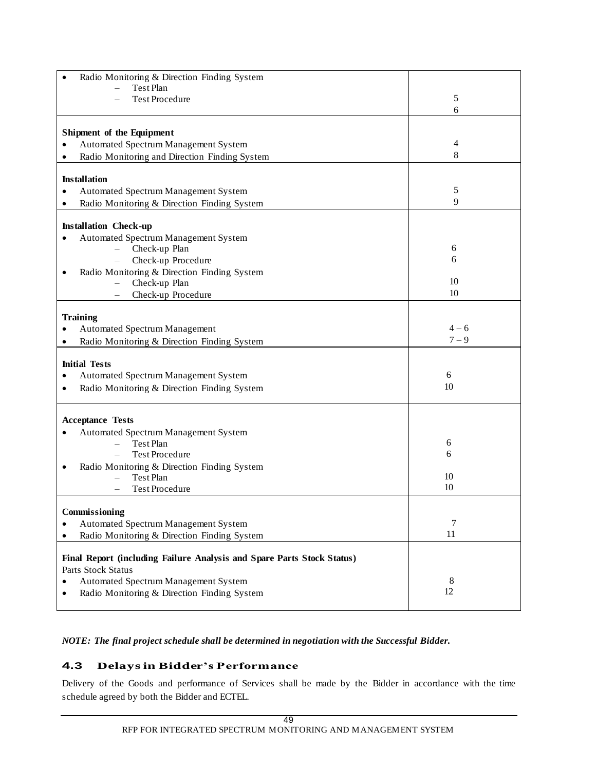| | |
|---|---|
| • Radio Monitoring & Direction Finding System<br>– Test Plan<br>– Test Procedure | <br>5<br>6 |
| **Shipment of the Equipment**<br>• Automated Spectrum Management System<br>• Radio Monitoring and Direction Finding System | <br>4<br>8 |
| **Installation**<br>• Automated Spectrum Management System<br>• Radio Monitoring & Direction Finding System | <br>5<br>9 |
| **Installation Check-up**<br>• Automated Spectrum Management System<br>– Check-up Plan<br>– Check-up Procedure<br>• Radio Monitoring & Direction Finding System<br>– Check-up Plan<br>– Check-up Procedure | <br><br>6<br>6<br><br>10<br>10 |
| **Training**<br>• Automated Spectrum Management<br>• Radio Monitoring & Direction Finding System | <br>4 – 6<br>7 – 9 |
| **Initial Tests**<br>• Automated Spectrum Management System<br>• Radio Monitoring & Direction Finding System | <br>6<br>10 |
| **Acceptance Tests**<br>• Automated Spectrum Management System<br>– Test Plan<br>– Test Procedure<br>• Radio Monitoring & Direction Finding System<br>– Test Plan<br>– Test Procedure | <br><br>6<br>6<br><br>10<br>10 |
| **Commissioning**<br>• Automated Spectrum Management System<br>• Radio Monitoring & Direction Finding System | <br>7<br>11 |
| **Final Report (including Failure Analysis and Spare Parts Stock Status)**<br>Parts Stock Status<br>• Automated Spectrum Management System<br>• Radio Monitoring & Direction Finding System | <br><br>8<br>12 |

***NOTE: The final project schedule shall be determined in negotiation with the Successful Bidder.***

### 4.3 Delays in Bidder's Performance

Delivery of the Goods and performance of Services shall be made by the Bidder in accordance with the time schedule agreed by both the Bidder and ECTEL.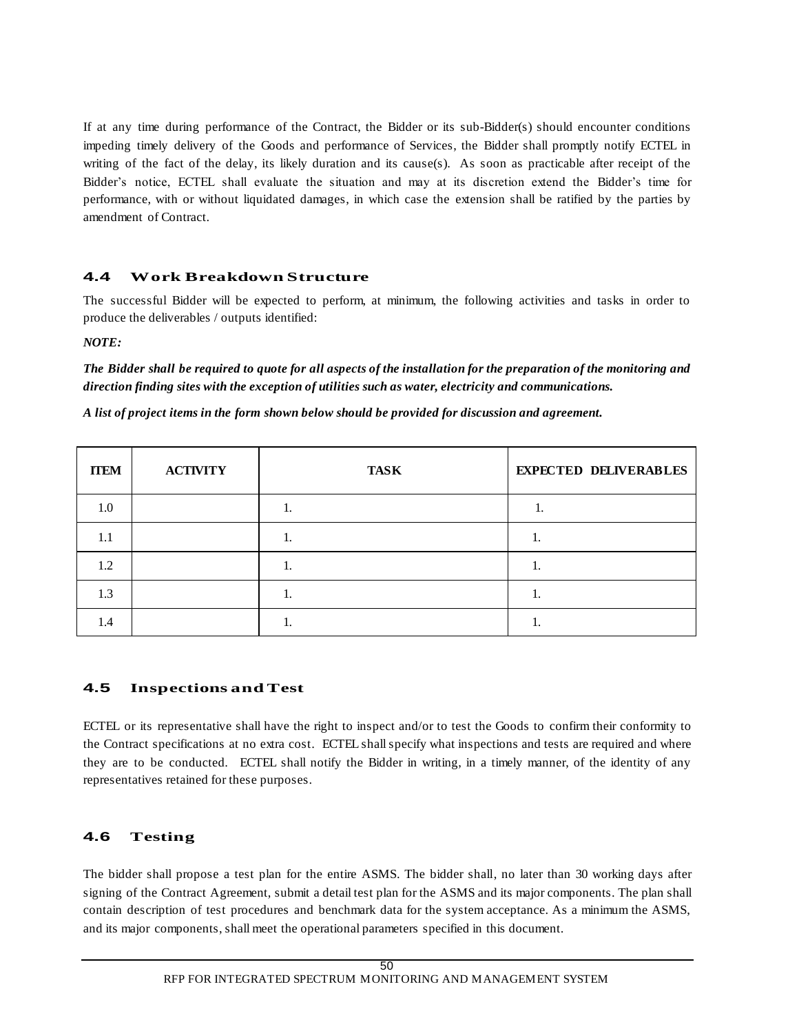If at any time during performance of the Contract, the Bidder or its sub-Bidder(s) should encounter conditions impeding timely delivery of the Goods and performance of Services, the Bidder shall promptly notify ECTEL in writing of the fact of the delay, its likely duration and its cause(s). As soon as practicable after receipt of the Bidder's notice, ECTEL shall evaluate the situation and may at its discretion extend the Bidder's time for performance, with or without liquidated damages, in which case the extension shall be ratified by the parties by amendment of Contract.

### 4.4 Work Breakdown Structure

The successful Bidder will be expected to perform, at minimum, the following activities and tasks in order to produce the deliverables / outputs identified:

***NOTE:***

***The Bidder shall be required to quote for all aspects of the installation for the preparation of the monitoring and direction finding sites with the exception of utilities such as water, electricity and communications.***

***A list of project items in the form shown below should be provided for discussion and agreement.***

| ITEM | ACTIVITY | TASK | EXPECTED DELIVERABLES |
|---|---|---|---|
| 1.0 | | 1. | 1. |
| 1.1 | | 1. | 1. |
| 1.2 | | 1. | 1. |
| 1.3 | | 1. | 1. |
| 1.4 | | 1. | 1. |

### 4.5 Inspections and Test

ECTEL or its representative shall have the right to inspect and/or to test the Goods to confirm their conformity to the Contract specifications at no extra cost. ECTEL shall specify what inspections and tests are required and where they are to be conducted. ECTEL shall notify the Bidder in writing, in a timely manner, of the identity of any representatives retained for these purposes.

### 4.6 Testing

The bidder shall propose a test plan for the entire ASMS. The bidder shall, no later than 30 working days after signing of the Contract Agreement, submit a detail test plan for the ASMS and its major components. The plan shall contain description of test procedures and benchmark data for the system acceptance. As a minimum the ASMS, and its major components, shall meet the operational parameters specified in this document.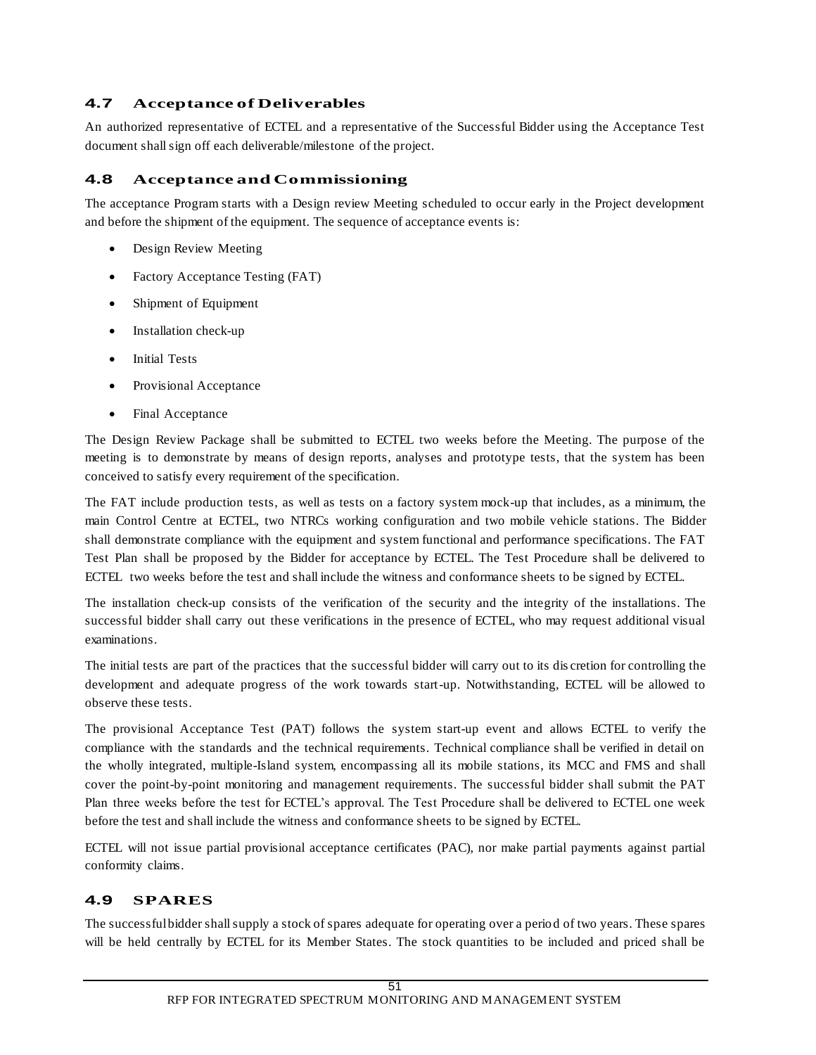## 4.7 Acceptance of Deliverables

An authorized representative of ECTEL and a representative of the Successful Bidder using the Acceptance Test document shall sign off each deliverable/milestone of the project.

## 4.8 Acceptance and Commissioning

The acceptance Program starts with a Design review Meeting scheduled to occur early in the Project development and before the shipment of the equipment. The sequence of acceptance events is:

- Design Review Meeting
- Factory Acceptance Testing (FAT)
- Shipment of Equipment
- Installation check-up
- Initial Tests
- Provisional Acceptance
- Final Acceptance

The Design Review Package shall be submitted to ECTEL two weeks before the Meeting. The purpose of the meeting is to demonstrate by means of design reports, analyses and prototype tests, that the system has been conceived to satisfy every requirement of the specification.

The FAT include production tests, as well as tests on a factory system mock-up that includes, as a minimum, the main Control Centre at ECTEL, two NTRCs working configuration and two mobile vehicle stations. The Bidder shall demonstrate compliance with the equipment and system functional and performance specifications. The FAT Test Plan shall be proposed by the Bidder for acceptance by ECTEL. The Test Procedure shall be delivered to ECTEL two weeks before the test and shall include the witness and conformance sheets to be signed by ECTEL.

The installation check-up consists of the verification of the security and the integrity of the installations. The successful bidder shall carry out these verifications in the presence of ECTEL, who may request additional visual examinations.

The initial tests are part of the practices that the successful bidder will carry out to its discretion for controlling the development and adequate progress of the work towards start-up. Notwithstanding, ECTEL will be allowed to observe these tests.

The provisional Acceptance Test (PAT) follows the system start-up event and allows ECTEL to verify the compliance with the standards and the technical requirements. Technical compliance shall be verified in detail on the wholly integrated, multiple-Island system, encompassing all its mobile stations, its MCC and FMS and shall cover the point-by-point monitoring and management requirements. The successful bidder shall submit the PAT Plan three weeks before the test for ECTEL's approval. The Test Procedure shall be delivered to ECTEL one week before the test and shall include the witness and conformance sheets to be signed by ECTEL.

ECTEL will not issue partial provisional acceptance certificates (PAC), nor make partial payments against partial conformity claims.

## 4.9 SPARES

The successful bidder shall supply a stock of spares adequate for operating over a period of two years. These spares will be held centrally by ECTEL for its Member States. The stock quantities to be included and priced shall be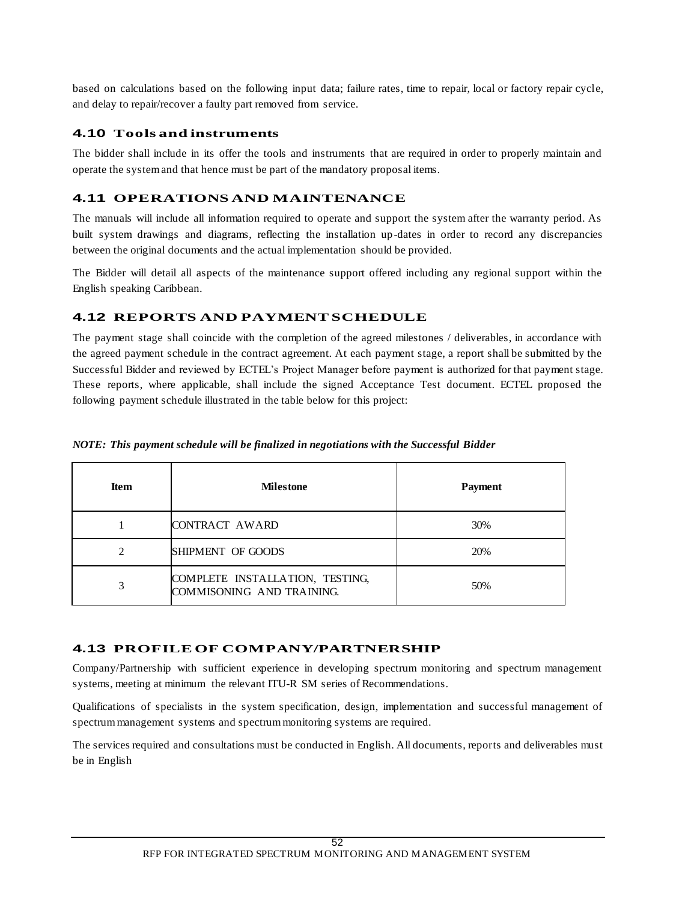based on calculations based on the following input data; failure rates, time to repair, local or factory repair cycle, and delay to repair/recover a faulty part removed from service.

## 4.10 Tools and instruments

The bidder shall include in its offer the tools and instruments that are required in order to properly maintain and operate the system and that hence must be part of the mandatory proposal items.

## 4.11 OPERATIONS AND MAINTENANCE

The manuals will include all information required to operate and support the system after the warranty period. As built system drawings and diagrams, reflecting the installation up-dates in order to record any discrepancies between the original documents and the actual implementation should be provided.

The Bidder will detail all aspects of the maintenance support offered including any regional support within the English speaking Caribbean.

## 4.12 REPORTS AND PAYMENT SCHEDULE

The payment stage shall coincide with the completion of the agreed milestones / deliverables, in accordance with the agreed payment schedule in the contract agreement. At each payment stage, a report shall be submitted by the Successful Bidder and reviewed by ECTEL's Project Manager before payment is authorized for that payment stage. These reports, where applicable, shall include the signed Acceptance Test document. ECTEL proposed the following payment schedule illustrated in the table below for this project:

***NOTE: This payment schedule will be finalized in negotiations with the Successful Bidder***

| Item | Milestone | Payment |
|---|---|---|
| 1 | CONTRACT AWARD | 30% |
| 2 | SHIPMENT OF GOODS | 20% |
| 3 | COMPLETE INSTALLATION, TESTING, COMMISONING AND TRAINING. | 50% |

## 4.13 PROFILE OF COMPANY/PARTNERSHIP

Company/Partnership with sufficient experience in developing spectrum monitoring and spectrum management systems, meeting at minimum the relevant ITU-R SM series of Recommendations.

Qualifications of specialists in the system specification, design, implementation and successful management of spectrum management systems and spectrum monitoring systems are required.

The services required and consultations must be conducted in English. All documents, reports and deliverables must be in English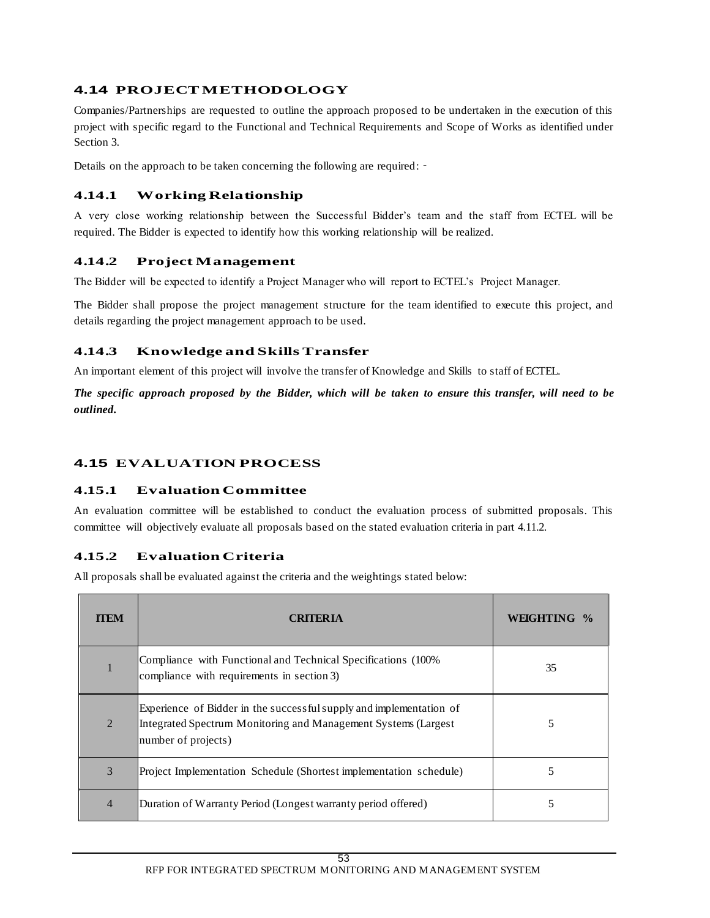## 4.14 PROJECT METHODOLOGY

Companies/Partnerships are requested to outline the approach proposed to be undertaken in the execution of this project with specific regard to the Functional and Technical Requirements and Scope of Works as identified under Section 3.

Details on the approach to be taken concerning the following are required: -

### 4.14.1 Working Relationship

A very close working relationship between the Successful Bidder's team and the staff from ECTEL will be required. The Bidder is expected to identify how this working relationship will be realized.

### 4.14.2 Project Management

The Bidder will be expected to identify a Project Manager who will report to ECTEL's Project Manager.

The Bidder shall propose the project management structure for the team identified to execute this project, and details regarding the project management approach to be used.

### 4.14.3 Knowledge and Skills Transfer

An important element of this project will involve the transfer of Knowledge and Skills to staff of ECTEL.

***The specific approach proposed by the Bidder, which will be taken to ensure this transfer, will need to be outlined.***

## 4.15 EVALUATION PROCESS

### 4.15.1 Evaluation Committee

An evaluation committee will be established to conduct the evaluation process of submitted proposals. This committee will objectively evaluate all proposals based on the stated evaluation criteria in part 4.11.2.

### 4.15.2 Evaluation Criteria

All proposals shall be evaluated against the criteria and the weightings stated below:

| ITEM | CRITERIA | WEIGHTING % |
|---|---|---|
| 1 | Compliance with Functional and Technical Specifications (100% compliance with requirements in section 3) | 35 |
| 2 | Experience of Bidder in the successful supply and implementation of Integrated Spectrum Monitoring and Management Systems (Largest number of projects) | 5 |
| 3 | Project Implementation Schedule (Shortest implementation schedule) | 5 |
| 4 | Duration of Warranty Period (Longest warranty period offered) | 5 |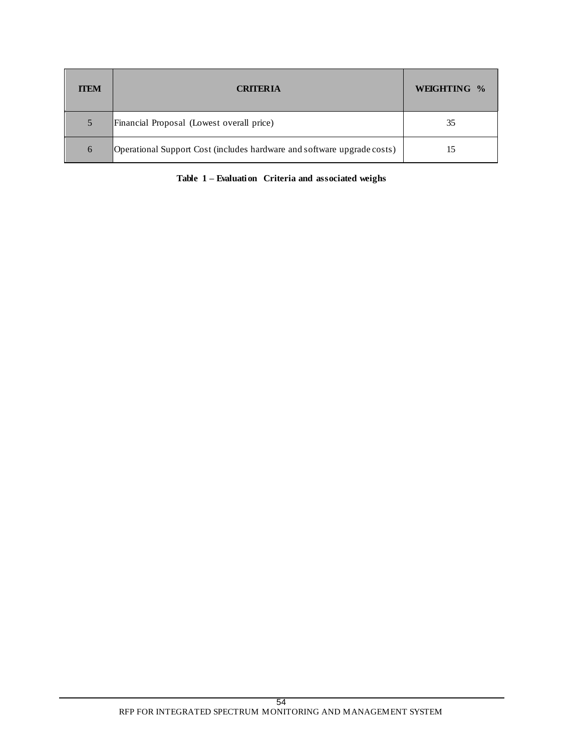| ITEM | CRITERIA | WEIGHTING % |
|---|---|---|
| 5 | Financial Proposal (Lowest overall price) | 35 |
| 6 | Operational Support Cost (includes hardware and software upgrade costs) | 15 |

**Table 1 – Evaluation Criteria and associated weighs**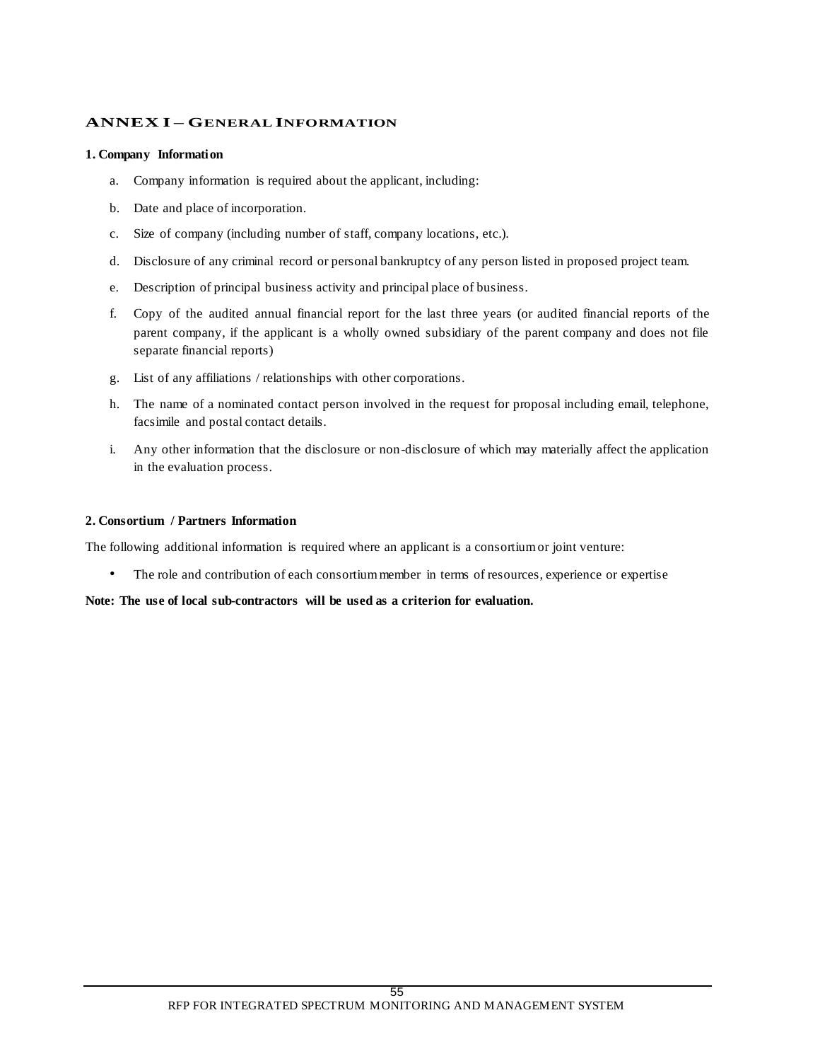## ANNEX I – GENERAL INFORMATION

### 1. Company Information

a. Company information is required about the applicant, including:

b. Date and place of incorporation.

c. Size of company (including number of staff, company locations, etc.).

d. Disclosure of any criminal record or personal bankruptcy of any person listed in proposed project team.

e. Description of principal business activity and principal place of business.

f. Copy of the audited annual financial report for the last three years (or audited financial reports of the parent company, if the applicant is a wholly owned subsidiary of the parent company and does not file separate financial reports)

g. List of any affiliations / relationships with other corporations.

h. The name of a nominated contact person involved in the request for proposal including email, telephone, facsimile and postal contact details.

i. Any other information that the disclosure or non-disclosure of which may materially affect the application in the evaluation process.

### 2. Consortium / Partners Information

The following additional information is required where an applicant is a consortium or joint venture:

- The role and contribution of each consortium member in terms of resources, experience or expertise

**Note: The use of local sub-contractors will be used as a criterion for evaluation.**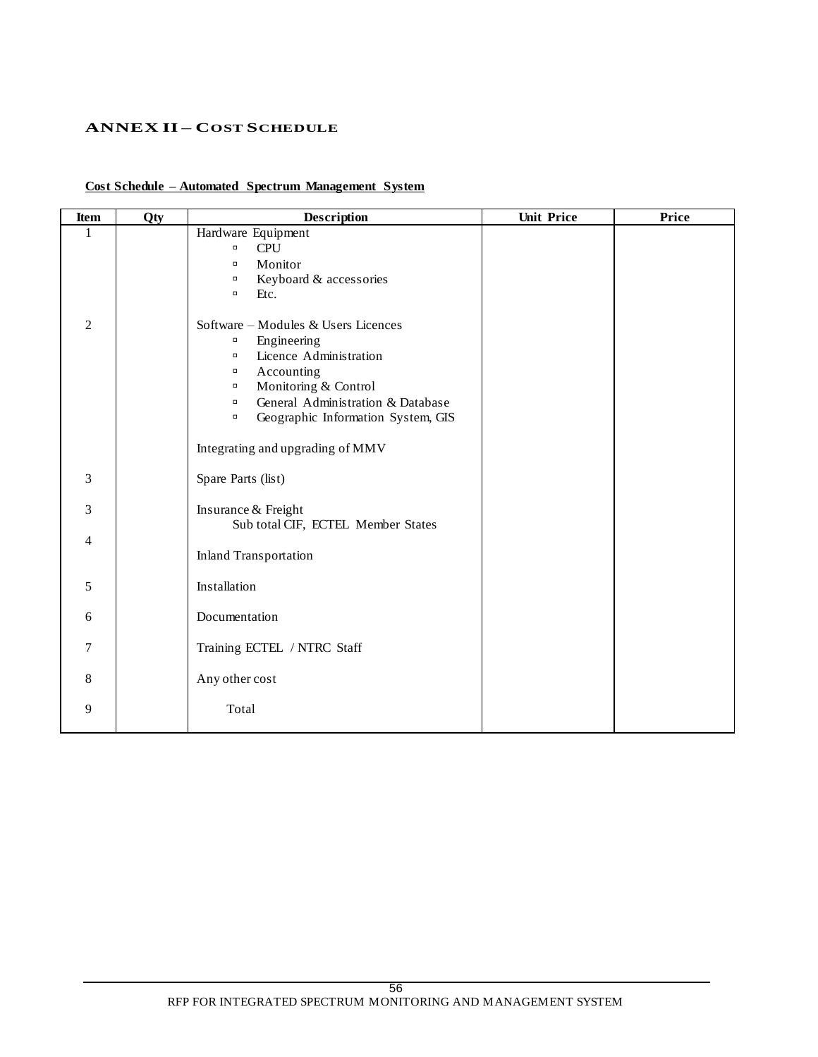## ANNEX II – COST SCHEDULE

**Cost Schedule – Automated Spectrum Management System**

| Item | Qty | Description | Unit Price | Price |
|---|---|---|---|---|
| 1 | | Hardware Equipment<br>▫ CPU<br>▫ Monitor<br>▫ Keyboard & accessories<br>▫ Etc. | | |
| 2 | | Software – Modules & Users Licences<br>▫ Engineering<br>▫ Licence Administration<br>▫ Accounting<br>▫ Monitoring & Control<br>▫ General Administration & Database<br>▫ Geographic Information System, GIS | | |
| | | Integrating and upgrading of MMV | | |
| 3 | | Spare Parts (list) | | |
| 3 | | Insurance & Freight<br>Sub total CIF, ECTEL Member States | | |
| 4 | | Inland Transportation | | |
| 5 | | Installation | | |
| 6 | | Documentation | | |
| 7 | | Training ECTEL / NTRC Staff | | |
| 8 | | Any other cost | | |
| 9 | | Total | | |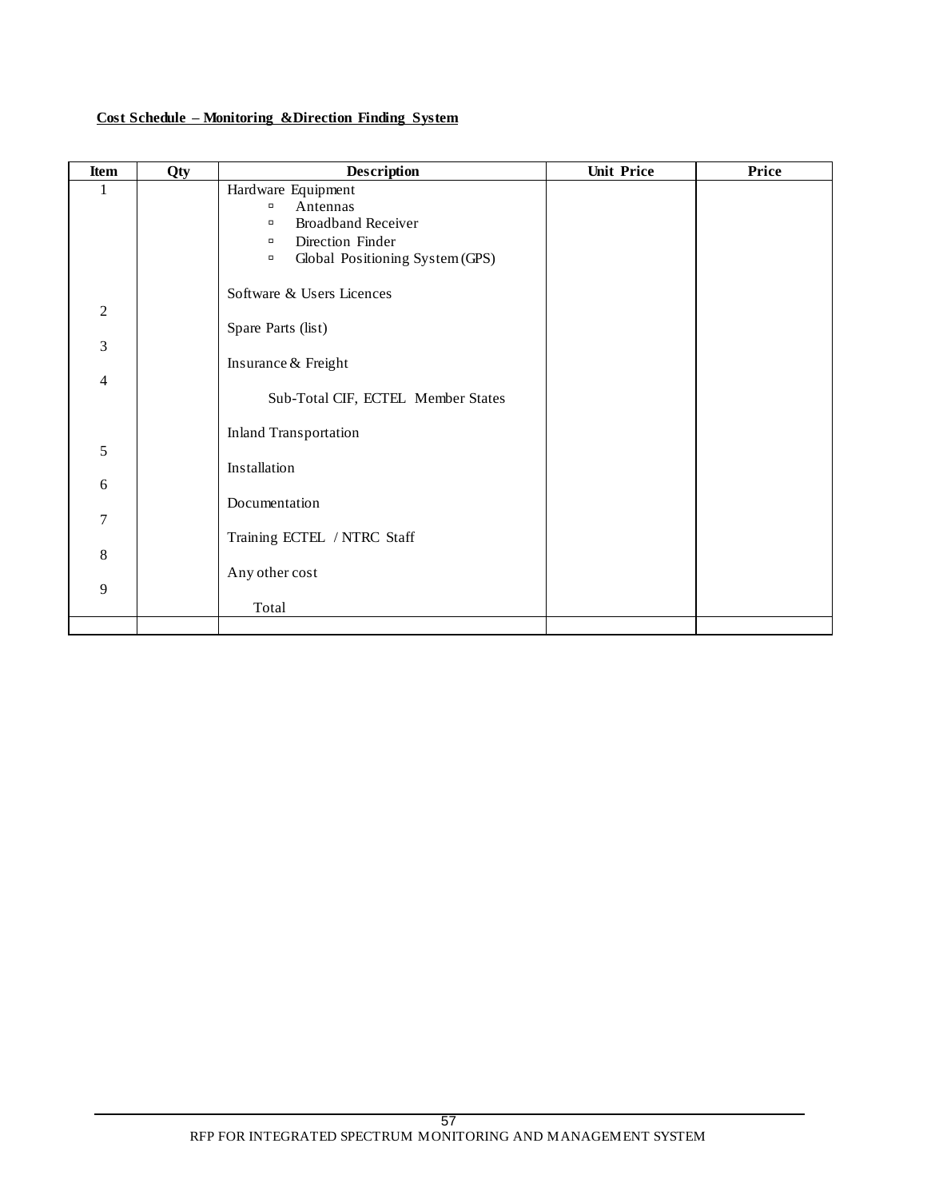**Cost Schedule – Monitoring &Direction Finding System**

| Item | Qty | Description | Unit Price | Price |
|---|---|---|---|---|
| 1 | | Hardware Equipment<br>▫ Antennas<br>▫ Broadband Receiver<br>▫ Direction Finder<br>▫ Global Positioning System (GPS) | | |
| | | Software & Users Licences | | |
| 2 | | Spare Parts (list) | | |
| 3 | | Insurance & Freight | | |
| 4 | | Sub-Total CIF, ECTEL Member States | | |
| | | Inland Transportation | | |
| 5 | | Installation | | |
| 6 | | Documentation | | |
| 7 | | Training ECTEL / NTRC Staff | | |
| 8 | | Any other cost | | |
| 9 | | Total | | |
| | | | | |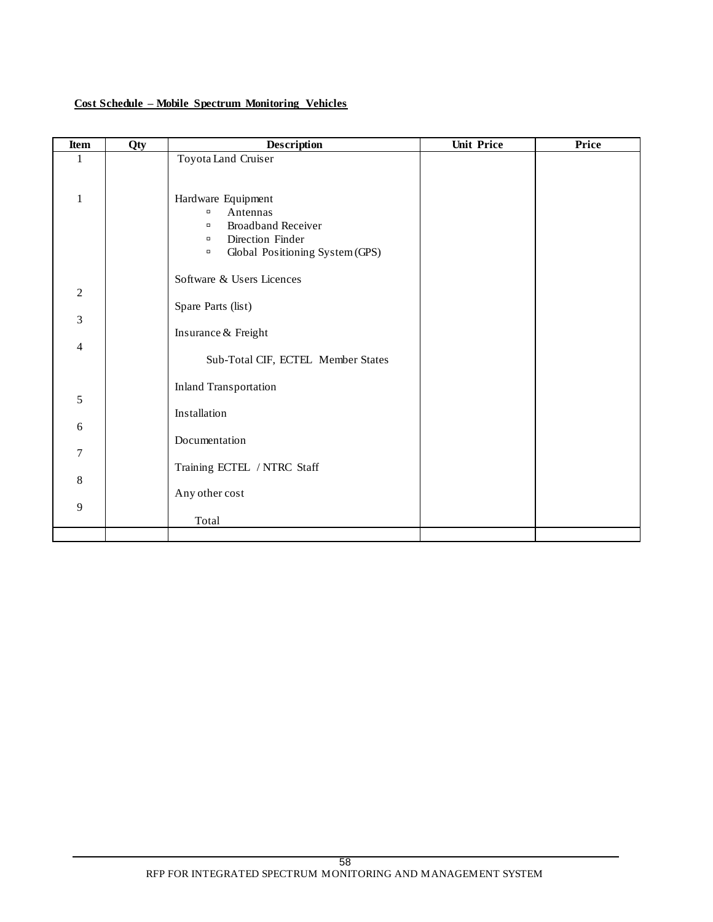**Cost Schedule – Mobile Spectrum Monitoring Vehicles**

| Item | Qty | Description | Unit Price | Price |
|---|---|---|---|---|
| 1 | | Toyota Land Cruiser | | |
| 1 | | Hardware Equipment<br>▫ Antennas<br>▫ Broadband Receiver<br>▫ Direction Finder<br>▫ Global Positioning System (GPS) | | |
| | | Software & Users Licences | | |
| 2 | | Spare Parts (list) | | |
| 3 | | Insurance & Freight | | |
| 4 | | Sub-Total CIF, ECTEL Member States | | |
| | | Inland Transportation | | |
| 5 | | Installation | | |
| 6 | | Documentation | | |
| 7 | | Training ECTEL / NTRC Staff | | |
| 8 | | Any other cost | | |
| 9 | | Total | | |
| | | | | |